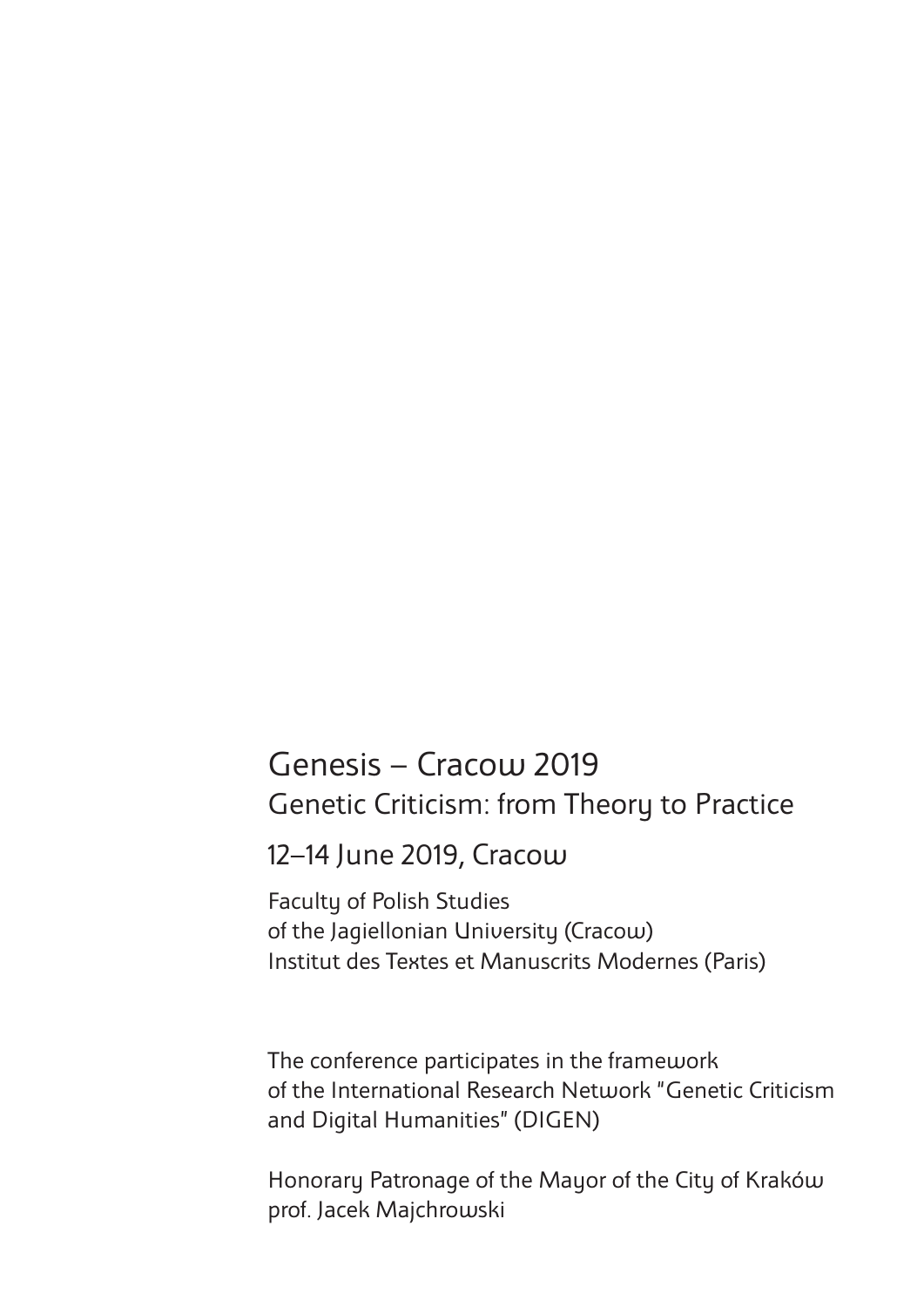# Genesis – Cracow 2019

## Genetic Criticism: from Theory to Practice

### 12–14 June 2019, Cracow

Faculty of Polish Studies
of the Jagiellonian University (Cracow)
Institut des Textes et Manuscrits Modernes (Paris)

The conference participates in the framework
of the International Research Network "Genetic Criticism
and Digital Humanities" (DIGEN)

Honorary Patronage of the Mayor of the City of Kraków
prof. Jacek Majchrowski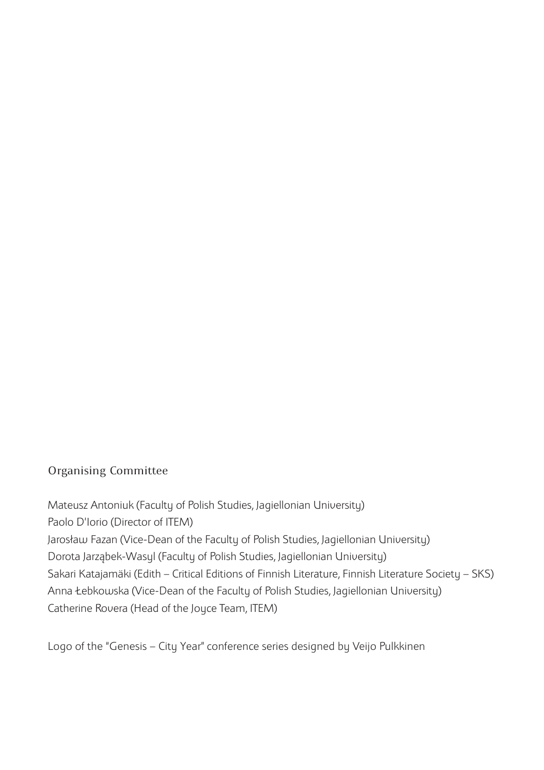## Organising Committee

Mateusz Antoniuk (Faculty of Polish Studies, Jagiellonian University)
Paolo D'Iorio (Director of ITEM)
Jarosław Fazan (Vice-Dean of the Faculty of Polish Studies, Jagiellonian University)
Dorota Jarząbek-Wasyl (Faculty of Polish Studies, Jagiellonian University)
Sakari Katajamäki (Edith – Critical Editions of Finnish Literature, Finnish Literature Society – SKS)
Anna Łebkowska (Vice-Dean of the Faculty of Polish Studies, Jagiellonian University)
Catherine Rovera (Head of the Joyce Team, ITEM)

Logo of the "Genesis – City Year" conference series designed by Veijo Pulkkinen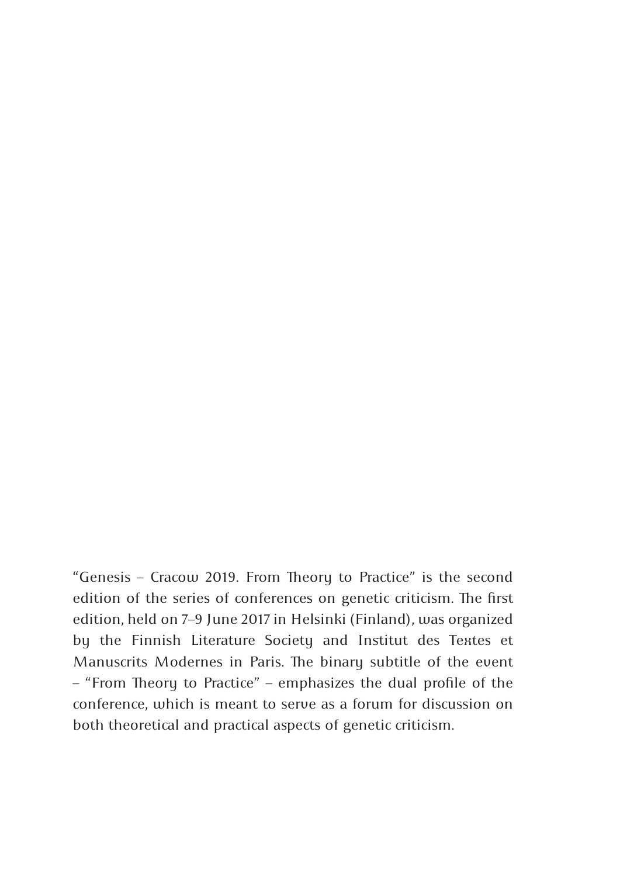"Genesis – Cracow 2019. From Theory to Practice" is the second edition of the series of conferences on genetic criticism. The first edition, held on 7–9 June 2017 in Helsinki (Finland), was organized by the Finnish Literature Society and Institut des Textes et Manuscrits Modernes in Paris. The binary subtitle of the event – "From Theory to Practice" – emphasizes the dual profile of the conference, which is meant to serve as a forum for discussion on both theoretical and practical aspects of genetic criticism.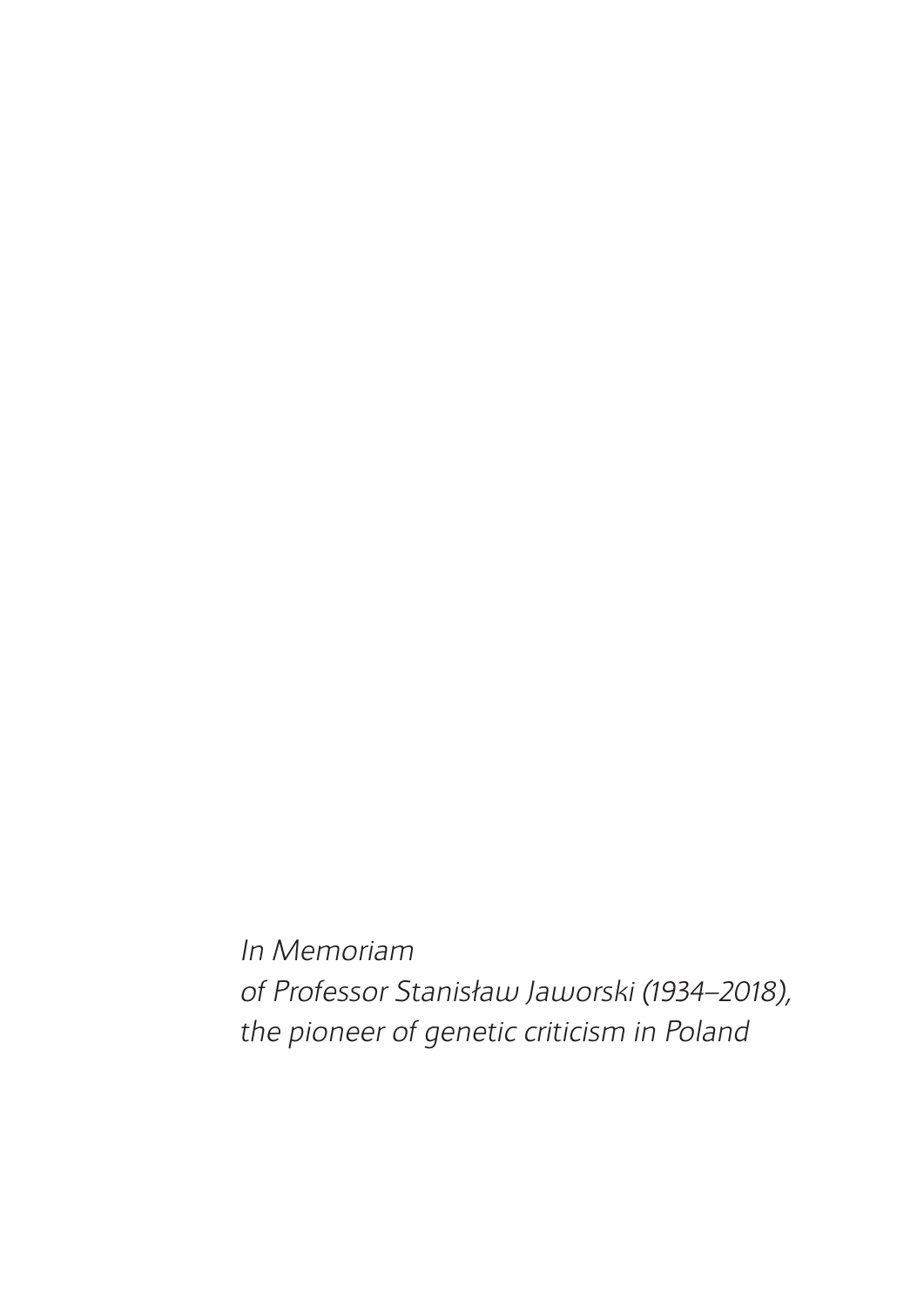*In Memoriam*
*of Professor Stanisław Jaworski (1934–2018),*
*the pioneer of genetic criticism in Poland*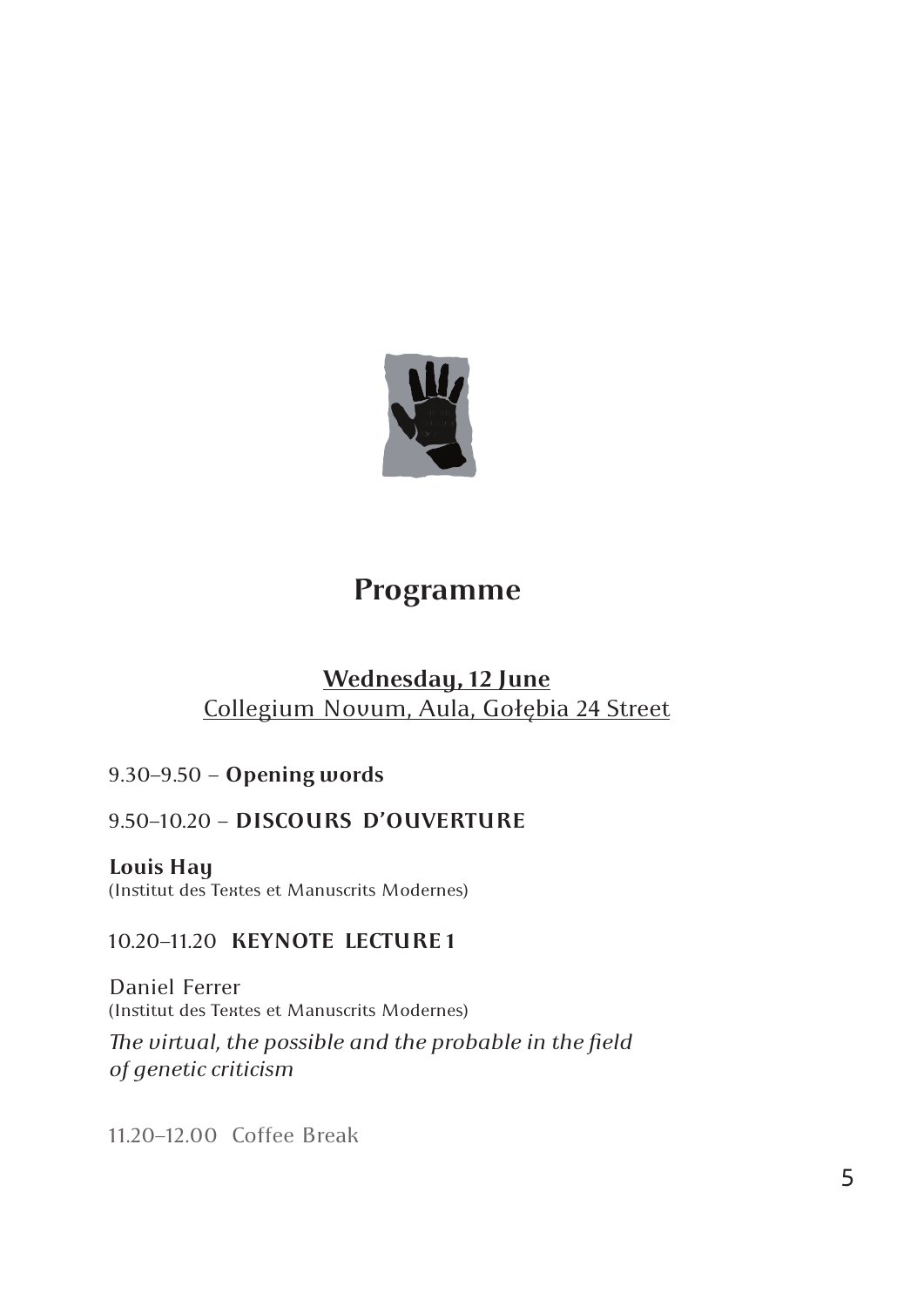# Programme

## Wednesday, 12 June

Collegium Novum, Aula, Gołębia 24 Street

9.30–9.50 – **Opening words**

9.50–10.20 – **DISCOURS D'OUVERTURE**

**Louis Hay**
(Institut des Textes et Manuscrits Modernes)

10.20–11.20 **KEYNOTE LECTURE 1**

Daniel Ferrer
(Institut des Textes et Manuscrits Modernes)
*The virtual, the possible and the probable in the field of genetic criticism*

11.20–12.00 Coffee Break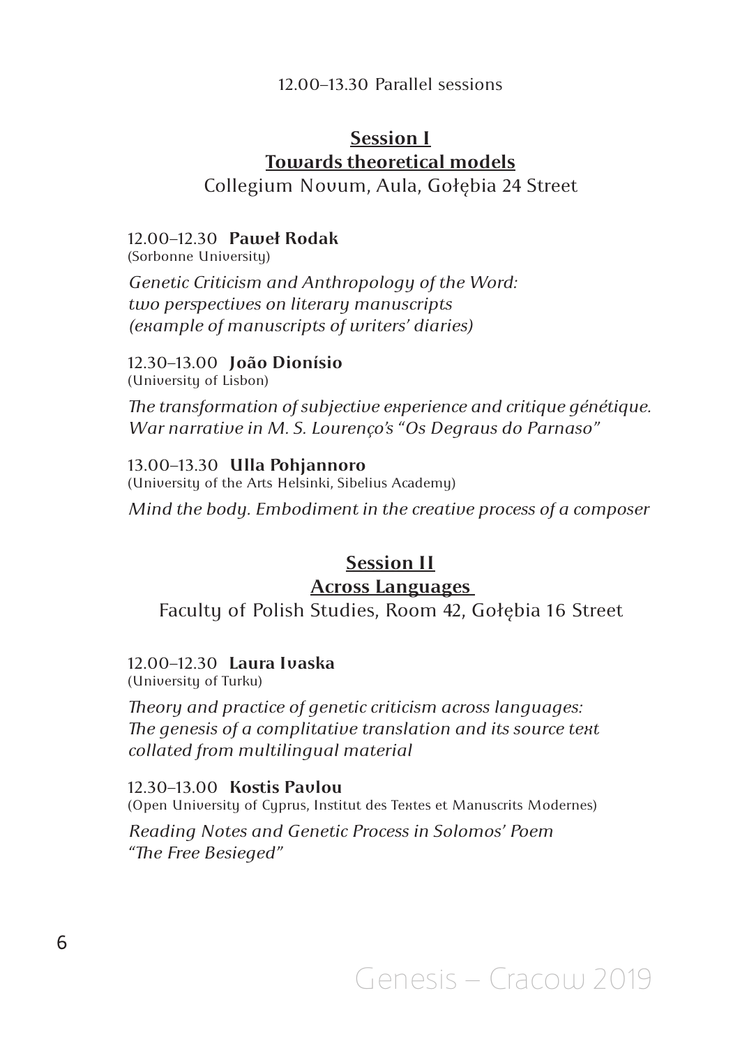12.00–13.30 Parallel sessions

## Session I
## Towards theoretical models

Collegium Novum, Aula, Gołębia 24 Street

12.00–12.30 **Paweł Rodak**
(Sorbonne University)

*Genetic Criticism and Anthropology of the Word: two perspectives on literary manuscripts (example of manuscripts of writers' diaries)*

12.30–13.00 **João Dionísio**
(University of Lisbon)

*The transformation of subjective experience and critique génétique. War narrative in M. S. Lourenço's "Os Degraus do Parnaso"*

13.00–13.30 **Ulla Pohjannoro**
(University of the Arts Helsinki, Sibelius Academy)

*Mind the body. Embodiment in the creative process of a composer*

## Session II
## Across Languages

Faculty of Polish Studies, Room 42, Gołębia 16 Street

12.00–12.30 **Laura Ivaska**
(University of Turku)

*Theory and practice of genetic criticism across languages: The genesis of a complitative translation and its source text collated from multilingual material*

12.30–13.00 **Kostis Pavlou**
(Open University of Cyprus, Institut des Textes et Manuscrits Modernes)

*Reading Notes and Genetic Process in Solomos' Poem "The Free Besieged"*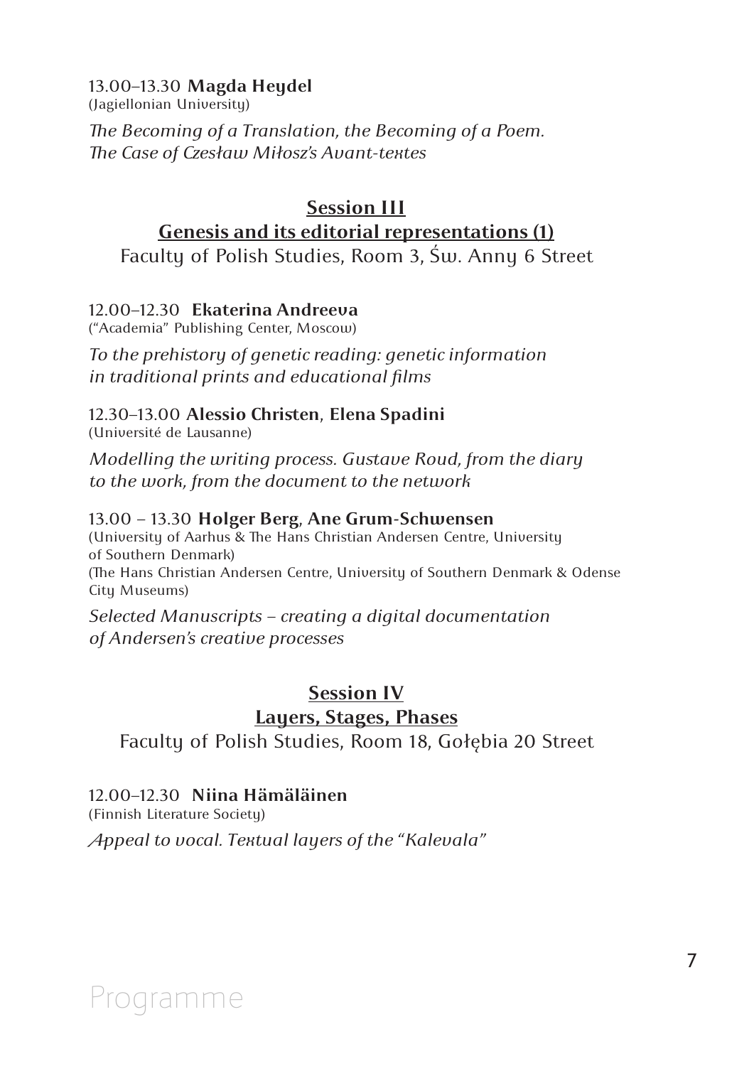13.00–13.30 **Magda Heydel**
(Jagiellonian University)

*The Becoming of a Translation, the Becoming of a Poem. The Case of Czesław Miłosz's Avant-textes*

## Session III
## Genesis and its editorial representations (1)

Faculty of Polish Studies, Room 3, Św. Anny 6 Street

12.00–12.30 **Ekaterina Andreeva**
("Academia" Publishing Center, Moscow)

*To the prehistory of genetic reading: genetic information in traditional prints and educational films*

12.30–13.00 **Alessio Christen**, **Elena Spadini**
(Université de Lausanne)

*Modelling the writing process. Gustave Roud, from the diary to the work, from the document to the network*

13.00 – 13.30 **Holger Berg**, **Ane Grum-Schwensen**
(University of Aarhus & The Hans Christian Andersen Centre, University of Southern Denmark)
(The Hans Christian Andersen Centre, University of Southern Denmark & Odense City Museums)

*Selected Manuscripts – creating a digital documentation of Andersen's creative processes*

## Session IV
## Layers, Stages, Phases

Faculty of Polish Studies, Room 18, Gołębia 20 Street

12.00–12.30 **Niina Hämäläinen**
(Finnish Literature Society)

*Appeal to vocal. Textual layers of the "Kalevala"*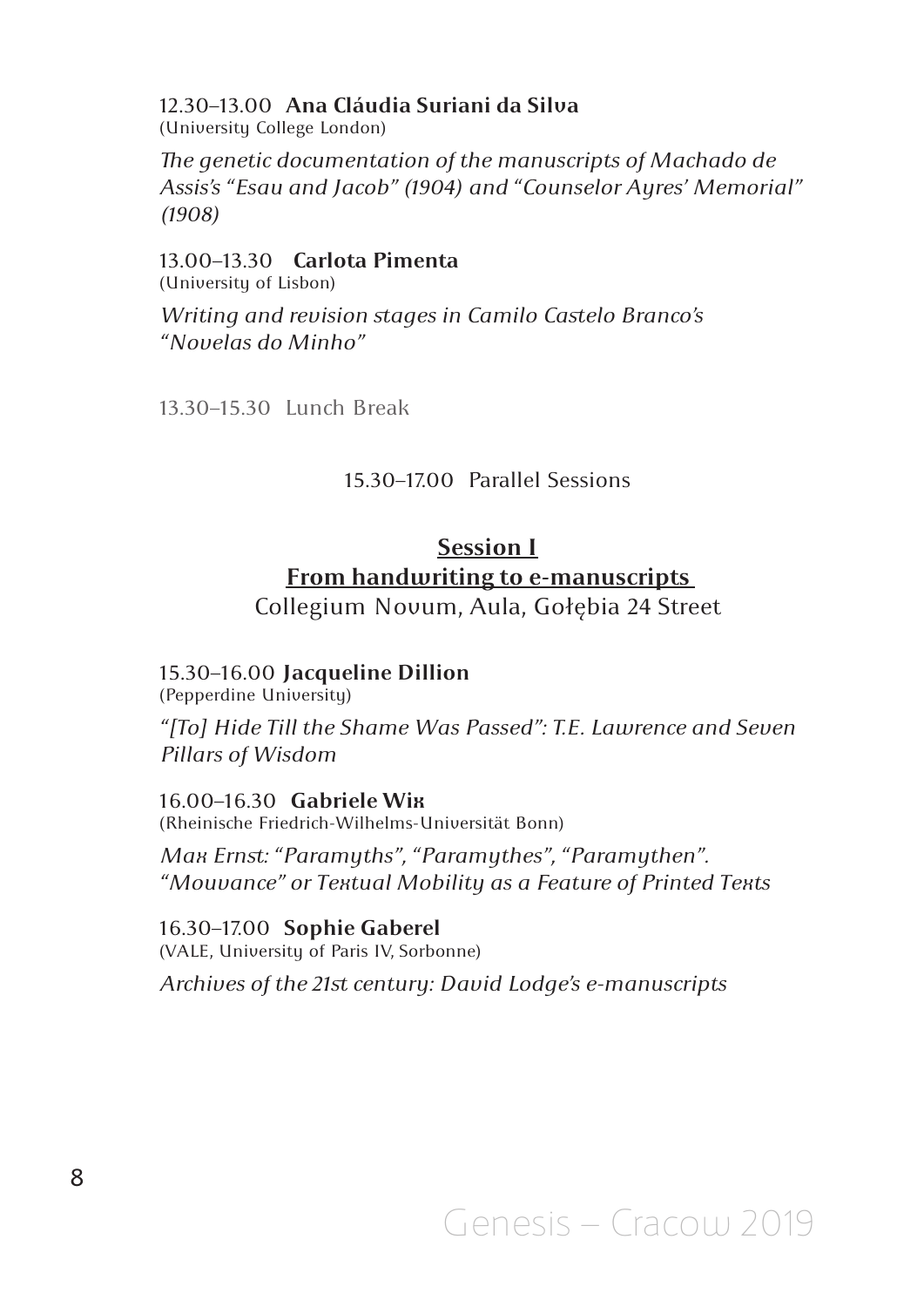12.30–13.00 **Ana Cláudia Suriani da Silva**
(University College London)

*The genetic documentation of the manuscripts of Machado de Assis's "Esau and Jacob" (1904) and "Counselor Ayres' Memorial" (1908)*

13.00–13.30 **Carlota Pimenta**
(University of Lisbon)

*Writing and revision stages in Camilo Castelo Branco's "Novelas do Minho"*

13.30–15.30 Lunch Break

15.30–17.00 Parallel Sessions

## Session I
## From handwriting to e-manuscripts

Collegium Novum, Aula, Gołębia 24 Street

15.30–16.00 **Jacqueline Dillion**
(Pepperdine University)

*"[To] Hide Till the Shame Was Passed": T.E. Lawrence and Seven Pillars of Wisdom*

16.00–16.30 **Gabriele Wix**
(Rheinische Friedrich-Wilhelms-Universität Bonn)

*Max Ernst: "Paramyths", "Paramythes", "Paramythen". "Mouvance" or Textual Mobility as a Feature of Printed Texts*

16.30–17.00 **Sophie Gaberel**
(VALE, University of Paris IV, Sorbonne)

*Archives of the 21st century: David Lodge's e-manuscripts*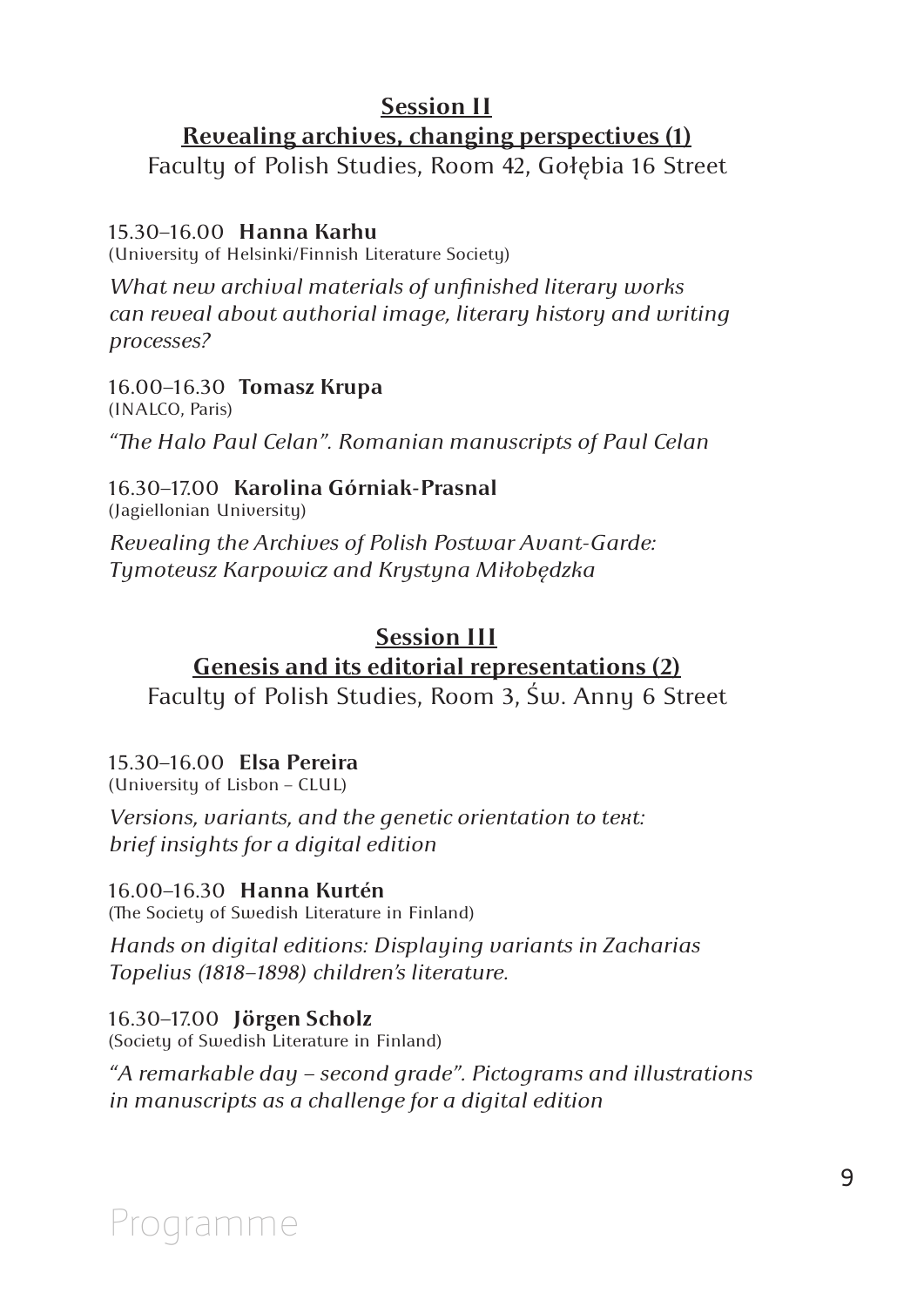## Session II

## Revealing archives, changing perspectives (1)

Faculty of Polish Studies, Room 42, Gołębia 16 Street

15.30–16.00 **Hanna Karhu**
(University of Helsinki/Finnish Literature Society)

*What new archival materials of unfinished literary works can reveal about authorial image, literary history and writing processes?*

16.00–16.30 **Tomasz Krupa**
(INALCO, Paris)

*"The Halo Paul Celan". Romanian manuscripts of Paul Celan*

16.30–17.00 **Karolina Górniak-Prasnal**
(Jagiellonian University)

*Revealing the Archives of Polish Postwar Avant-Garde: Tymoteusz Karpowicz and Krystyna Miłobędzka*

## Session III

## Genesis and its editorial representations (2)

Faculty of Polish Studies, Room 3, Św. Anny 6 Street

15.30–16.00 **Elsa Pereira**
(University of Lisbon – CLUL)

*Versions, variants, and the genetic orientation to text: brief insights for a digital edition*

16.00–16.30 **Hanna Kurtén**
(The Society of Swedish Literature in Finland)

*Hands on digital editions: Displaying variants in Zacharias Topelius (1818–1898) children's literature.*

16.30–17.00 **Jörgen Scholz**
(Society of Swedish Literature in Finland)

*"A remarkable day – second grade". Pictograms and illustrations in manuscripts as a challenge for a digital edition*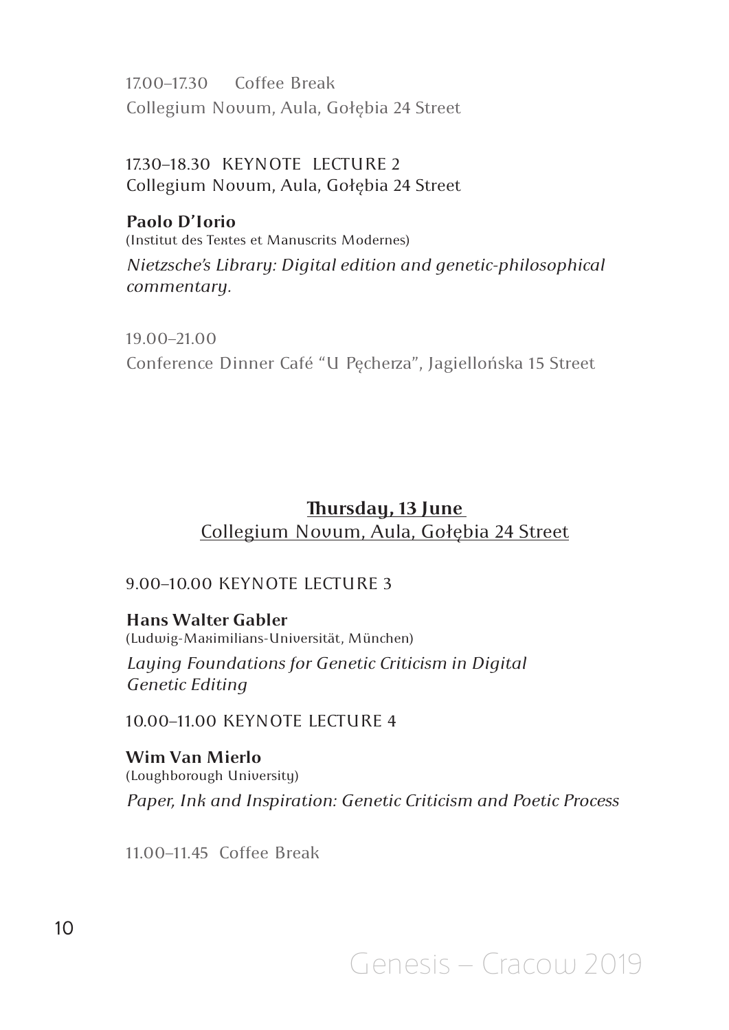17.00–17.30 Coffee Break
Collegium Novum, Aula, Gołębia 24 Street

17.30–18.30 KEYNOTE LECTURE 2
Collegium Novum, Aula, Gołębia 24 Street

**Paolo D'Iorio**
(Institut des Textes et Manuscrits Modernes)
*Nietzsche's Library: Digital edition and genetic-philosophical commentary.*

19.00–21.00
Conference Dinner Café "U Pęcherza", Jagiellońska 15 Street

## Thursday, 13 June
Collegium Novum, Aula, Gołębia 24 Street

9.00–10.00 KEYNOTE LECTURE 3

**Hans Walter Gabler**
(Ludwig-Maximilians-Universität, München)
*Laying Foundations for Genetic Criticism in Digital Genetic Editing*

10.00–11.00 KEYNOTE LECTURE 4

**Wim Van Mierlo**
(Loughborough University)
*Paper, Ink and Inspiration: Genetic Criticism and Poetic Process*

11.00–11.45 Coffee Break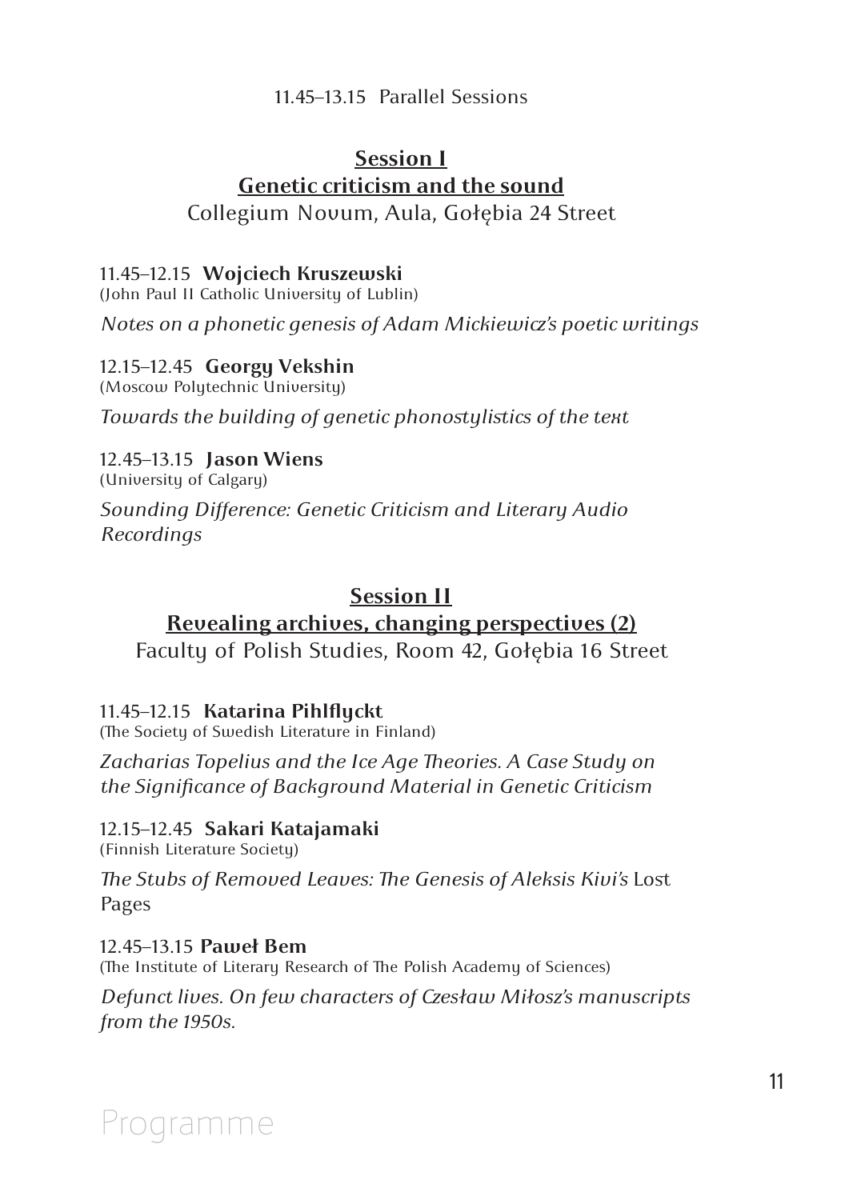11.45–13.15 Parallel Sessions

## Session I
## Genetic criticism and the sound

Collegium Novum, Aula, Gołębia 24 Street

11.45–12.15 **Wojciech Kruszewski**
(John Paul II Catholic University of Lublin)

*Notes on a phonetic genesis of Adam Mickiewicz's poetic writings*

12.15–12.45 **Georgy Vekshin**
(Moscow Polytechnic University)

*Towards the building of genetic phonostylistics of the text*

12.45–13.15 **Jason Wiens**
(University of Calgary)

*Sounding Difference: Genetic Criticism and Literary Audio Recordings*

## Session II
## Revealing archives, changing perspectives (2)

Faculty of Polish Studies, Room 42, Gołębia 16 Street

11.45–12.15 **Katarina Pihlflyckt**
(The Society of Swedish Literature in Finland)

*Zacharias Topelius and the Ice Age Theories. A Case Study on the Significance of Background Material in Genetic Criticism*

12.15–12.45 **Sakari Katajamaki**
(Finnish Literature Society)

*The Stubs of Removed Leaves: The Genesis of Aleksis Kivi's* Lost Pages

12.45–13.15 **Paweł Bem**
(The Institute of Literary Research of The Polish Academy of Sciences)

*Defunct lives. On few characters of Czesław Miłosz's manuscripts from the 1950s.*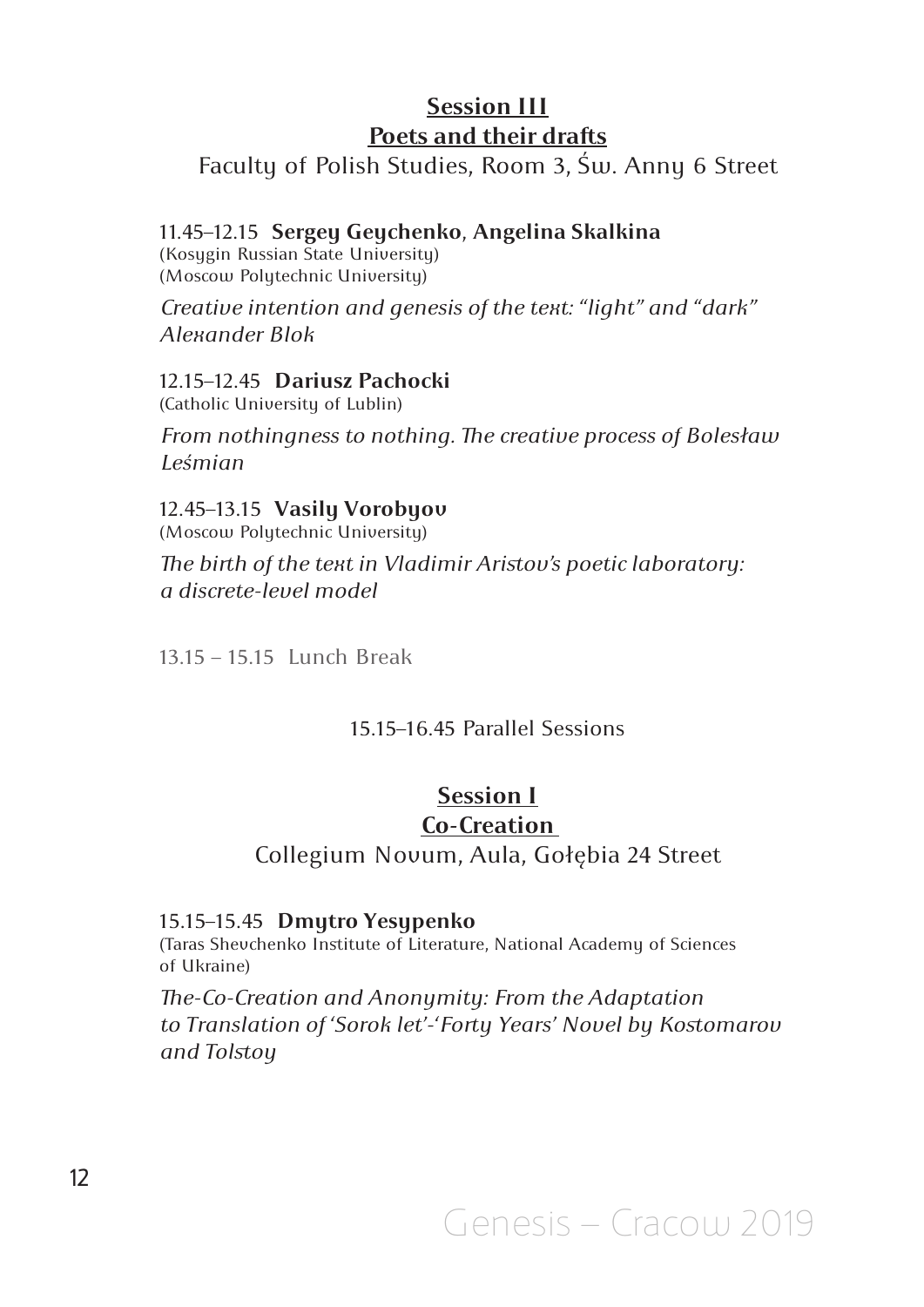## Session III
## Poets and their drafts

Faculty of Polish Studies, Room 3, Św. Anny 6 Street

11.45–12.15 **Sergey Geychenko**, **Angelina Skalkina**
(Kosygin Russian State University)
(Moscow Polytechnic University)

*Creative intention and genesis of the text: "light" and "dark" Alexander Blok*

12.15–12.45 **Dariusz Pachocki**
(Catholic University of Lublin)

*From nothingness to nothing. The creative process of Bolesław Leśmian*

12.45–13.15 **Vasily Vorobyov**
(Moscow Polytechnic University)

*The birth of the text in Vladimir Aristov's poetic laboratory: a discrete-level model*

13.15 – 15.15 Lunch Break

15.15–16.45 Parallel Sessions

## Session I
## Co-Creation

Collegium Novum, Aula, Gołębia 24 Street

15.15–15.45 **Dmytro Yesypenko**
(Taras Shevchenko Institute of Literature, National Academy of Sciences of Ukraine)

*The-Co-Creation and Anonymity: From the Adaptation to Translation of 'Sorok let'-'Forty Years' Novel by Kostomarov and Tolstoy*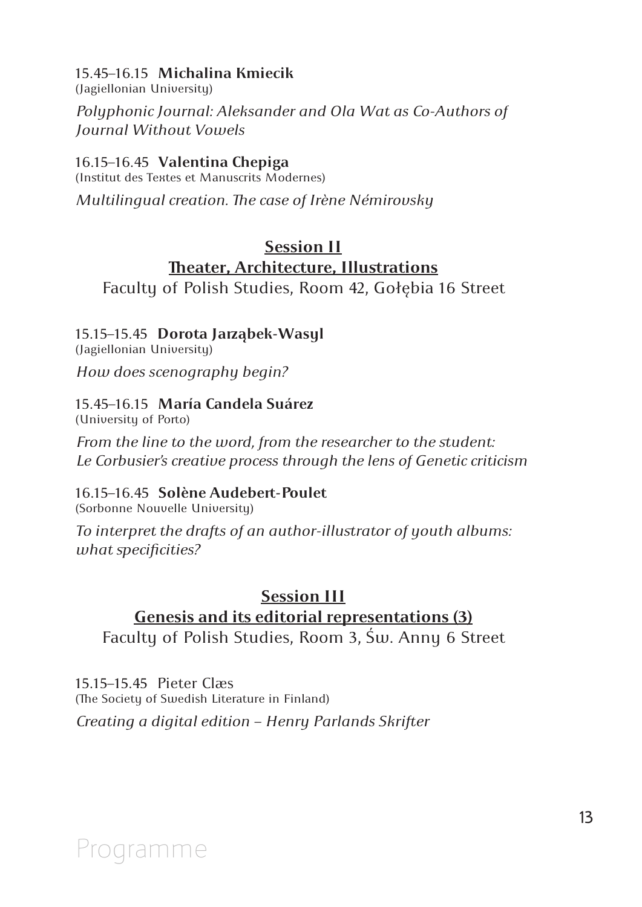15.45–16.15 **Michalina Kmiecik**
(Jagiellonian University)

*Polyphonic Journal: Aleksander and Ola Wat as Co-Authors of Journal Without Vowels*

16.15–16.45 **Valentina Chepiga**
(Institut des Textes et Manuscrits Modernes)

*Multilingual creation. The case of Irène Némirovsky*

## Session II
## Theater, Architecture, Illustrations

Faculty of Polish Studies, Room 42, Gołębia 16 Street

15.15–15.45 **Dorota Jarząbek-Wasyl**
(Jagiellonian University)

*How does scenography begin?*

15.45–16.15 **María Candela Suárez**
(University of Porto)

*From the line to the word, from the researcher to the student: Le Corbusier's creative process through the lens of Genetic criticism*

16.15–16.45 **Solène Audebert-Poulet**
(Sorbonne Nouvelle University)

*To interpret the drafts of an author-illustrator of youth albums: what specificities?*

## Session III
## Genesis and its editorial representations (3)

Faculty of Polish Studies, Room 3, Św. Anny 6 Street

15.15–15.45 Pieter Clæs
(The Society of Swedish Literature in Finland)

*Creating a digital edition – Henry Parlands Skrifter*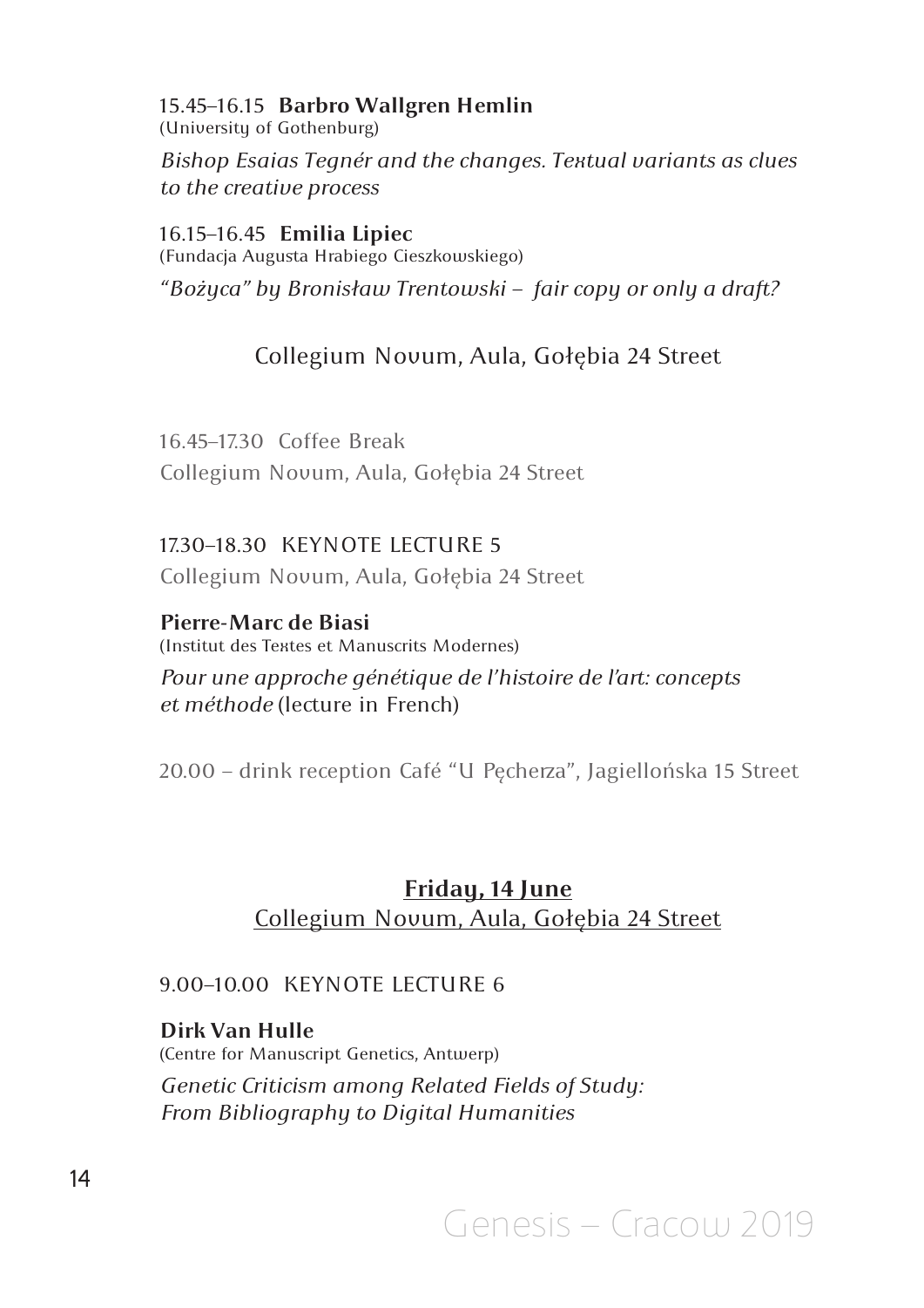15.45–16.15 **Barbro Wallgren Hemlin**
(University of Gothenburg)

*Bishop Esaias Tegnér and the changes. Textual variants as clues to the creative process*

16.15–16.45 **Emilia Lipiec**
(Fundacja Augusta Hrabiego Cieszkowskiego)

*"Bożyca" by Bronisław Trentowski – fair copy or only a draft?*

Collegium Novum, Aula, Gołębia 24 Street

16.45–17.30 Coffee Break
Collegium Novum, Aula, Gołębia 24 Street

17.30–18.30 KEYNOTE LECTURE 5
Collegium Novum, Aula, Gołębia 24 Street

**Pierre-Marc de Biasi**
(Institut des Textes et Manuscrits Modernes)

*Pour une approche génétique de l'histoire de l'art: concepts et méthode* (lecture in French)

20.00 – drink reception Café "U Pęcherza", Jagiellońska 15 Street

## Friday, 14 June

Collegium Novum, Aula, Gołębia 24 Street

9.00–10.00 KEYNOTE LECTURE 6

**Dirk Van Hulle**
(Centre for Manuscript Genetics, Antwerp)

*Genetic Criticism among Related Fields of Study: From Bibliography to Digital Humanities*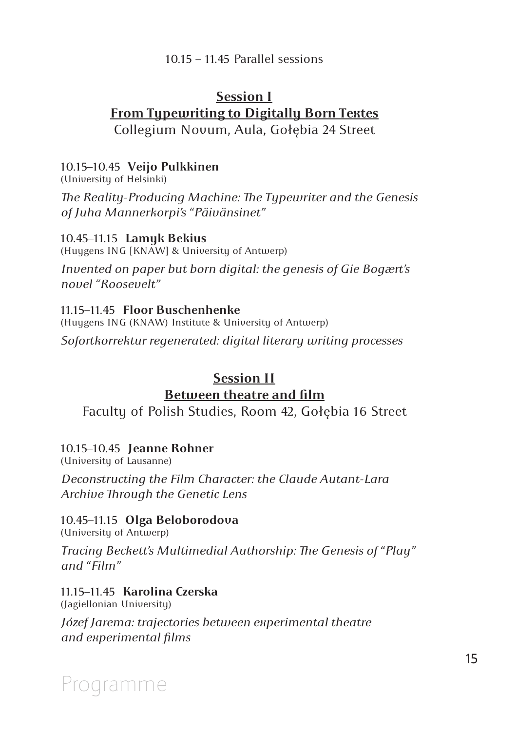10.15 – 11.45 Parallel sessions

## Session I
## From Typewriting to Digitally Born Textes

Collegium Novum, Aula, Gołębia 24 Street

10.15–10.45 **Veijo Pulkkinen**
(University of Helsinki)

*The Reality-Producing Machine: The Typewriter and the Genesis of Juha Mannerkorpi's "Päivänsinet"*

10.45–11.15 **Lamyk Bekius**
(Huygens ING [KNAW] & University of Antwerp)

*Invented on paper but born digital: the genesis of Gie Bogært's novel "Roosevelt"*

11.15–11.45 **Floor Buschenhenke**
(Huygens ING (KNAW) Institute & University of Antwerp)

*Sofortkorrektur regenerated: digital literary writing processes*

## Session II
## Between theatre and film

Faculty of Polish Studies, Room 42, Gołębia 16 Street

10.15–10.45 **Jeanne Rohner**
(University of Lausanne)

*Deconstructing the Film Character: the Claude Autant-Lara Archive Through the Genetic Lens*

10.45–11.15 **Olga Beloborodova**
(University of Antwerp)

*Tracing Beckett's Multimedial Authorship: The Genesis of "Play" and "Film"*

11.15–11.45 **Karolina Czerska**
(Jagiellonian University)

*Józef Jarema: trajectories between experimental theatre and experimental films*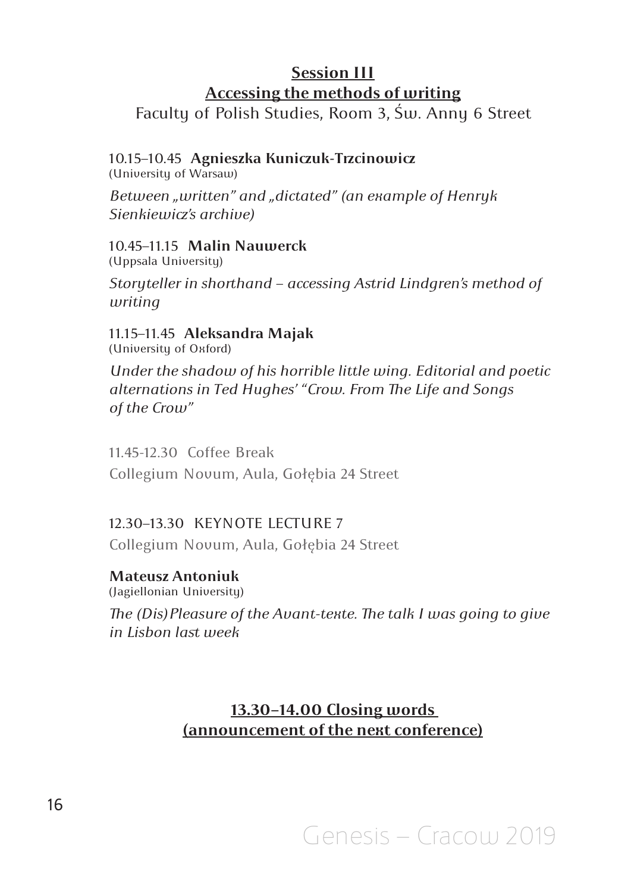## Session III
## Accessing the methods of writing

Faculty of Polish Studies, Room 3, Św. Anny 6 Street

10.15–10.45 **Agnieszka Kuniczuk-Trzcinowicz**
(University of Warsaw)

*Between „written" and „dictated" (an example of Henryk Sienkiewicz's archive)*

10.45–11.15 **Malin Nauwerck**
(Uppsala University)

*Storyteller in shorthand – accessing Astrid Lindgren's method of writing*

11.15–11.45 **Aleksandra Majak**
(University of Oxford)

*Under the shadow of his horrible little wing. Editorial and poetic alternations in Ted Hughes' "Crow. From The Life and Songs of the Crow"*

11.45-12.30 Coffee Break
Collegium Novum, Aula, Gołębia 24 Street

12.30–13.30 KEYNOTE LECTURE 7
Collegium Novum, Aula, Gołębia 24 Street

**Mateusz Antoniuk**
(Jagiellonian University)

*The (Dis)Pleasure of the Avant-texte. The talk I was going to give in Lisbon last week*

## 13.30–14.00 Closing words (announcement of the next conference)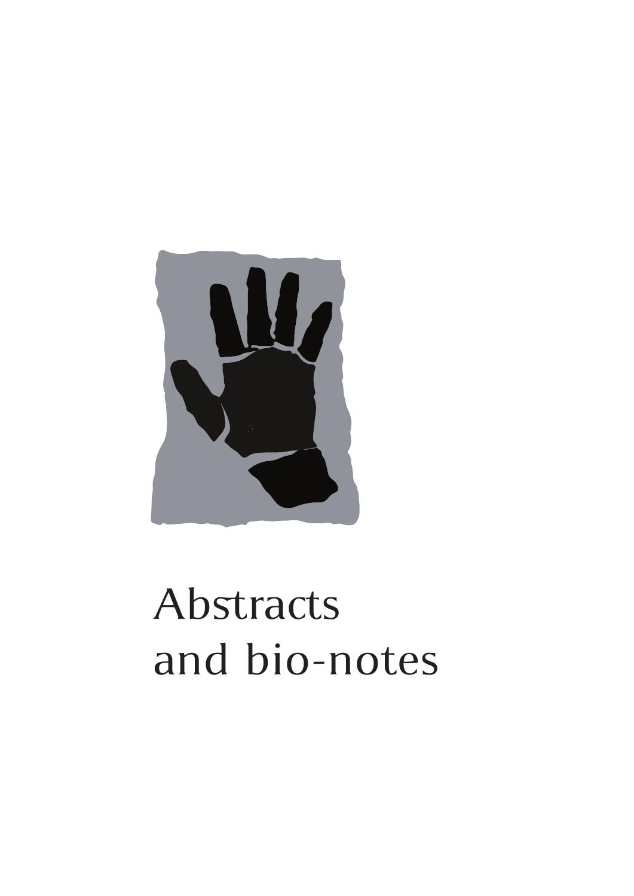# Abstracts and bio-notes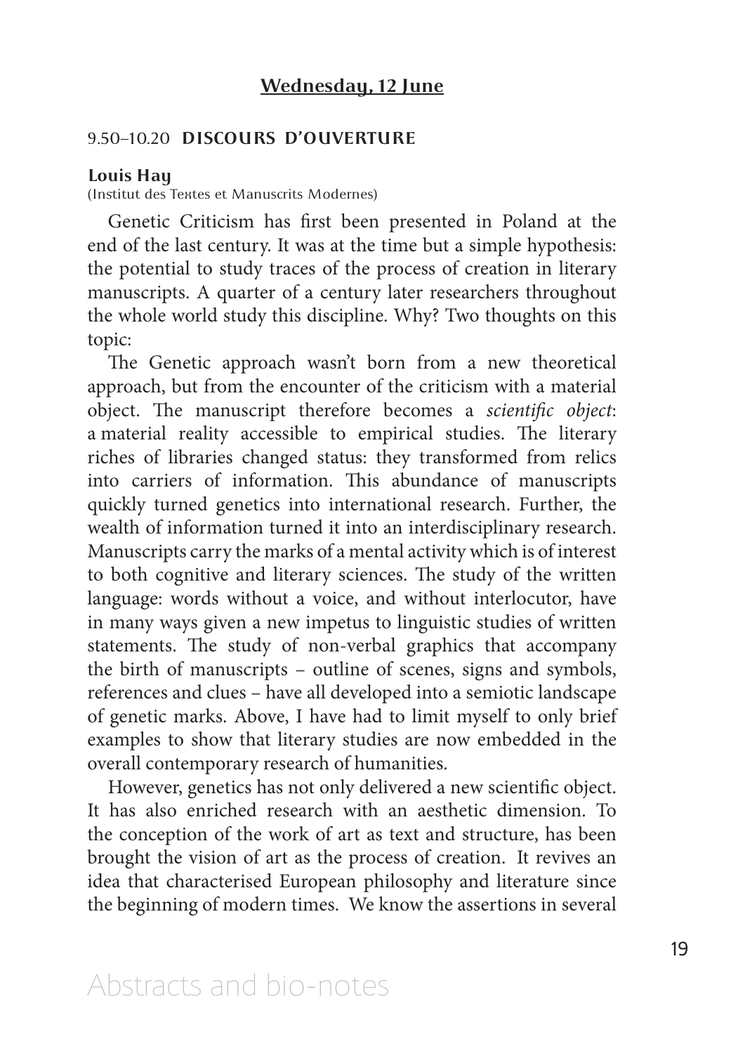## Wednesday, 12 June

### 9.50–10.20 DISCOURS D'OUVERTURE

**Louis Hay**
(Institut des Textes et Manuscrits Modernes)

Genetic Criticism has first been presented in Poland at the end of the last century. It was at the time but a simple hypothesis: the potential to study traces of the process of creation in literary manuscripts. A quarter of a century later researchers throughout the whole world study this discipline. Why? Two thoughts on this topic:

The Genetic approach wasn't born from a new theoretical approach, but from the encounter of the criticism with a material object. The manuscript therefore becomes a *scientific object*: a material reality accessible to empirical studies. The literary riches of libraries changed status: they transformed from relics into carriers of information. This abundance of manuscripts quickly turned genetics into international research. Further, the wealth of information turned it into an interdisciplinary research. Manuscripts carry the marks of a mental activity which is of interest to both cognitive and literary sciences. The study of the written language: words without a voice, and without interlocutor, have in many ways given a new impetus to linguistic studies of written statements. The study of non-verbal graphics that accompany the birth of manuscripts – outline of scenes, signs and symbols, references and clues – have all developed into a semiotic landscape of genetic marks. Above, I have had to limit myself to only brief examples to show that literary studies are now embedded in the overall contemporary research of humanities.

However, genetics has not only delivered a new scientific object. It has also enriched research with an aesthetic dimension. To the conception of the work of art as text and structure, has been brought the vision of art as the process of creation. It revives an idea that characterised European philosophy and literature since the beginning of modern times. We know the assertions in several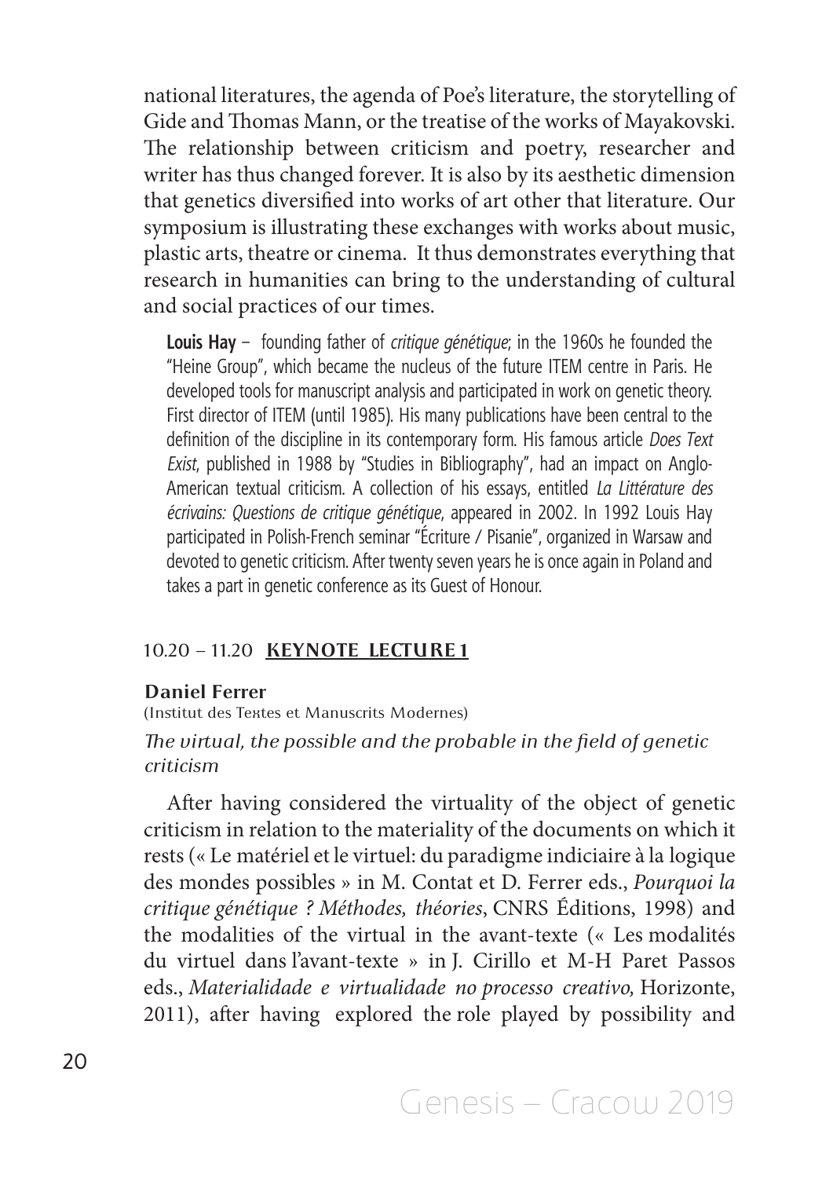national literatures, the agenda of Poe's literature, the storytelling of Gide and Thomas Mann, or the treatise of the works of Mayakovski. The relationship between criticism and poetry, researcher and writer has thus changed forever. It is also by its aesthetic dimension that genetics diversified into works of art other that literature. Our symposium is illustrating these exchanges with works about music, plastic arts, theatre or cinema. It thus demonstrates everything that research in humanities can bring to the understanding of cultural and social practices of our times.

**Louis Hay** – founding father of *critique génétique*; in the 1960s he founded the "Heine Group", which became the nucleus of the future ITEM centre in Paris. He developed tools for manuscript analysis and participated in work on genetic theory. First director of ITEM (until 1985). His many publications have been central to the definition of the discipline in its contemporary form. His famous article *Does Text Exist*, published in 1988 by "Studies in Bibliography", had an impact on Anglo-American textual criticism. A collection of his essays, entitled *La Littérature des écrivains: Questions de critique génétique*, appeared in 2002. In 1992 Louis Hay participated in Polish-French seminar "Écriture / Pisanie", organized in Warsaw and devoted to genetic criticism. After twenty seven years he is once again in Poland and takes a part in genetic conference as its Guest of Honour.

## 10.20 – 11.20 **KEYNOTE LECTURE 1**

**Daniel Ferrer**
(Institut des Textes et Manuscrits Modernes)

*The virtual, the possible and the probable in the field of genetic criticism*

After having considered the virtuality of the object of genetic criticism in relation to the materiality of the documents on which it rests (« Le matériel et le virtuel: du paradigme indiciaire à la logique des mondes possibles » in M. Contat et D. Ferrer eds., *Pourquoi la critique génétique ? Méthodes, théories*, CNRS Éditions, 1998) and the modalities of the virtual in the avant-texte (« Les modalités du virtuel dans l'avant-texte » in J. Cirillo et M-H Paret Passos eds., *Materialidade e virtualidade no processo creativo,* Horizonte, 2011), after having explored the role played by possibility and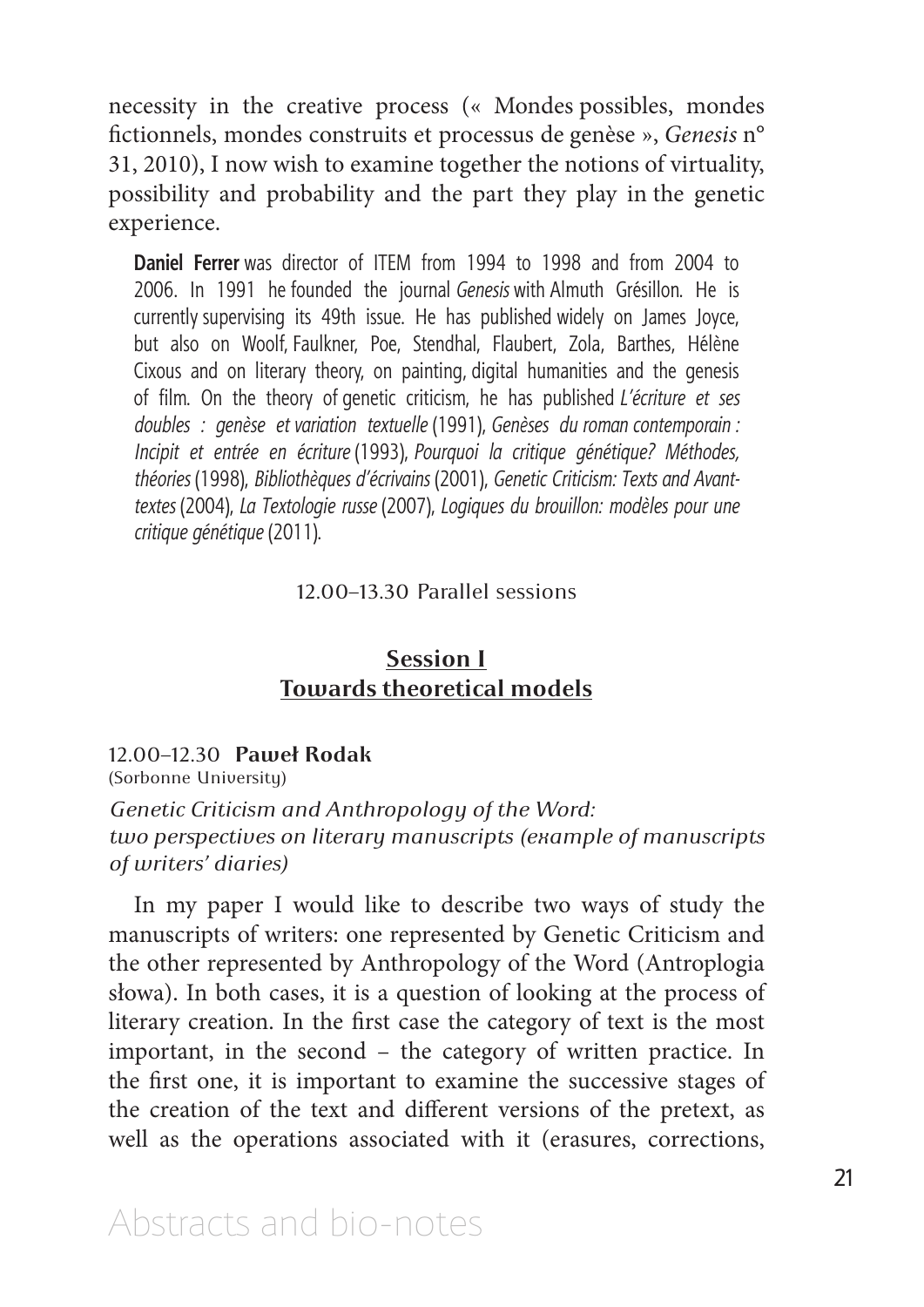necessity in the creative process (« Mondes possibles, mondes fictionnels, mondes construits et processus de genèse », *Genesis* n° 31, 2010), I now wish to examine together the notions of virtuality, possibility and probability and the part they play in the genetic experience.

> **Daniel Ferrer** was director of ITEM from 1994 to 1998 and from 2004 to 2006. In 1991 he founded the journal *Genesis* with Almuth Grésillon. He is currently supervising its 49th issue. He has published widely on James Joyce, but also on Woolf, Faulkner, Poe, Stendhal, Flaubert, Zola, Barthes, Hélène Cixous and on literary theory, on painting, digital humanities and the genesis of film. On the theory of genetic criticism, he has published *L'écriture et ses doubles : genèse et variation textuelle* (1991), *Genèses du roman contemporain : Incipit et entrée en écriture* (1993), *Pourquoi la critique génétique? Méthodes, théories* (1998), *Bibliothèques d'écrivains* (2001), *Genetic Criticism: Texts and Avant-textes* (2004), *La Textologie russe* (2007), *Logiques du brouillon: modèles pour une critique génétique* (2011).

12.00–13.30 Parallel sessions

## Session I
## Towards theoretical models

12.00–12.30 **Paweł Rodak**
(Sorbonne University)

*Genetic Criticism and Anthropology of the Word: two perspectives on literary manuscripts (example of manuscripts of writers' diaries)*

In my paper I would like to describe two ways of study the manuscripts of writers: one represented by Genetic Criticism and the other represented by Anthropology of the Word (Antroplogia słowa). In both cases, it is a question of looking at the process of literary creation. In the first case the category of text is the most important, in the second – the category of written practice. In the first one, it is important to examine the successive stages of the creation of the text and different versions of the pretext, as well as the operations associated with it (erasures, corrections,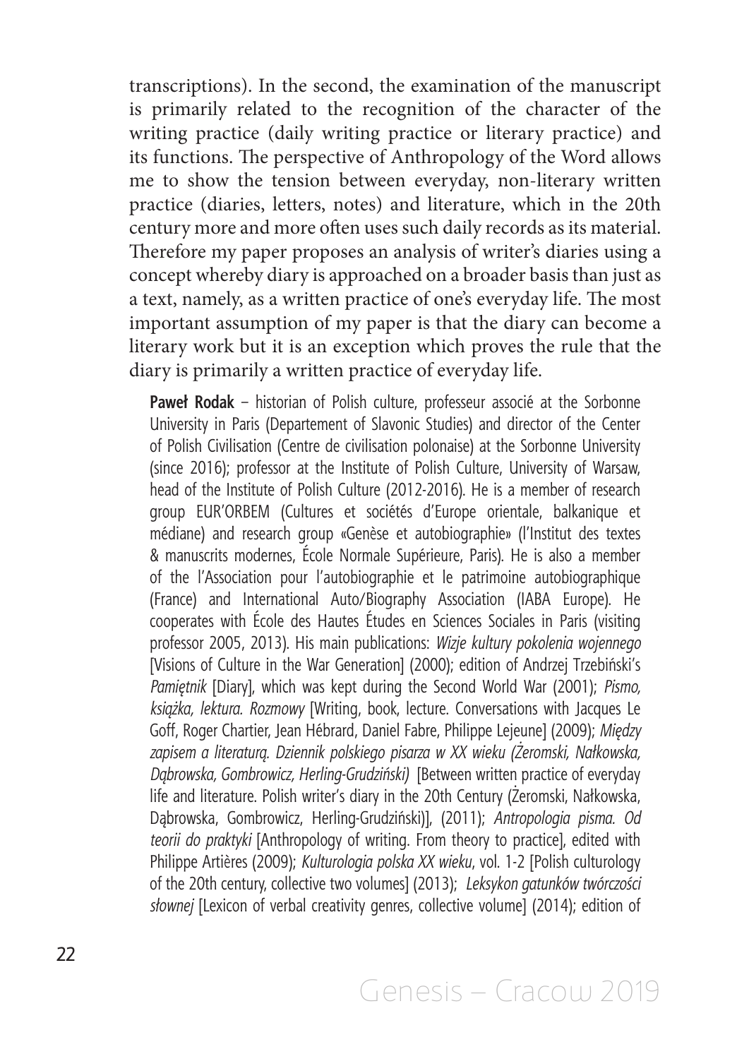transcriptions). In the second, the examination of the manuscript is primarily related to the recognition of the character of the writing practice (daily writing practice or literary practice) and its functions. The perspective of Anthropology of the Word allows me to show the tension between everyday, non-literary written practice (diaries, letters, notes) and literature, which in the 20th century more and more often uses such daily records as its material. Therefore my paper proposes an analysis of writer's diaries using a concept whereby diary is approached on a broader basis than just as a text, namely, as a written practice of one's everyday life. The most important assumption of my paper is that the diary can become a literary work but it is an exception which proves the rule that the diary is primarily a written practice of everyday life.

**Paweł Rodak** – historian of Polish culture, professeur associé at the Sorbonne University in Paris (Departement of Slavonic Studies) and director of the Center of Polish Civilisation (Centre de civilisation polonaise) at the Sorbonne University (since 2016); professor at the Institute of Polish Culture, University of Warsaw, head of the Institute of Polish Culture (2012-2016). He is a member of research group EUR'ORBEM (Cultures et sociétés d'Europe orientale, balkanique et médiane) and research group «Genèse et autobiographie» (l'Institut des textes & manuscrits modernes, École Normale Supérieure, Paris). He is also a member of the l'Association pour l'autobiographie et le patrimoine autobiographique (France) and International Auto/Biography Association (IABA Europe). He cooperates with École des Hautes Études en Sciences Sociales in Paris (visiting professor 2005, 2013). His main publications: *Wizje kultury pokolenia wojennego* [Visions of Culture in the War Generation] (2000); edition of Andrzej Trzebiński's *Pamiętnik* [Diary], which was kept during the Second World War (2001); *Pismo, książka, lektura. Rozmowy* [Writing, book, lecture. Conversations with Jacques Le Goff, Roger Chartier, Jean Hébrard, Daniel Fabre, Philippe Lejeune] (2009); *Między zapisem a literaturą. Dziennik polskiego pisarza w XX wieku (Żeromski, Nałkowska, Dąbrowska, Gombrowicz, Herling-Grudziński)* [Between written practice of everyday life and literature. Polish writer's diary in the 20th Century (Żeromski, Nałkowska, Dąbrowska, Gombrowicz, Herling-Grudziński)], (2011); *Antropologia pisma. Od teorii do praktyki* [Anthropology of writing. From theory to practice], edited with Philippe Artières (2009); *Kulturologia polska XX wieku*, vol. 1-2 [Polish culturology of the 20th century, collective two volumes] (2013); *Leksykon gatunków twórczości słownej* [Lexicon of verbal creativity genres, collective volume] (2014); edition of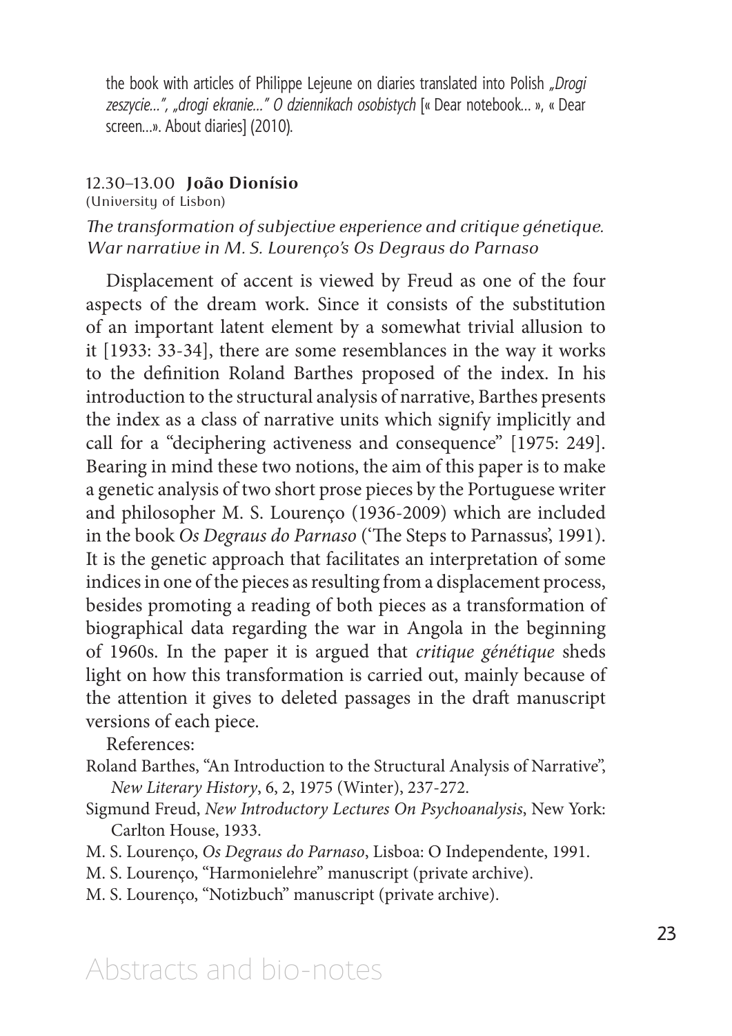the book with articles of Philippe Lejeune on diaries translated into Polish *„Drogi zeszycie...", „drogi ekranie..." O dziennikach osobistych* [« Dear notebook... », « Dear screen...». About diaries] (2010).

12.30–13.00 **João Dionísio**
(University of Lisbon)

*The transformation of subjective experience and critique génetique. War narrative in M. S. Lourenço's Os Degraus do Parnaso*

Displacement of accent is viewed by Freud as one of the four aspects of the dream work. Since it consists of the substitution of an important latent element by a somewhat trivial allusion to it [1933: 33-34], there are some resemblances in the way it works to the definition Roland Barthes proposed of the index. In his introduction to the structural analysis of narrative, Barthes presents the index as a class of narrative units which signify implicitly and call for a "deciphering activeness and consequence" [1975: 249]. Bearing in mind these two notions, the aim of this paper is to make a genetic analysis of two short prose pieces by the Portuguese writer and philosopher M. S. Lourenço (1936-2009) which are included in the book *Os Degraus do Parnaso* ('The Steps to Parnassus', 1991). It is the genetic approach that facilitates an interpretation of some indices in one of the pieces as resulting from a displacement process, besides promoting a reading of both pieces as a transformation of biographical data regarding the war in Angola in the beginning of 1960s. In the paper it is argued that *critique génétique* sheds light on how this transformation is carried out, mainly because of the attention it gives to deleted passages in the draft manuscript versions of each piece.

References:

Roland Barthes, "An Introduction to the Structural Analysis of Narrative", *New Literary History*, 6, 2, 1975 (Winter), 237-272.

Sigmund Freud, *New Introductory Lectures On Psychoanalysis*, New York: Carlton House, 1933.

M. S. Lourenço, *Os Degraus do Parnaso*, Lisboa: O Independente, 1991.

M. S. Lourenço, "Harmonielehre" manuscript (private archive).

M. S. Lourenço, "Notizbuch" manuscript (private archive).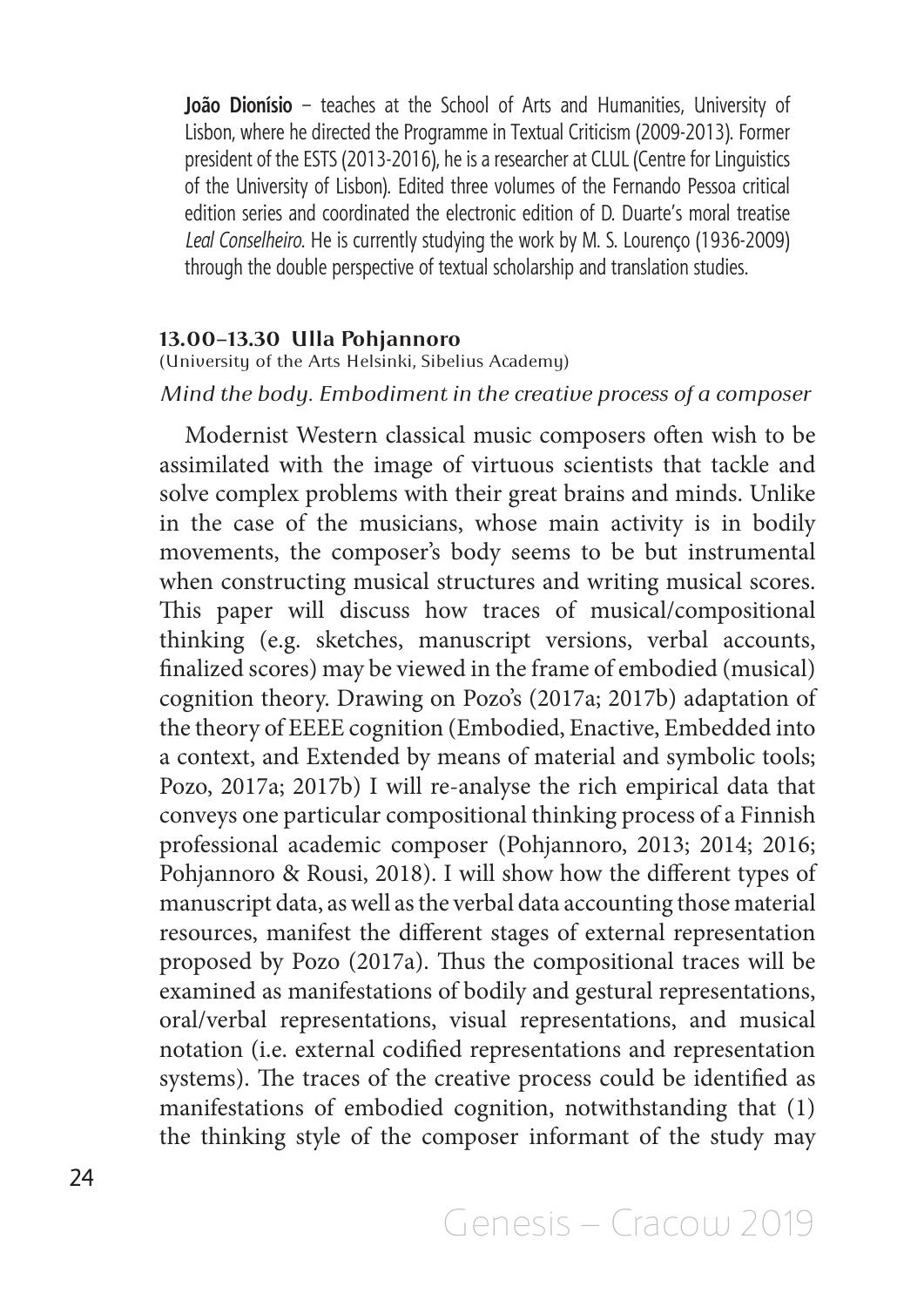**João Dionísio** – teaches at the School of Arts and Humanities, University of Lisbon, where he directed the Programme in Textual Criticism (2009-2013). Former president of the ESTS (2013-2016), he is a researcher at CLUL (Centre for Linguistics of the University of Lisbon). Edited three volumes of the Fernando Pessoa critical edition series and coordinated the electronic edition of D. Duarte's moral treatise *Leal Conselheiro*. He is currently studying the work by M. S. Lourenço (1936-2009) through the double perspective of textual scholarship and translation studies.

### 13.00–13.30 Ulla Pohjannoro

(University of the Arts Helsinki, Sibelius Academy)

*Mind the body. Embodiment in the creative process of a composer*

Modernist Western classical music composers often wish to be assimilated with the image of virtuous scientists that tackle and solve complex problems with their great brains and minds. Unlike in the case of the musicians, whose main activity is in bodily movements, the composer's body seems to be but instrumental when constructing musical structures and writing musical scores. This paper will discuss how traces of musical/compositional thinking (e.g. sketches, manuscript versions, verbal accounts, finalized scores) may be viewed in the frame of embodied (musical) cognition theory. Drawing on Pozo's (2017a; 2017b) adaptation of the theory of EEEE cognition (Embodied, Enactive, Embedded into a context, and Extended by means of material and symbolic tools; Pozo, 2017a; 2017b) I will re-analyse the rich empirical data that conveys one particular compositional thinking process of a Finnish professional academic composer (Pohjannoro, 2013; 2014; 2016; Pohjannoro & Rousi, 2018). I will show how the different types of manuscript data, as well as the verbal data accounting those material resources, manifest the different stages of external representation proposed by Pozo (2017a). Thus the compositional traces will be examined as manifestations of bodily and gestural representations, oral/verbal representations, visual representations, and musical notation (i.e. external codified representations and representation systems). The traces of the creative process could be identified as manifestations of embodied cognition, notwithstanding that (1) the thinking style of the composer informant of the study may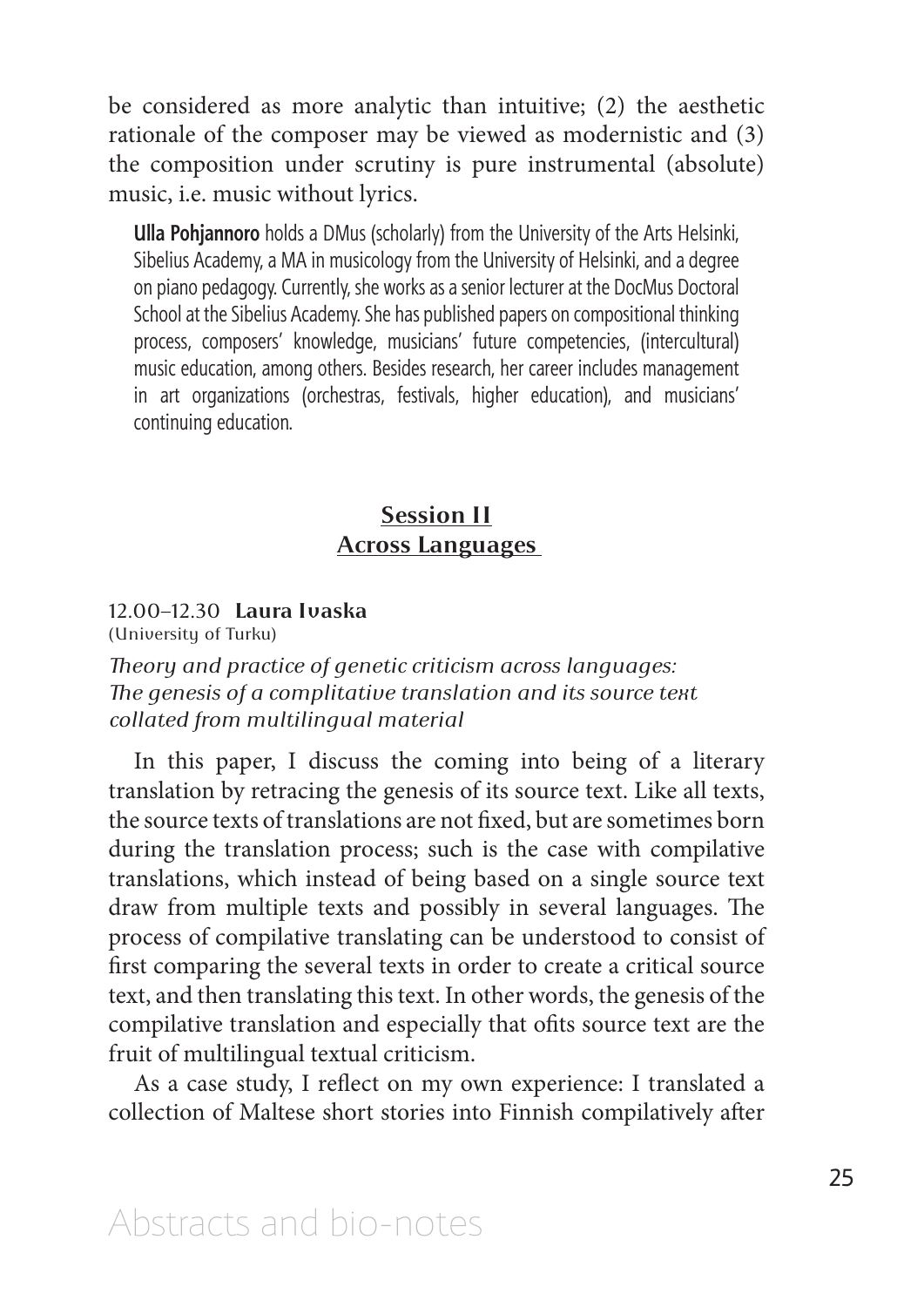be considered as more analytic than intuitive; (2) the aesthetic rationale of the composer may be viewed as modernistic and (3) the composition under scrutiny is pure instrumental (absolute) music, i.e. music without lyrics.

**Ulla Pohjannoro** holds a DMus (scholarly) from the University of the Arts Helsinki, Sibelius Academy, a MA in musicology from the University of Helsinki, and a degree on piano pedagogy. Currently, she works as a senior lecturer at the DocMus Doctoral School at the Sibelius Academy. She has published papers on compositional thinking process, composers' knowledge, musicians' future competencies, (intercultural) music education, among others. Besides research, her career includes management in art organizations (orchestras, festivals, higher education), and musicians' continuing education.

## Session II
## Across Languages

12.00–12.30 **Laura Ivaska**
(University of Turku)

*Theory and practice of genetic criticism across languages: The genesis of a complitative translation and its source text collated from multilingual material*

In this paper, I discuss the coming into being of a literary translation by retracing the genesis of its source text. Like all texts, the source texts of translations are not fixed, but are sometimes born during the translation process; such is the case with compilative translations, which instead of being based on a single source text draw from multiple texts and possibly in several languages. The process of compilative translating can be understood to consist of first comparing the several texts in order to create a critical source text, and then translating this text. In other words, the genesis of the compilative translation and especially that ofits source text are the fruit of multilingual textual criticism.

As a case study, I reflect on my own experience: I translated a collection of Maltese short stories into Finnish compilatively after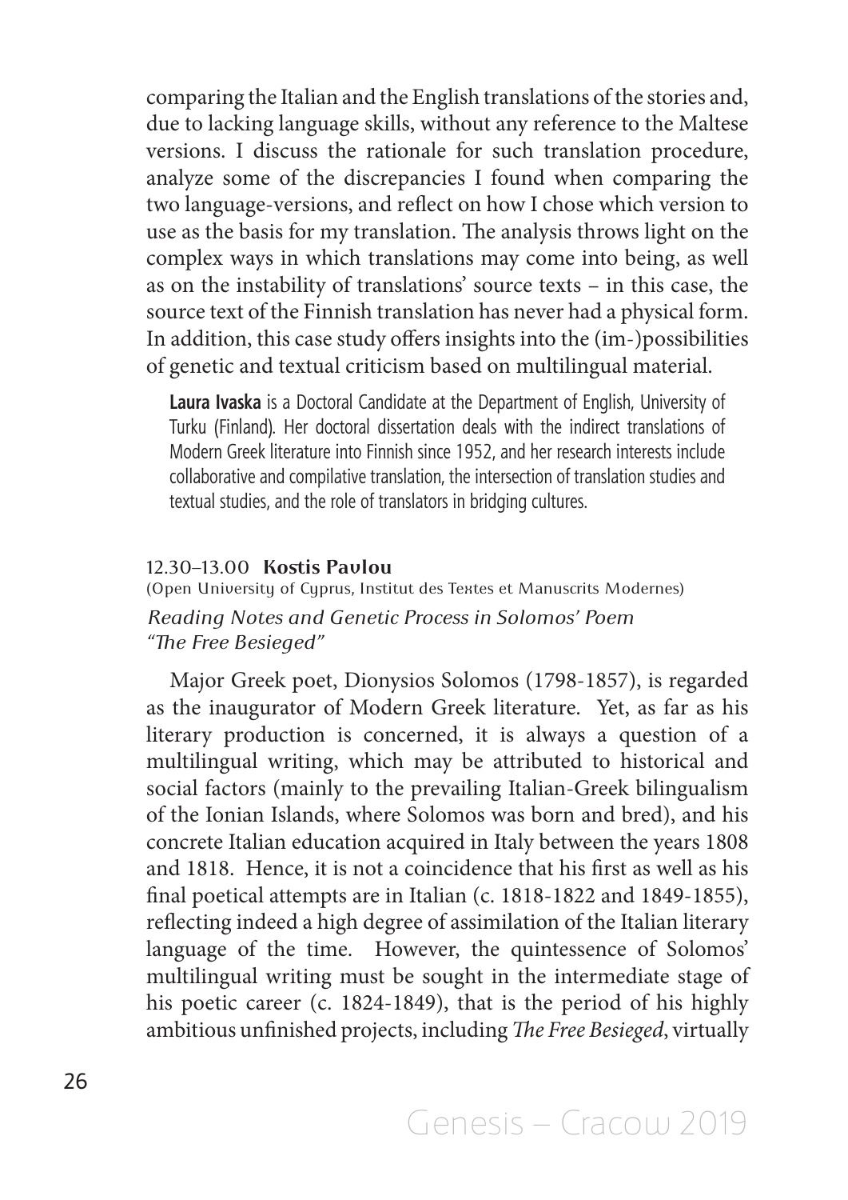comparing the Italian and the English translations of the stories and, due to lacking language skills, without any reference to the Maltese versions. I discuss the rationale for such translation procedure, analyze some of the discrepancies I found when comparing the two language-versions, and reflect on how I chose which version to use as the basis for my translation. The analysis throws light on the complex ways in which translations may come into being, as well as on the instability of translations' source texts – in this case, the source text of the Finnish translation has never had a physical form. In addition, this case study offers insights into the (im-)possibilities of genetic and textual criticism based on multilingual material.

**Laura Ivaska** is a Doctoral Candidate at the Department of English, University of Turku (Finland). Her doctoral dissertation deals with the indirect translations of Modern Greek literature into Finnish since 1952, and her research interests include collaborative and compilative translation, the intersection of translation studies and textual studies, and the role of translators in bridging cultures.

12.30–13.00 **Kostis Pavlou**

(Open University of Cyprus, Institut des Textes et Manuscrits Modernes)

*Reading Notes and Genetic Process in Solomos' Poem "The Free Besieged"*

Major Greek poet, Dionysios Solomos (1798-1857), is regarded as the inaugurator of Modern Greek literature. Yet, as far as his literary production is concerned, it is always a question of a multilingual writing, which may be attributed to historical and social factors (mainly to the prevailing Italian-Greek bilingualism of the Ionian Islands, where Solomos was born and bred), and his concrete Italian education acquired in Italy between the years 1808 and 1818. Hence, it is not a coincidence that his first as well as his final poetical attempts are in Italian (c. 1818-1822 and 1849-1855), reflecting indeed a high degree of assimilation of the Italian literary language of the time. However, the quintessence of Solomos' multilingual writing must be sought in the intermediate stage of his poetic career (c. 1824-1849), that is the period of his highly ambitious unfinished projects, including *The Free Besieged*, virtually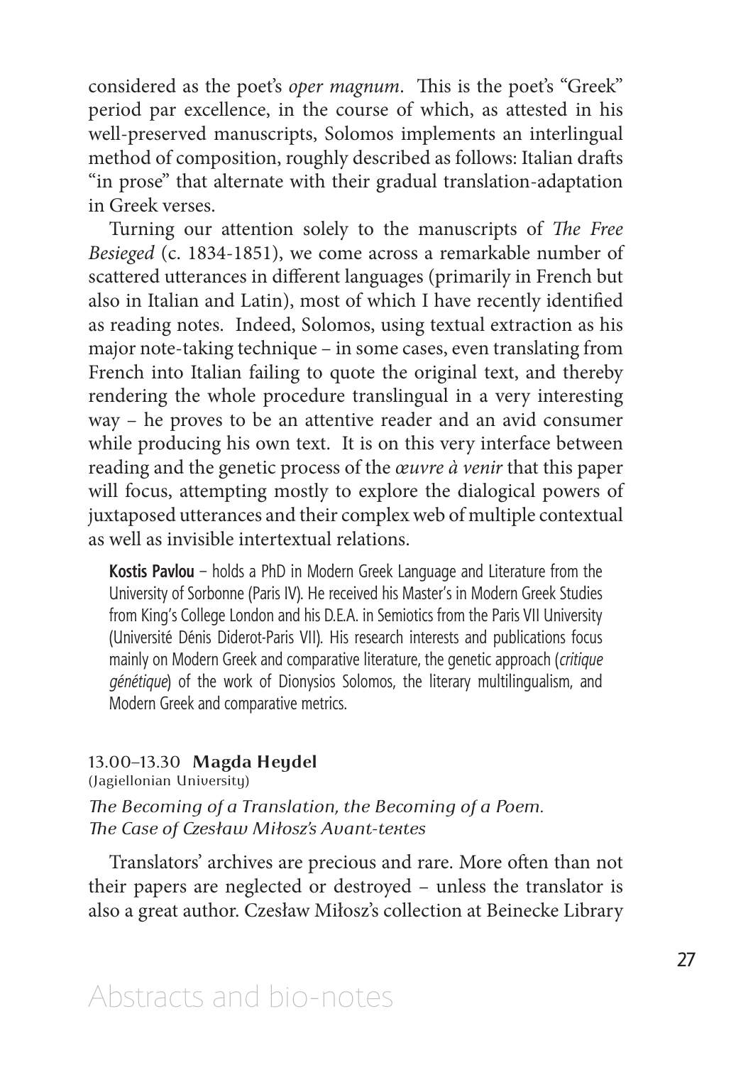considered as the poet's *oper magnum*. This is the poet's "Greek" period par excellence, in the course of which, as attested in his well-preserved manuscripts, Solomos implements an interlingual method of composition, roughly described as follows: Italian drafts "in prose" that alternate with their gradual translation-adaptation in Greek verses.

Turning our attention solely to the manuscripts of *The Free Besieged* (c. 1834-1851), we come across a remarkable number of scattered utterances in different languages (primarily in French but also in Italian and Latin), most of which I have recently identified as reading notes. Indeed, Solomos, using textual extraction as his major note-taking technique – in some cases, even translating from French into Italian failing to quote the original text, and thereby rendering the whole procedure translingual in a very interesting way – he proves to be an attentive reader and an avid consumer while producing his own text. It is on this very interface between reading and the genetic process of the *œuvre à venir* that this paper will focus, attempting mostly to explore the dialogical powers of juxtaposed utterances and their complex web of multiple contextual as well as invisible intertextual relations.

**Kostis Pavlou** – holds a PhD in Modern Greek Language and Literature from the University of Sorbonne (Paris IV). He received his Master's in Modern Greek Studies from King's College London and his D.E.A. in Semiotics from the Paris VII University (Université Dénis Diderot-Paris VII). His research interests and publications focus mainly on Modern Greek and comparative literature, the genetic approach (*critique génétique*) of the work of Dionysios Solomos, the literary multilingualism, and Modern Greek and comparative metrics.

13.00–13.30 **Magda Heydel**
(Jagiellonian University)

*The Becoming of a Translation, the Becoming of a Poem. The Case of Czesław Miłosz's Avant-textes*

Translators' archives are precious and rare. More often than not their papers are neglected or destroyed – unless the translator is also a great author. Czesław Miłosz's collection at Beinecke Library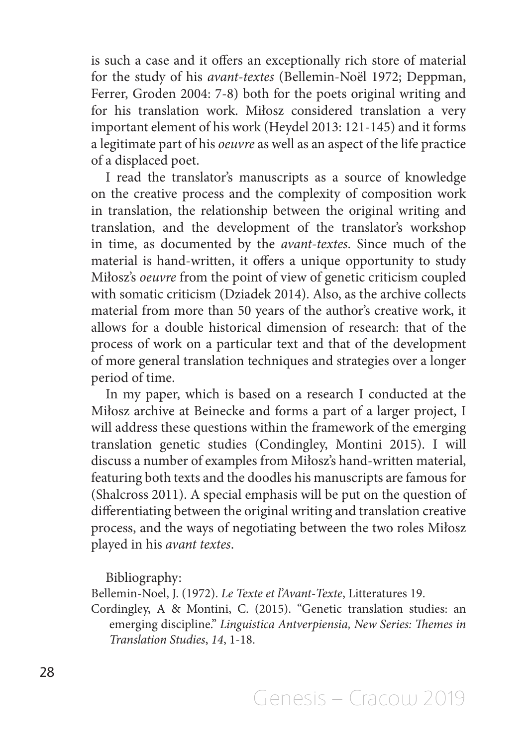is such a case and it offers an exceptionally rich store of material for the study of his *avant-textes* (Bellemin-Noël 1972; Deppman, Ferrer, Groden 2004: 7-8) both for the poets original writing and for his translation work. Miłosz considered translation a very important element of his work (Heydel 2013: 121-145) and it forms a legitimate part of his *oeuvre* as well as an aspect of the life practice of a displaced poet.

I read the translator's manuscripts as a source of knowledge on the creative process and the complexity of composition work in translation, the relationship between the original writing and translation, and the development of the translator's workshop in time, as documented by the *avant-textes*. Since much of the material is hand-written, it offers a unique opportunity to study Miłosz's *oeuvre* from the point of view of genetic criticism coupled with somatic criticism (Dziadek 2014). Also, as the archive collects material from more than 50 years of the author's creative work, it allows for a double historical dimension of research: that of the process of work on a particular text and that of the development of more general translation techniques and strategies over a longer period of time.

In my paper, which is based on a research I conducted at the Miłosz archive at Beinecke and forms a part of a larger project, I will address these questions within the framework of the emerging translation genetic studies (Condingley, Montini 2015). I will discuss a number of examples from Miłosz's hand-written material, featuring both texts and the doodles his manuscripts are famous for (Shalcross 2011). A special emphasis will be put on the question of differentiating between the original writing and translation creative process, and the ways of negotiating between the two roles Miłosz played in his *avant textes*.

Bibliography:

Bellemin-Noel, J. (1972). *Le Texte et l'Avant-Texte*, Litteratures 19.

Cordingley, A & Montini, C. (2015). "Genetic translation studies: an emerging discipline." *Linguistica Antverpiensia, New Series: Themes in Translation Studies*, *14*, 1-18.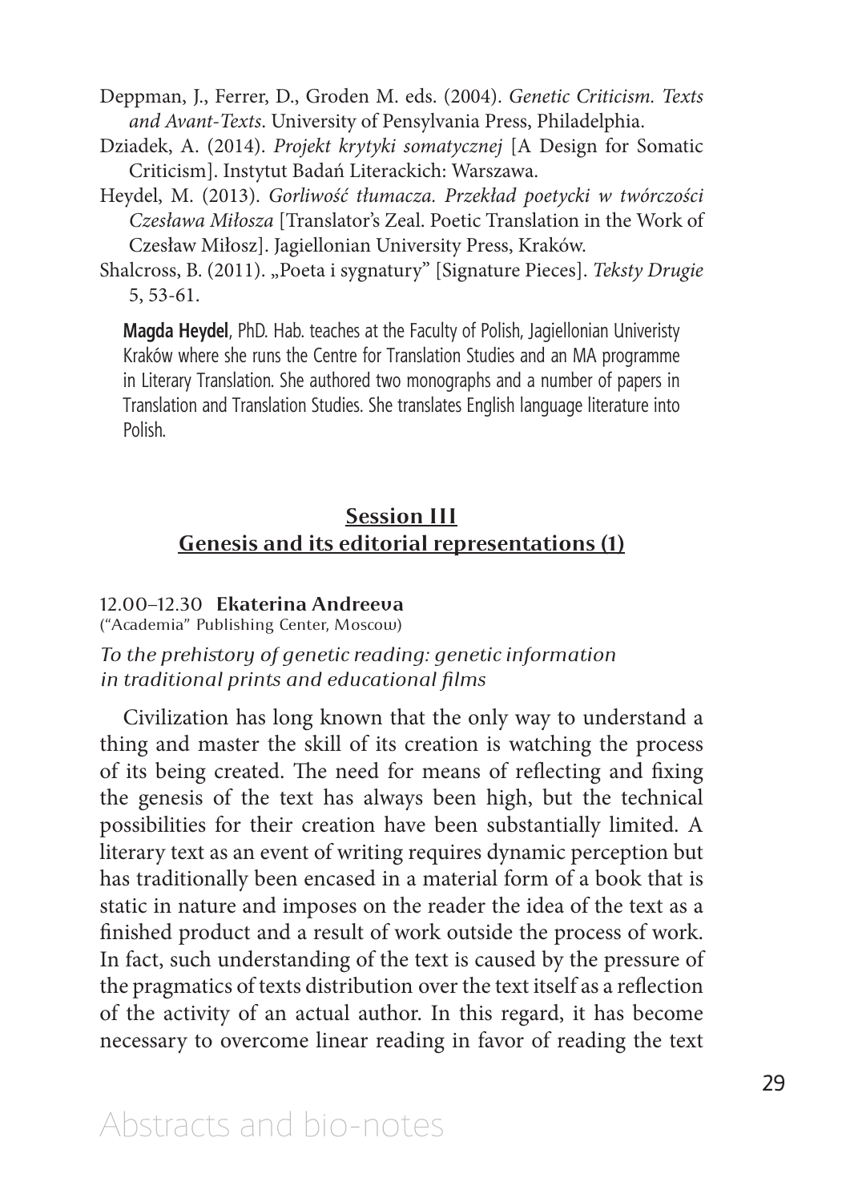Deppman, J., Ferrer, D., Groden M. eds. (2004). *Genetic Criticism. Texts and Avant-Texts*. University of Pensylvania Press, Philadelphia.

Dziadek, A. (2014). *Projekt krytyki somatycznej* [A Design for Somatic Criticism]. Instytut Badań Literackich: Warszawa.

Heydel, M. (2013). *Gorliwość tłumacza. Przekład poetycki w twórczości Czesława Miłosza* [Translator's Zeal. Poetic Translation in the Work of Czesław Miłosz]. Jagiellonian University Press, Kraków.

Shalcross, B. (2011). „Poeta i sygnatury" [Signature Pieces]. *Teksty Drugie* 5, 53-61.

**Magda Heydel**, PhD. Hab. teaches at the Faculty of Polish, Jagiellonian Univeristy Kraków where she runs the Centre for Translation Studies and an MA programme in Literary Translation. She authored two monographs and a number of papers in Translation and Translation Studies. She translates English language literature into Polish.

## Session III
## Genesis and its editorial representations (1)

12.00–12.30 **Ekaterina Andreeva**
("Academia" Publishing Center, Moscow)

*To the prehistory of genetic reading: genetic information in traditional prints and educational films*

Civilization has long known that the only way to understand a thing and master the skill of its creation is watching the process of its being created. The need for means of reflecting and fixing the genesis of the text has always been high, but the technical possibilities for their creation have been substantially limited. A literary text as an event of writing requires dynamic perception but has traditionally been encased in a material form of a book that is static in nature and imposes on the reader the idea of the text as a finished product and a result of work outside the process of work. In fact, such understanding of the text is caused by the pressure of the pragmatics of texts distribution over the text itself as a reflection of the activity of an actual author. In this regard, it has become necessary to overcome linear reading in favor of reading the text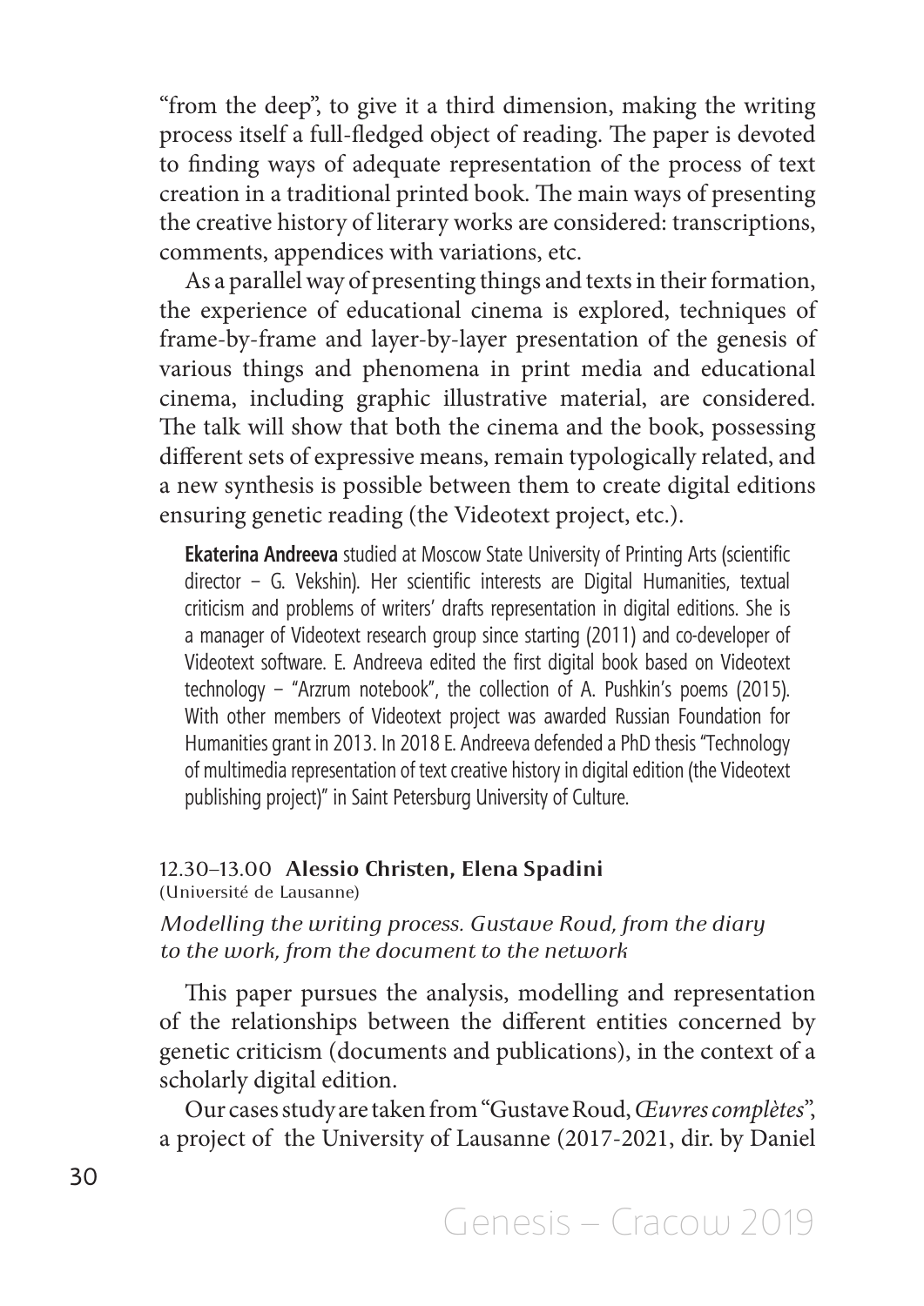"from the deep", to give it a third dimension, making the writing process itself a full-fledged object of reading. The paper is devoted to finding ways of adequate representation of the process of text creation in a traditional printed book. The main ways of presenting the creative history of literary works are considered: transcriptions, comments, appendices with variations, etc.

As a parallel way of presenting things and texts in their formation, the experience of educational cinema is explored, techniques of frame-by-frame and layer-by-layer presentation of the genesis of various things and phenomena in print media and educational cinema, including graphic illustrative material, are considered. The talk will show that both the cinema and the book, possessing different sets of expressive means, remain typologically related, and a new synthesis is possible between them to create digital editions ensuring genetic reading (the Videotext project, etc.).

**Ekaterina Andreeva** studied at Moscow State University of Printing Arts (scientific director – G. Vekshin). Her scientific interests are Digital Humanities, textual criticism and problems of writers' drafts representation in digital editions. She is a manager of Videotext research group since starting (2011) and co-developer of Videotext software. E. Andreeva edited the first digital book based on Videotext technology – "Arzrum notebook", the collection of A. Pushkin's poems (2015). With other members of Videotext project was awarded Russian Foundation for Humanities grant in 2013. In 2018 E. Andreeva defended a PhD thesis "Technology of multimedia representation of text creative history in digital edition (the Videotext publishing project)" in Saint Petersburg University of Culture.

### 12.30–13.00 **Alessio Christen, Elena Spadini**

(Université de Lausanne)

*Modelling the writing process. Gustave Roud, from the diary to the work, from the document to the network*

This paper pursues the analysis, modelling and representation of the relationships between the different entities concerned by genetic criticism (documents and publications), in the context of a scholarly digital edition.

Our cases study are taken from "Gustave Roud, *Œuvres complètes*", a project of the University of Lausanne (2017-2021, dir. by Daniel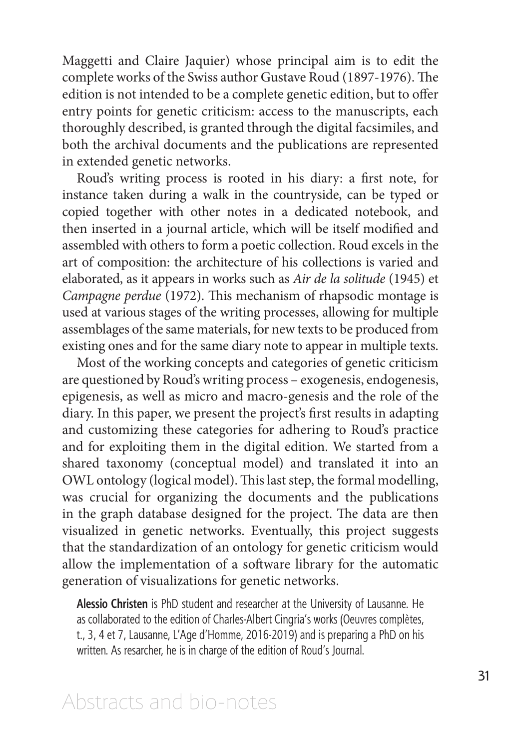Maggetti and Claire Jaquier) whose principal aim is to edit the complete works of the Swiss author Gustave Roud (1897-1976). The edition is not intended to be a complete genetic edition, but to offer entry points for genetic criticism: access to the manuscripts, each thoroughly described, is granted through the digital facsimiles, and both the archival documents and the publications are represented in extended genetic networks.

Roud's writing process is rooted in his diary: a first note, for instance taken during a walk in the countryside, can be typed or copied together with other notes in a dedicated notebook, and then inserted in a journal article, which will be itself modified and assembled with others to form a poetic collection. Roud excels in the art of composition: the architecture of his collections is varied and elaborated, as it appears in works such as *Air de la solitude* (1945) et *Campagne perdue* (1972). This mechanism of rhapsodic montage is used at various stages of the writing processes, allowing for multiple assemblages of the same materials, for new texts to be produced from existing ones and for the same diary note to appear in multiple texts.

Most of the working concepts and categories of genetic criticism are questioned by Roud's writing process – exogenesis, endogenesis, epigenesis, as well as micro and macro-genesis and the role of the diary. In this paper, we present the project's first results in adapting and customizing these categories for adhering to Roud's practice and for exploiting them in the digital edition. We started from a shared taxonomy (conceptual model) and translated it into an OWL ontology (logical model). This last step, the formal modelling, was crucial for organizing the documents and the publications in the graph database designed for the project. The data are then visualized in genetic networks. Eventually, this project suggests that the standardization of an ontology for genetic criticism would allow the implementation of a software library for the automatic generation of visualizations for genetic networks.

**Alessio Christen** is PhD student and researcher at the University of Lausanne. He as collaborated to the edition of Charles-Albert Cingria's works (Oeuvres complètes, t., 3, 4 et 7, Lausanne, L'Age d'Homme, 2016-2019) and is preparing a PhD on his written. As resarcher, he is in charge of the edition of Roud's Journal.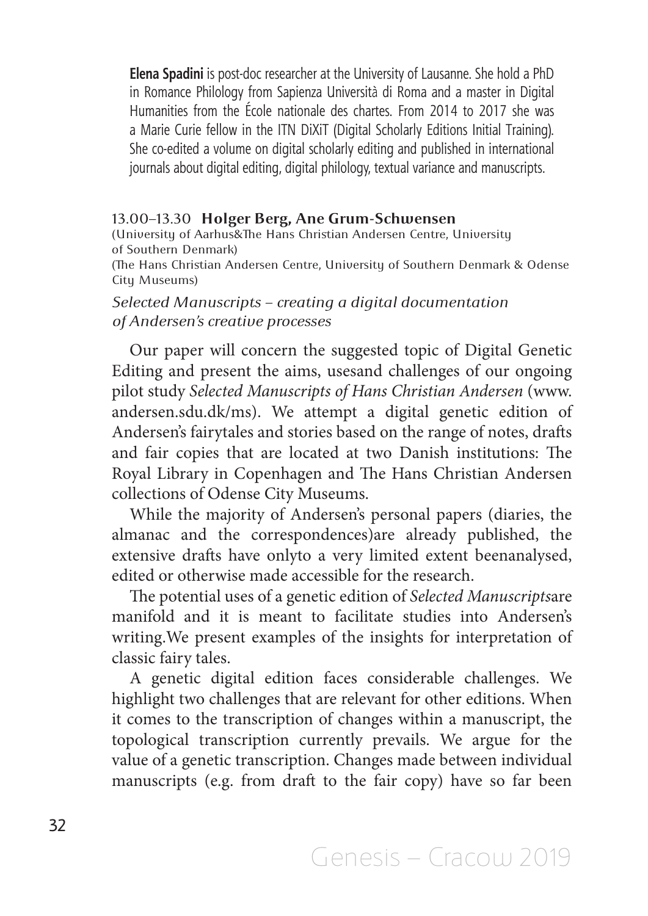**Elena Spadini** is post-doc researcher at the University of Lausanne. She hold a PhD in Romance Philology from Sapienza Università di Roma and a master in Digital Humanities from the École nationale des chartes. From 2014 to 2017 she was a Marie Curie fellow in the ITN DiXiT (Digital Scholarly Editions Initial Training). She co-edited a volume on digital scholarly editing and published in international journals about digital editing, digital philology, textual variance and manuscripts.

### 13.00–13.30 **Holger Berg, Ane Grum-Schwensen**

(University of Aarhus&The Hans Christian Andersen Centre, University of Southern Denmark)
(The Hans Christian Andersen Centre, University of Southern Denmark & Odense City Museums)

*Selected Manuscripts – creating a digital documentation of Andersen's creative processes*

Our paper will concern the suggested topic of Digital Genetic Editing and present the aims, usesand challenges of our ongoing pilot study *Selected Manuscripts of Hans Christian Andersen* (www.andersen.sdu.dk/ms). We attempt a digital genetic edition of Andersen's fairytales and stories based on the range of notes, drafts and fair copies that are located at two Danish institutions: The Royal Library in Copenhagen and The Hans Christian Andersen collections of Odense City Museums.

While the majority of Andersen's personal papers (diaries, the almanac and the correspondences)are already published, the extensive drafts have onlyto a very limited extent beenanalysed, edited or otherwise made accessible for the research.

The potential uses of a genetic edition of *Selected Manuscripts*are manifold and it is meant to facilitate studies into Andersen's writing.We present examples of the insights for interpretation of classic fairy tales.

A genetic digital edition faces considerable challenges. We highlight two challenges that are relevant for other editions. When it comes to the transcription of changes within a manuscript, the topological transcription currently prevails. We argue for the value of a genetic transcription. Changes made between individual manuscripts (e.g. from draft to the fair copy) have so far been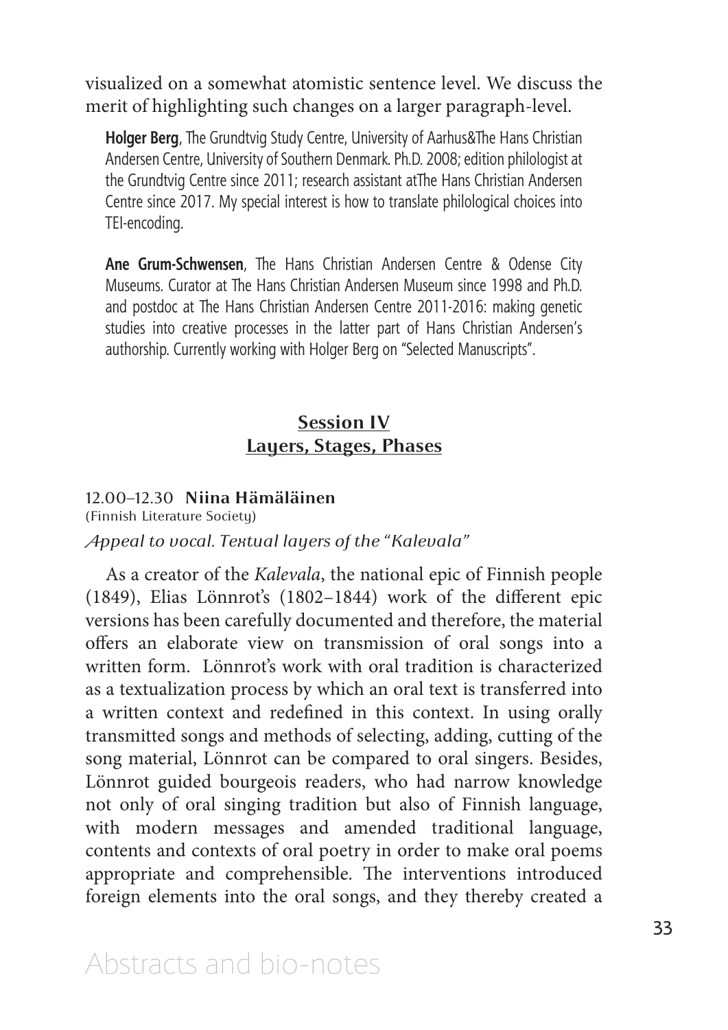visualized on a somewhat atomistic sentence level. We discuss the merit of highlighting such changes on a larger paragraph-level.

**Holger Berg**, The Grundtvig Study Centre, University of Aarhus&The Hans Christian Andersen Centre, University of Southern Denmark. Ph.D. 2008; edition philologist at the Grundtvig Centre since 2011; research assistant atThe Hans Christian Andersen Centre since 2017. My special interest is how to translate philological choices into TEI-encoding.

**Ane Grum-Schwensen**, The Hans Christian Andersen Centre & Odense City Museums. Curator at The Hans Christian Andersen Museum since 1998 and Ph.D. and postdoc at The Hans Christian Andersen Centre 2011-2016: making genetic studies into creative processes in the latter part of Hans Christian Andersen's authorship. Currently working with Holger Berg on "Selected Manuscripts".

## Session IV
## Layers, Stages, Phases

12.00–12.30 **Niina Hämäläinen**
(Finnish Literature Society)

*Appeal to vocal. Textual layers of the "Kalevala"*

As a creator of the *Kalevala*, the national epic of Finnish people (1849), Elias Lönnrot's (1802–1844) work of the different epic versions has been carefully documented and therefore, the material offers an elaborate view on transmission of oral songs into a written form. Lönnrot's work with oral tradition is characterized as a textualization process by which an oral text is transferred into a written context and redefined in this context. In using orally transmitted songs and methods of selecting, adding, cutting of the song material, Lönnrot can be compared to oral singers. Besides, Lönnrot guided bourgeois readers, who had narrow knowledge not only of oral singing tradition but also of Finnish language, with modern messages and amended traditional language, contents and contexts of oral poetry in order to make oral poems appropriate and comprehensible. The interventions introduced foreign elements into the oral songs, and they thereby created a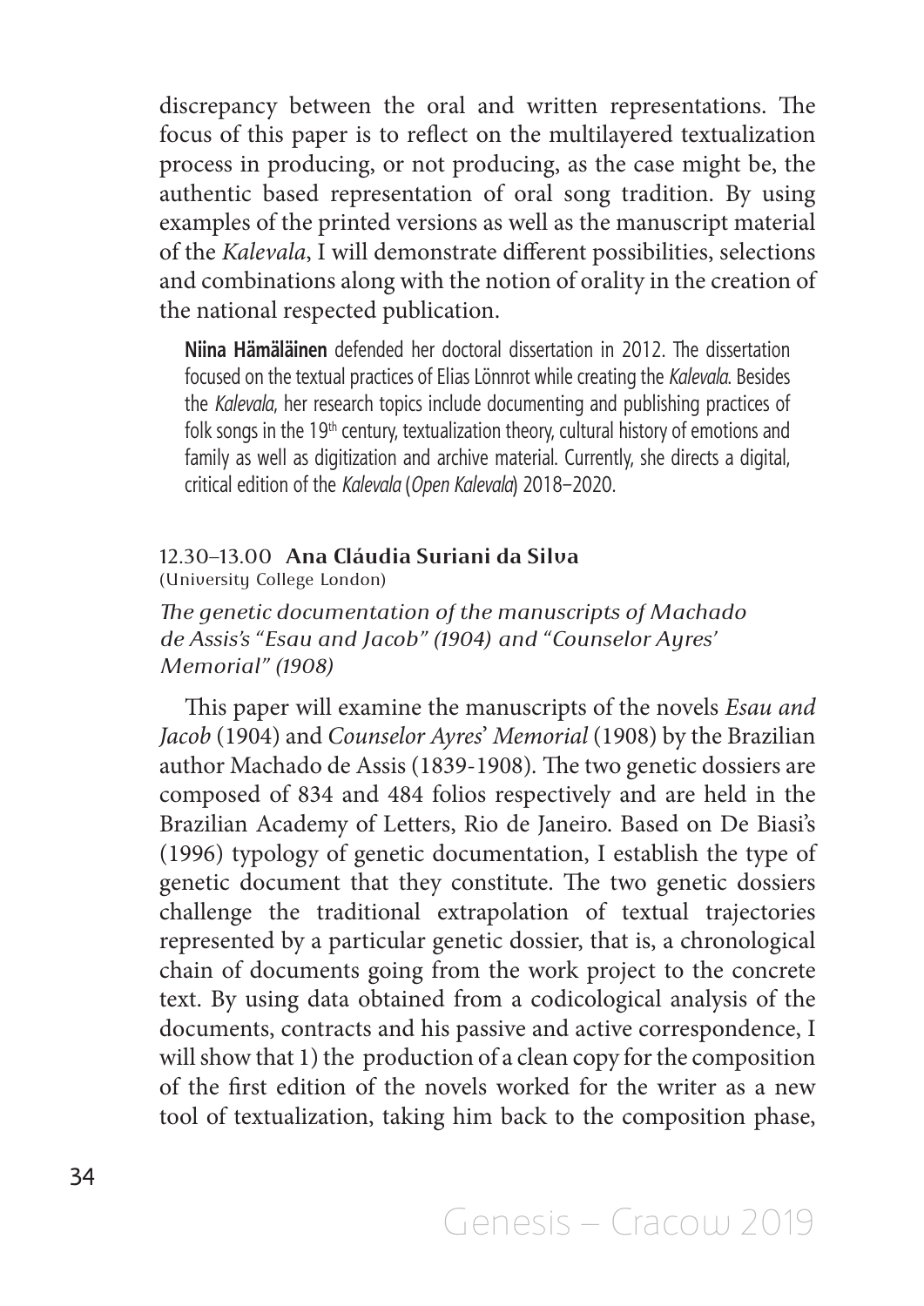discrepancy between the oral and written representations. The focus of this paper is to reflect on the multilayered textualization process in producing, or not producing, as the case might be, the authentic based representation of oral song tradition. By using examples of the printed versions as well as the manuscript material of the *Kalevala*, I will demonstrate different possibilities, selections and combinations along with the notion of orality in the creation of the national respected publication.

**Niina Hämäläinen** defended her doctoral dissertation in 2012. The dissertation focused on the textual practices of Elias Lönnrot while creating the *Kalevala*. Besides the *Kalevala*, her research topics include documenting and publishing practices of folk songs in the 19th century, textualization theory, cultural history of emotions and family as well as digitization and archive material. Currently, she directs a digital, critical edition of the *Kalevala* (*Open Kalevala*) 2018–2020.

### 12.30–13.00 **Ana Cláudia Suriani da Silva**

(University College London)

*The genetic documentation of the manuscripts of Machado de Assis's "Esau and Jacob" (1904) and "Counselor Ayres' Memorial" (1908)*

This paper will examine the manuscripts of the novels *Esau and Jacob* (1904) and *Counselor Ayres' Memorial* (1908) by the Brazilian author Machado de Assis (1839-1908). The two genetic dossiers are composed of 834 and 484 folios respectively and are held in the Brazilian Academy of Letters, Rio de Janeiro. Based on De Biasi's (1996) typology of genetic documentation, I establish the type of genetic document that they constitute. The two genetic dossiers challenge the traditional extrapolation of textual trajectories represented by a particular genetic dossier, that is, a chronological chain of documents going from the work project to the concrete text. By using data obtained from a codicological analysis of the documents, contracts and his passive and active correspondence, I will show that 1) the production of a clean copy for the composition of the first edition of the novels worked for the writer as a new tool of textualization, taking him back to the composition phase,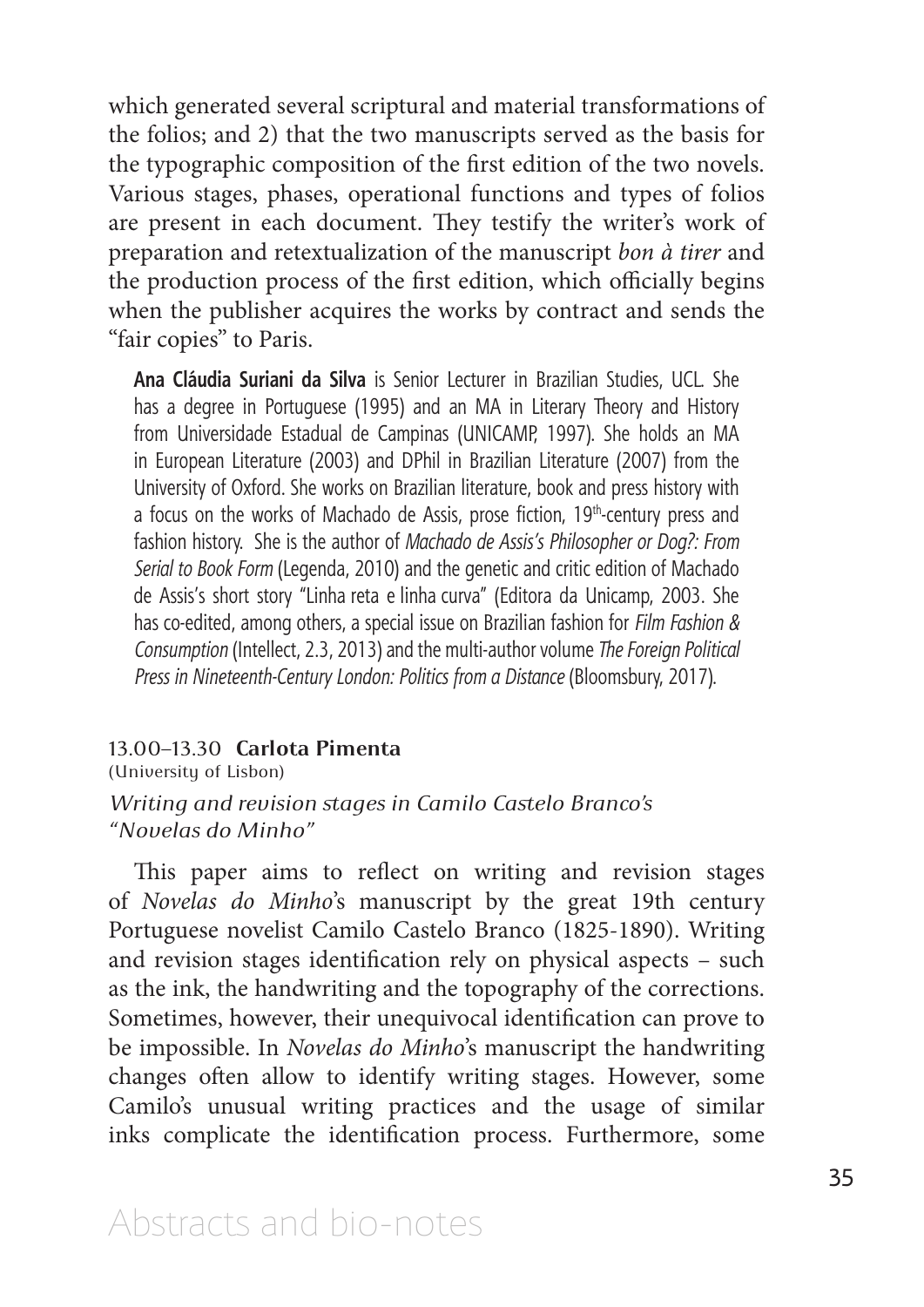which generated several scriptural and material transformations of the folios; and 2) that the two manuscripts served as the basis for the typographic composition of the first edition of the two novels. Various stages, phases, operational functions and types of folios are present in each document. They testify the writer's work of preparation and retextualization of the manuscript *bon à tirer* and the production process of the first edition, which officially begins when the publisher acquires the works by contract and sends the "fair copies" to Paris.

**Ana Cláudia Suriani da Silva** is Senior Lecturer in Brazilian Studies, UCL. She has a degree in Portuguese (1995) and an MA in Literary Theory and History from Universidade Estadual de Campinas (UNICAMP, 1997). She holds an MA in European Literature (2003) and DPhil in Brazilian Literature (2007) from the University of Oxford. She works on Brazilian literature, book and press history with a focus on the works of Machado de Assis, prose fiction, 19th-century press and fashion history. She is the author of *Machado de Assis's Philosopher or Dog?: From Serial to Book Form* (Legenda, 2010) and the genetic and critic edition of Machado de Assis's short story "Linha reta e linha curva" (Editora da Unicamp, 2003. She has co-edited, among others, a special issue on Brazilian fashion for *Film Fashion & Consumption* (Intellect, 2.3, 2013) and the multi-author volume *The Foreign Political Press in Nineteenth-Century London: Politics from a Distance* (Bloomsbury, 2017).

### 13.00–13.30 **Carlota Pimenta**

(University of Lisbon)

*Writing and revision stages in Camilo Castelo Branco's "Novelas do Minho"*

This paper aims to reflect on writing and revision stages of *Novelas do Minho*'s manuscript by the great 19th century Portuguese novelist Camilo Castelo Branco (1825-1890). Writing and revision stages identification rely on physical aspects – such as the ink, the handwriting and the topography of the corrections. Sometimes, however, their unequivocal identification can prove to be impossible. In *Novelas do Minho*'s manuscript the handwriting changes often allow to identify writing stages. However, some Camilo's unusual writing practices and the usage of similar inks complicate the identification process. Furthermore, some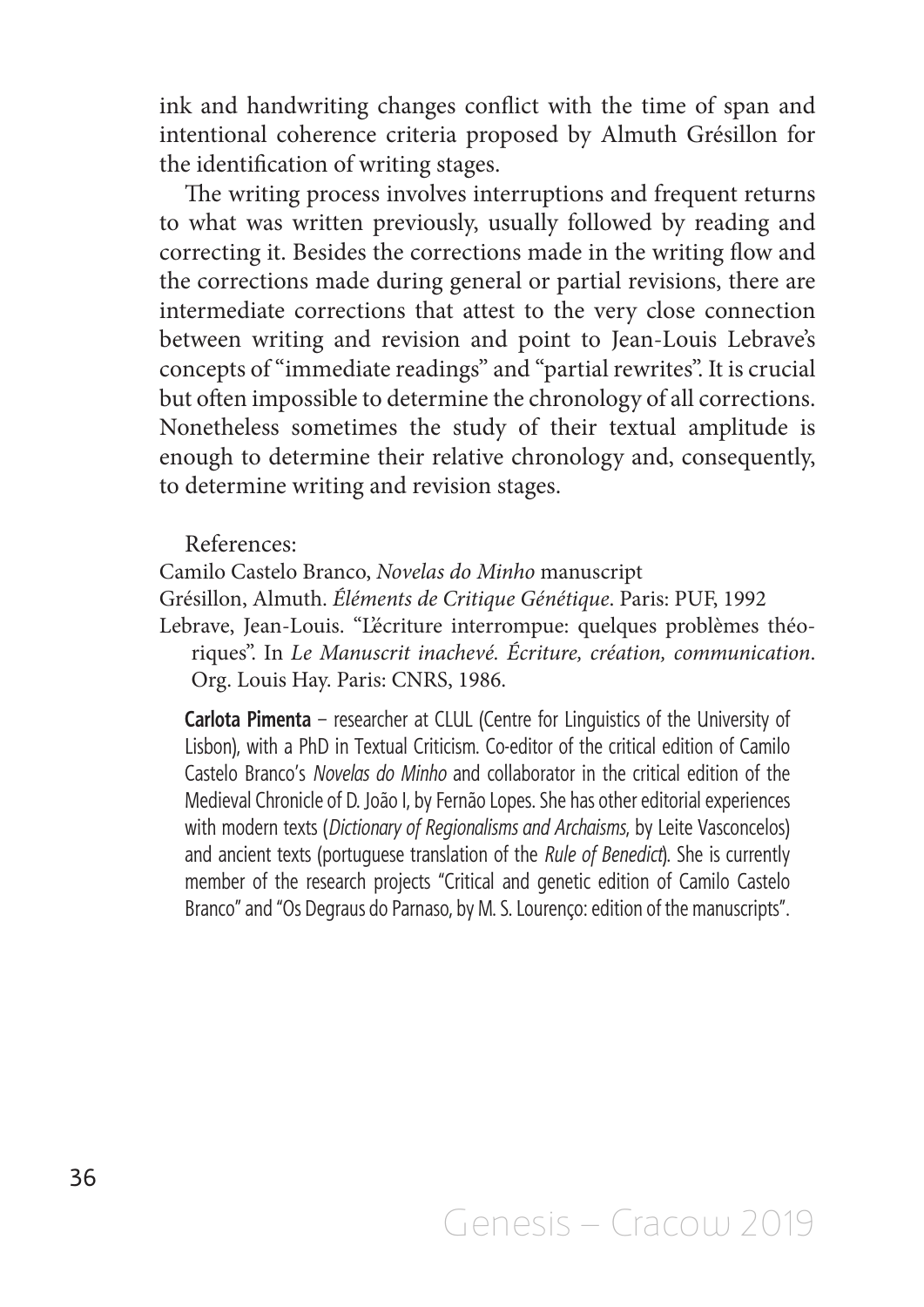ink and handwriting changes conflict with the time of span and intentional coherence criteria proposed by Almuth Grésillon for the identification of writing stages.

The writing process involves interruptions and frequent returns to what was written previously, usually followed by reading and correcting it. Besides the corrections made in the writing flow and the corrections made during general or partial revisions, there are intermediate corrections that attest to the very close connection between writing and revision and point to Jean-Louis Lebrave's concepts of "immediate readings" and "partial rewrites". It is crucial but often impossible to determine the chronology of all corrections. Nonetheless sometimes the study of their textual amplitude is enough to determine their relative chronology and, consequently, to determine writing and revision stages.

References:

Camilo Castelo Branco, *Novelas do Minho* manuscript

Grésillon, Almuth. *Éléments de Critique Génétique*. Paris: PUF, 1992

Lebrave, Jean-Louis. "L'écriture interrompue: quelques problèmes théoriques". In *Le Manuscrit inachevé. Écriture, création, communication*. Org. Louis Hay. Paris: CNRS, 1986.

**Carlota Pimenta** – researcher at CLUL (Centre for Linguistics of the University of Lisbon), with a PhD in Textual Criticism. Co-editor of the critical edition of Camilo Castelo Branco's *Novelas do Minho* and collaborator in the critical edition of the Medieval Chronicle of D. João I, by Fernão Lopes. She has other editorial experiences with modern texts (*Dictionary of Regionalisms and Archaisms*, by Leite Vasconcelos) and ancient texts (portuguese translation of the *Rule of Benedict*). She is currently member of the research projects "Critical and genetic edition of Camilo Castelo Branco" and "Os Degraus do Parnaso, by M. S. Lourenço: edition of the manuscripts".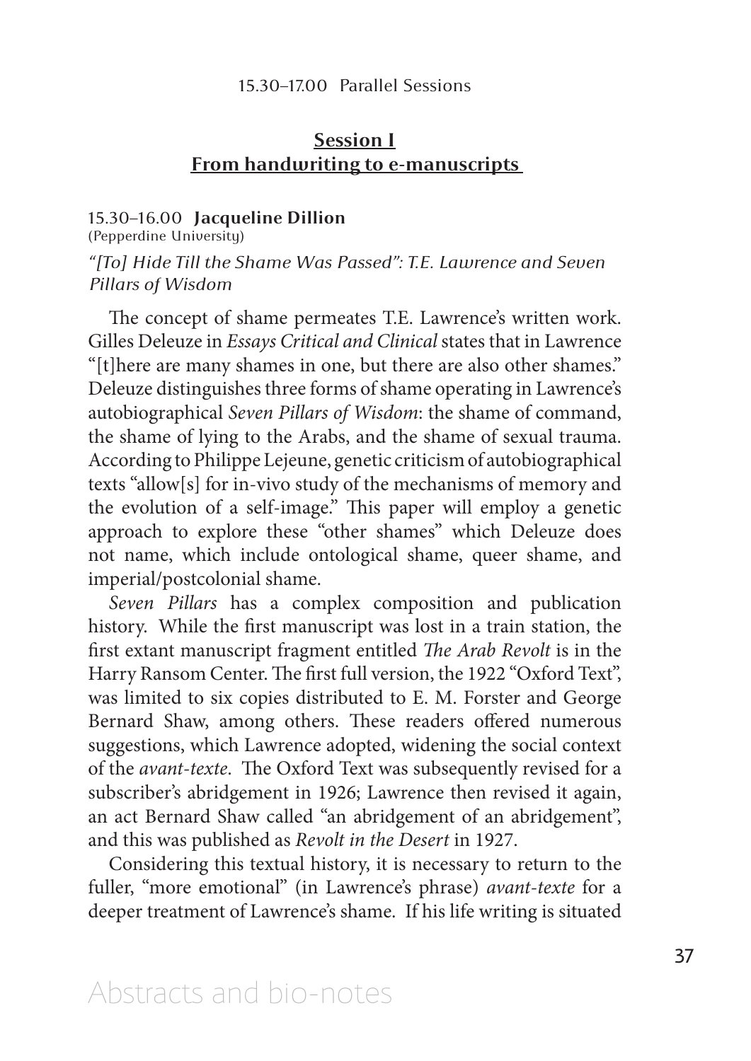15.30–17.00 Parallel Sessions

## Session I
## From handwriting to e-manuscripts

15.30–16.00 **Jacqueline Dillion**
(Pepperdine University)

*"[To] Hide Till the Shame Was Passed": T.E. Lawrence and Seven Pillars of Wisdom*

The concept of shame permeates T.E. Lawrence's written work. Gilles Deleuze in *Essays Critical and Clinical* states that in Lawrence "[t]here are many shames in one, but there are also other shames." Deleuze distinguishes three forms of shame operating in Lawrence's autobiographical *Seven Pillars of Wisdom*: the shame of command, the shame of lying to the Arabs, and the shame of sexual trauma. According to Philippe Lejeune, genetic criticism of autobiographical texts "allow[s] for in-vivo study of the mechanisms of memory and the evolution of a self-image." This paper will employ a genetic approach to explore these "other shames" which Deleuze does not name, which include ontological shame, queer shame, and imperial/postcolonial shame.

*Seven Pillars* has a complex composition and publication history. While the first manuscript was lost in a train station, the first extant manuscript fragment entitled *The Arab Revolt* is in the Harry Ransom Center. The first full version, the 1922 "Oxford Text", was limited to six copies distributed to E. M. Forster and George Bernard Shaw, among others. These readers offered numerous suggestions, which Lawrence adopted, widening the social context of the *avant-texte*. The Oxford Text was subsequently revised for a subscriber's abridgement in 1926; Lawrence then revised it again, an act Bernard Shaw called "an abridgement of an abridgement", and this was published as *Revolt in the Desert* in 1927.

Considering this textual history, it is necessary to return to the fuller, "more emotional" (in Lawrence's phrase) *avant-texte* for a deeper treatment of Lawrence's shame. If his life writing is situated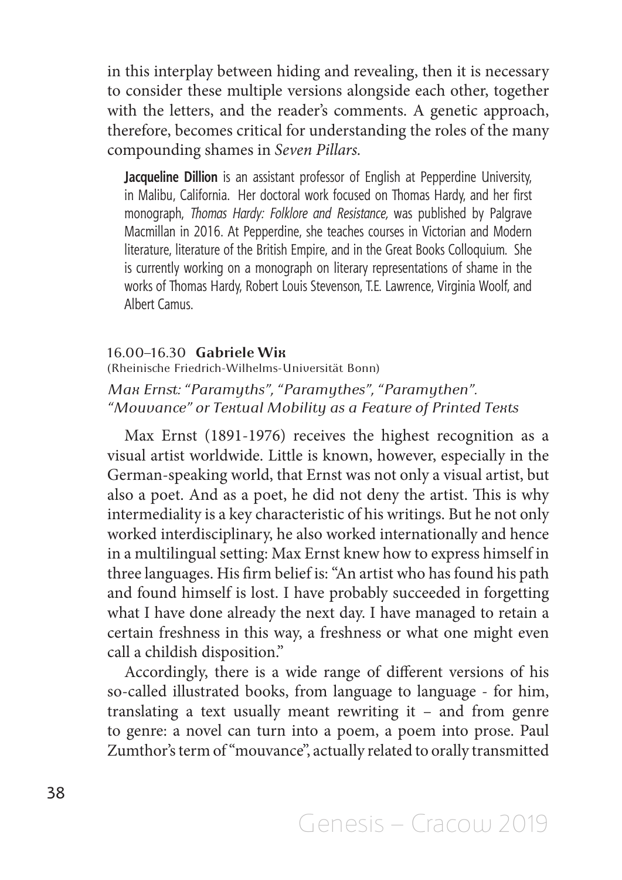in this interplay between hiding and revealing, then it is necessary to consider these multiple versions alongside each other, together with the letters, and the reader's comments. A genetic approach, therefore, becomes critical for understanding the roles of the many compounding shames in *Seven Pillars*.

**Jacqueline Dillion** is an assistant professor of English at Pepperdine University, in Malibu, California. Her doctoral work focused on Thomas Hardy, and her first monograph, *Thomas Hardy: Folklore and Resistance,* was published by Palgrave Macmillan in 2016. At Pepperdine, she teaches courses in Victorian and Modern literature, literature of the British Empire, and in the Great Books Colloquium. She is currently working on a monograph on literary representations of shame in the works of Thomas Hardy, Robert Louis Stevenson, T.E. Lawrence, Virginia Woolf, and Albert Camus.

16.00–16.30 **Gabriele Wix**
(Rheinische Friedrich-Wilhelms-Universität Bonn)

*Max Ernst: "Paramyths", "Paramythes", "Paramythen". "Mouvance" or Textual Mobility as a Feature of Printed Texts*

Max Ernst (1891-1976) receives the highest recognition as a visual artist worldwide. Little is known, however, especially in the German-speaking world, that Ernst was not only a visual artist, but also a poet. And as a poet, he did not deny the artist. This is why intermediality is a key characteristic of his writings. But he not only worked interdisciplinary, he also worked internationally and hence in a multilingual setting: Max Ernst knew how to express himself in three languages. His firm belief is: "An artist who has found his path and found himself is lost. I have probably succeeded in forgetting what I have done already the next day. I have managed to retain a certain freshness in this way, a freshness or what one might even call a childish disposition."

Accordingly, there is a wide range of different versions of his so-called illustrated books, from language to language - for him, translating a text usually meant rewriting it – and from genre to genre: a novel can turn into a poem, a poem into prose. Paul Zumthor's term of "mouvance", actually related to orally transmitted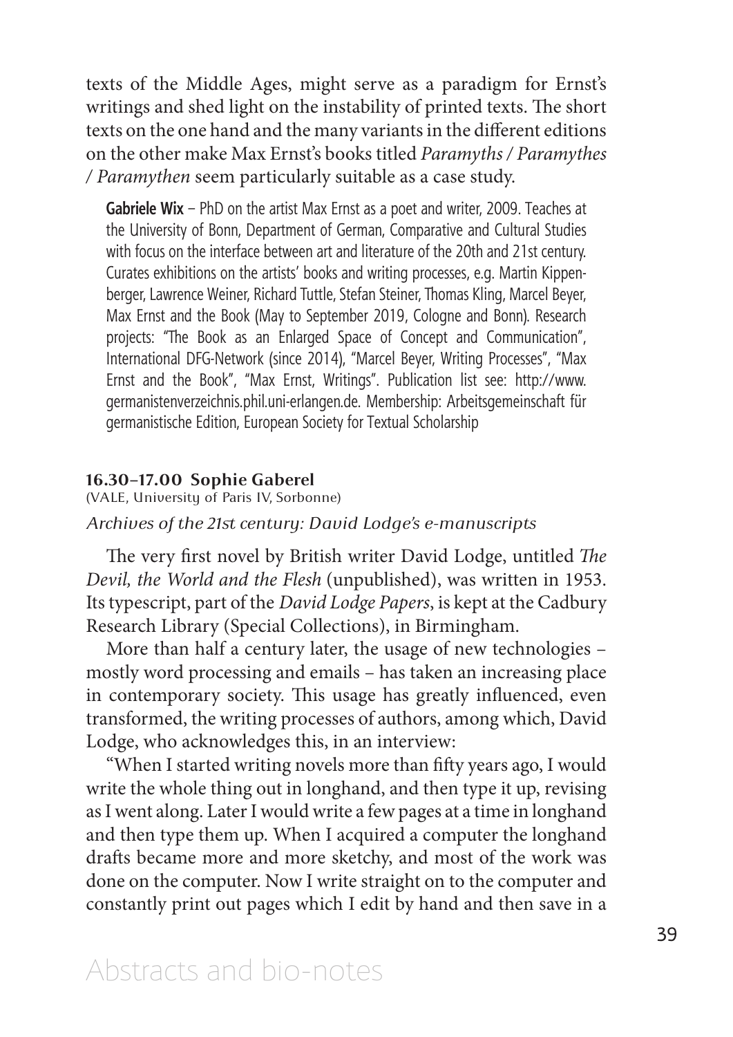texts of the Middle Ages, might serve as a paradigm for Ernst's writings and shed light on the instability of printed texts. The short texts on the one hand and the many variants in the different editions on the other make Max Ernst's books titled *Paramyths / Paramythes / Paramythen* seem particularly suitable as a case study.

> **Gabriele Wix** – PhD on the artist Max Ernst as a poet and writer, 2009. Teaches at the University of Bonn, Department of German, Comparative and Cultural Studies with focus on the interface between art and literature of the 20th and 21st century. Curates exhibitions on the artists' books and writing processes, e.g. Martin Kippenberger, Lawrence Weiner, Richard Tuttle, Stefan Steiner, Thomas Kling, Marcel Beyer, Max Ernst and the Book (May to September 2019, Cologne and Bonn). Research projects: "The Book as an Enlarged Space of Concept and Communication", International DFG-Network (since 2014), "Marcel Beyer, Writing Processes", "Max Ernst and the Book", "Max Ernst, Writings". Publication list see: http://www.germanistenverzeichnis.phil.uni-erlangen.de. Membership: Arbeitsgemeinschaft für germanistische Edition, European Society for Textual Scholarship

### 16.30–17.00 Sophie Gaberel

(VALE, University of Paris IV, Sorbonne)

*Archives of the 21st century: David Lodge's e-manuscripts*

The very first novel by British writer David Lodge, untitled *The Devil, the World and the Flesh* (unpublished), was written in 1953. Its typescript, part of the *David Lodge Papers*, is kept at the Cadbury Research Library (Special Collections), in Birmingham.

More than half a century later, the usage of new technologies – mostly word processing and emails – has taken an increasing place in contemporary society. This usage has greatly influenced, even transformed, the writing processes of authors, among which, David Lodge, who acknowledges this, in an interview:

"When I started writing novels more than fifty years ago, I would write the whole thing out in longhand, and then type it up, revising as I went along. Later I would write a few pages at a time in longhand and then type them up. When I acquired a computer the longhand drafts became more and more sketchy, and most of the work was done on the computer. Now I write straight on to the computer and constantly print out pages which I edit by hand and then save in a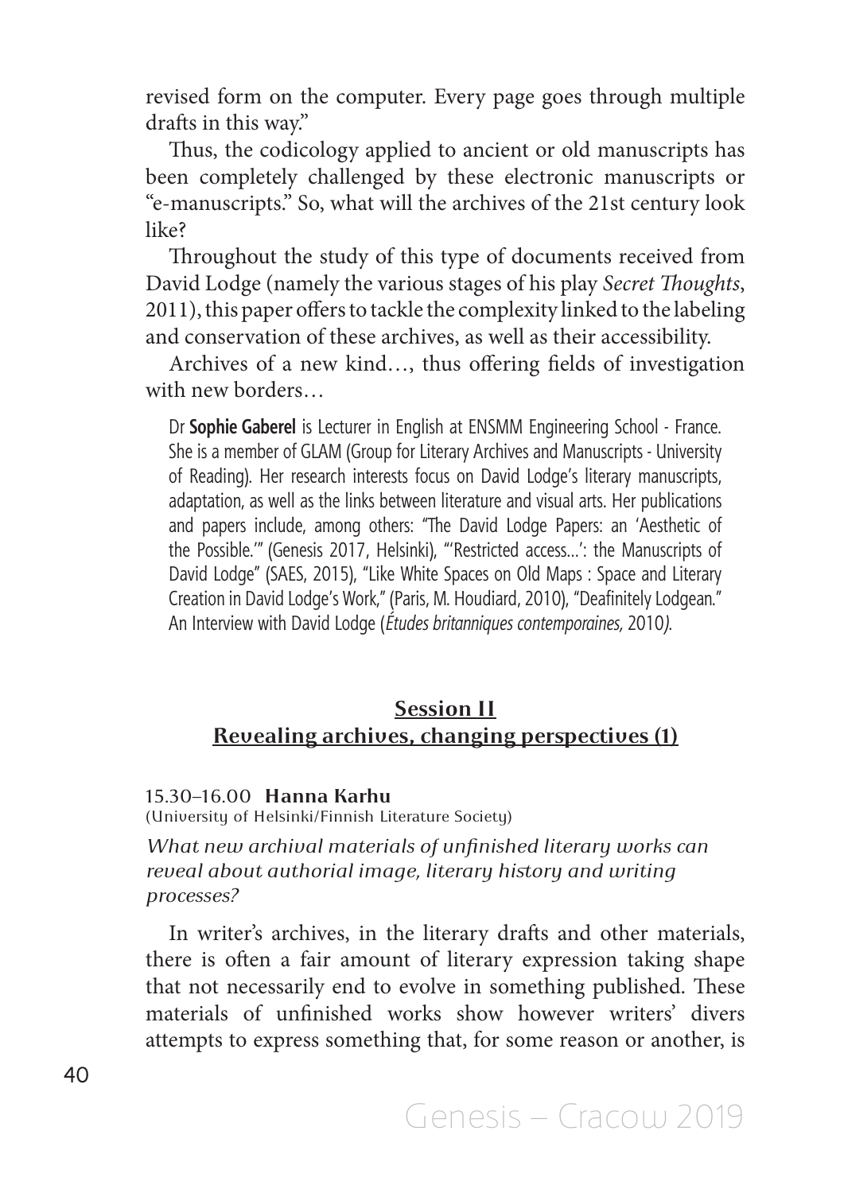revised form on the computer. Every page goes through multiple drafts in this way."

Thus, the codicology applied to ancient or old manuscripts has been completely challenged by these electronic manuscripts or "e-manuscripts." So, what will the archives of the 21st century look like?

Throughout the study of this type of documents received from David Lodge (namely the various stages of his play *Secret Thoughts*, 2011), this paper offers to tackle the complexity linked to the labeling and conservation of these archives, as well as their accessibility.

Archives of a new kind…, thus offering fields of investigation with new borders…

Dr **Sophie Gaberel** is Lecturer in English at ENSMM Engineering School - France. She is a member of GLAM (Group for Literary Archives and Manuscripts - University of Reading). Her research interests focus on David Lodge's literary manuscripts, adaptation, as well as the links between literature and visual arts. Her publications and papers include, among others: "The David Lodge Papers: an 'Aesthetic of the Possible.'" (Genesis 2017, Helsinki), "'Restricted access…': the Manuscripts of David Lodge" (SAES, 2015), "Like White Spaces on Old Maps : Space and Literary Creation in David Lodge's Work," (Paris, M. Houdiard, 2010), "Deafinitely Lodgean." An Interview with David Lodge (*Études britanniques contemporaines,* 2010*)*.

## Session II
## Revealing archives, changing perspectives (1)

15.30–16.00 **Hanna Karhu**
(University of Helsinki/Finnish Literature Society)

*What new archival materials of unfinished literary works can reveal about authorial image, literary history and writing processes?*

In writer's archives, in the literary drafts and other materials, there is often a fair amount of literary expression taking shape that not necessarily end to evolve in something published. These materials of unfinished works show however writers' divers attempts to express something that, for some reason or another, is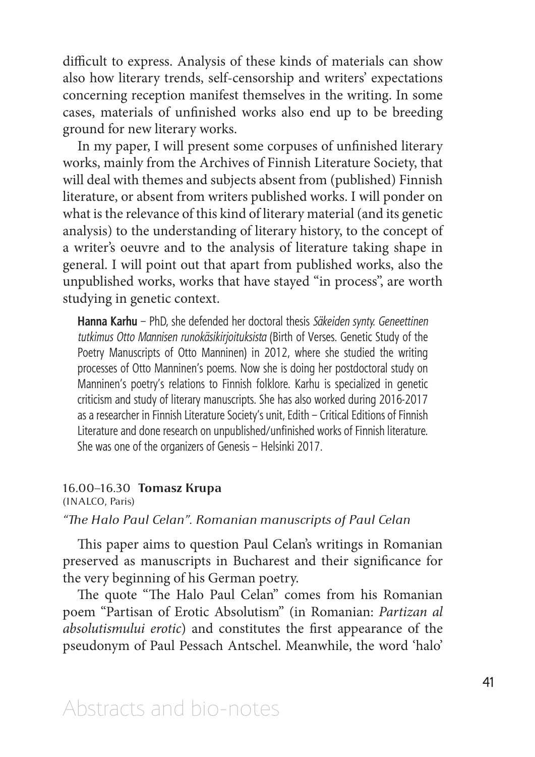difficult to express. Analysis of these kinds of materials can show also how literary trends, self-censorship and writers' expectations concerning reception manifest themselves in the writing. In some cases, materials of unfinished works also end up to be breeding ground for new literary works.

In my paper, I will present some corpuses of unfinished literary works, mainly from the Archives of Finnish Literature Society, that will deal with themes and subjects absent from (published) Finnish literature, or absent from writers published works. I will ponder on what is the relevance of this kind of literary material (and its genetic analysis) to the understanding of literary history, to the concept of a writer's oeuvre and to the analysis of literature taking shape in general. I will point out that apart from published works, also the unpublished works, works that have stayed "in process", are worth studying in genetic context.

**Hanna Karhu** – PhD, she defended her doctoral thesis *Säkeiden synty. Geneettinen tutkimus Otto Mannisen runokäsikirjoituksista* (Birth of Verses. Genetic Study of the Poetry Manuscripts of Otto Manninen) in 2012, where she studied the writing processes of Otto Manninen's poems. Now she is doing her postdoctoral study on Manninen's poetry's relations to Finnish folklore. Karhu is specialized in genetic criticism and study of literary manuscripts. She has also worked during 2016-2017 as a researcher in Finnish Literature Society's unit, Edith – Critical Editions of Finnish Literature and done research on unpublished/unfinished works of Finnish literature. She was one of the organizers of Genesis – Helsinki 2017.

16.00–16.30 **Tomasz Krupa**
(INALCO, Paris)

*"The Halo Paul Celan". Romanian manuscripts of Paul Celan*

This paper aims to question Paul Celan's writings in Romanian preserved as manuscripts in Bucharest and their significance for the very beginning of his German poetry.

The quote "The Halo Paul Celan" comes from his Romanian poem "Partisan of Erotic Absolutism" (in Romanian: *Partizan al absolutismului erotic*) and constitutes the first appearance of the pseudonym of Paul Pessach Antschel. Meanwhile, the word 'halo'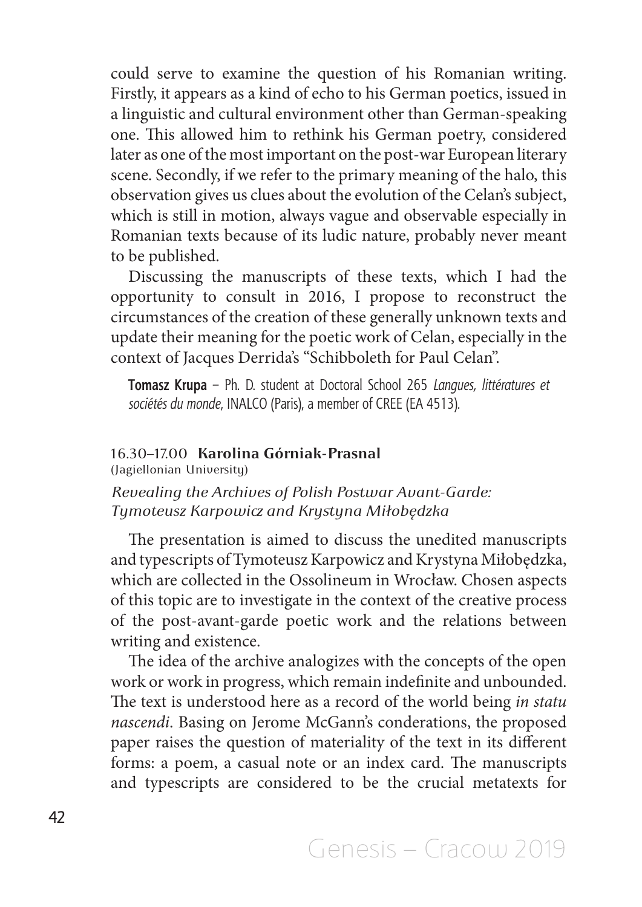could serve to examine the question of his Romanian writing. Firstly, it appears as a kind of echo to his German poetics, issued in a linguistic and cultural environment other than German-speaking one. This allowed him to rethink his German poetry, considered later as one of the most important on the post-war European literary scene. Secondly, if we refer to the primary meaning of the halo, this observation gives us clues about the evolution of the Celan's subject, which is still in motion, always vague and observable especially in Romanian texts because of its ludic nature, probably never meant to be published.

Discussing the manuscripts of these texts, which I had the opportunity to consult in 2016, I propose to reconstruct the circumstances of the creation of these generally unknown texts and update their meaning for the poetic work of Celan, especially in the context of Jacques Derrida's "Schibboleth for Paul Celan".

**Tomasz Krupa** – Ph. D. student at Doctoral School 265 *Langues, littératures et sociétés du monde*, INALCO (Paris), a member of CREE (EA 4513).

### 16.30–17.00 **Karolina Górniak-Prasnal**
(Jagiellonian University)

*Revealing the Archives of Polish Postwar Avant-Garde: Tymoteusz Karpowicz and Krystyna Miłobędzka*

The presentation is aimed to discuss the unedited manuscripts and typescripts of Tymoteusz Karpowicz and Krystyna Miłobędzka, which are collected in the Ossolineum in Wrocław. Chosen aspects of this topic are to investigate in the context of the creative process of the post-avant-garde poetic work and the relations between writing and existence.

The idea of the archive analogizes with the concepts of the open work or work in progress, which remain indefinite and unbounded. The text is understood here as a record of the world being *in statu nascendi*. Basing on Jerome McGann's conderations, the proposed paper raises the question of materiality of the text in its different forms: a poem, a casual note or an index card. The manuscripts and typescripts are considered to be the crucial metatexts for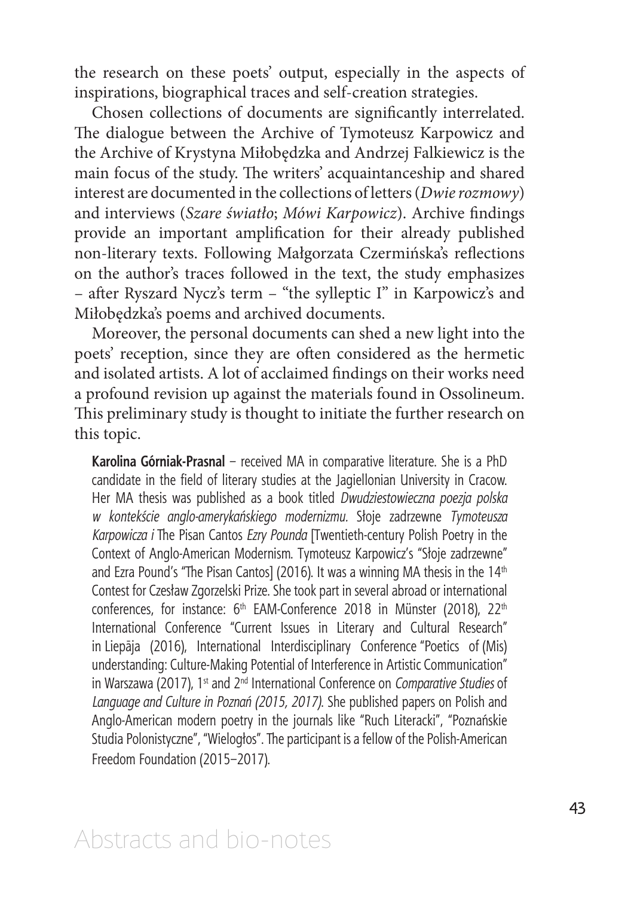the research on these poets' output, especially in the aspects of inspirations, biographical traces and self-creation strategies.

Chosen collections of documents are significantly interrelated. The dialogue between the Archive of Tymoteusz Karpowicz and the Archive of Krystyna Miłobędzka and Andrzej Falkiewicz is the main focus of the study. The writers' acquaintanceship and shared interest are documented in the collections of letters (*Dwie rozmowy*) and interviews (*Szare światło*; *Mówi Karpowicz*). Archive findings provide an important amplification for their already published non-literary texts. Following Małgorzata Czermińska's reflections on the author's traces followed in the text, the study emphasizes – after Ryszard Nycz's term – "the sylleptic I" in Karpowicz's and Miłobędzka's poems and archived documents.

Moreover, the personal documents can shed a new light into the poets' reception, since they are often considered as the hermetic and isolated artists. A lot of acclaimed findings on their works need a profound revision up against the materials found in Ossolineum. This preliminary study is thought to initiate the further research on this topic.

**Karolina Górniak-Prasnal** – received MA in comparative literature. She is a PhD candidate in the field of literary studies at the Jagiellonian University in Cracow. Her MA thesis was published as a book titled *Dwudziestowieczna poezja polska w kontekście anglo-amerykańskiego modernizmu.* Słoje zadrzewne *Tymoteusza Karpowicza i* The Pisan Cantos *Ezry Pounda* [Twentieth-century Polish Poetry in the Context of Anglo-American Modernism. Tymoteusz Karpowicz's "Słoje zadrzewne" and Ezra Pound's "The Pisan Cantos] (2016). It was a winning MA thesis in the 14th Contest for Czesław Zgorzelski Prize. She took part in several abroad or international conferences, for instance: 6th EAM-Conference 2018 in Münster (2018), 22th International Conference "Current Issues in Literary and Cultural Research" in Liepāja (2016), International Interdisciplinary Conference "Poetics of (Mis) understanding: Culture-Making Potential of Interference in Artistic Communication" in Warszawa (2017), 1st and 2nd International Conference on *Comparative Studies* of *Language and Culture in Poznań (2015, 2017).* She published papers on Polish and Anglo-American modern poetry in the journals like "Ruch Literacki", "Poznańskie Studia Polonistyczne", "Wielogłos". The participant is a fellow of the Polish-American Freedom Foundation (2015–2017).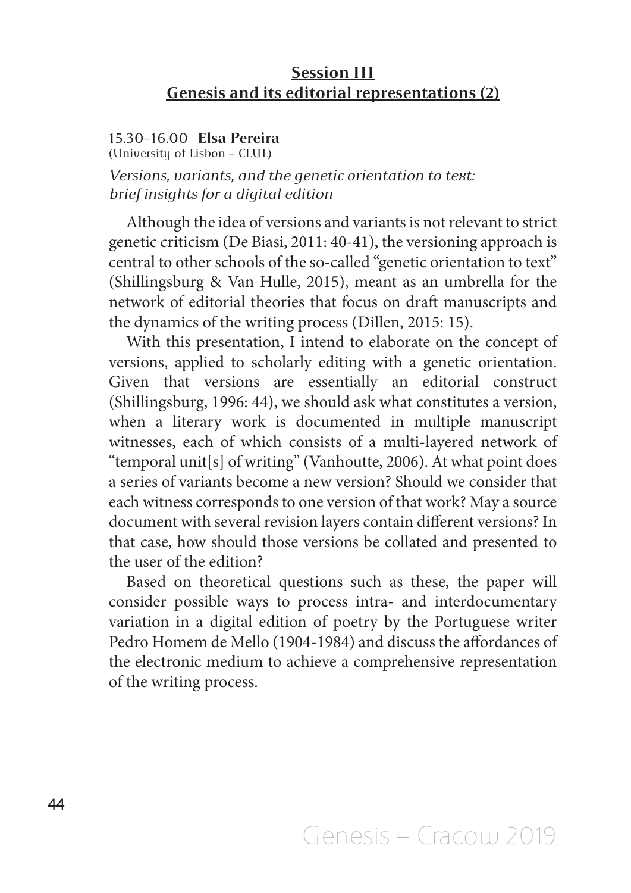## Session III
## Genesis and its editorial representations (2)

15.30–16.00 **Elsa Pereira**
(University of Lisbon – CLUL)

*Versions, variants, and the genetic orientation to text: brief insights for a digital edition*

Although the idea of versions and variants is not relevant to strict genetic criticism (De Biasi, 2011: 40-41), the versioning approach is central to other schools of the so-called "genetic orientation to text" (Shillingsburg & Van Hulle, 2015), meant as an umbrella for the network of editorial theories that focus on draft manuscripts and the dynamics of the writing process (Dillen, 2015: 15).

With this presentation, I intend to elaborate on the concept of versions, applied to scholarly editing with a genetic orientation. Given that versions are essentially an editorial construct (Shillingsburg, 1996: 44), we should ask what constitutes a version, when a literary work is documented in multiple manuscript witnesses, each of which consists of a multi-layered network of "temporal unit[s] of writing" (Vanhoutte, 2006). At what point does a series of variants become a new version? Should we consider that each witness corresponds to one version of that work? May a source document with several revision layers contain different versions? In that case, how should those versions be collated and presented to the user of the edition?

Based on theoretical questions such as these, the paper will consider possible ways to process intra- and interdocumentary variation in a digital edition of poetry by the Portuguese writer Pedro Homem de Mello (1904-1984) and discuss the affordances of the electronic medium to achieve a comprehensive representation of the writing process.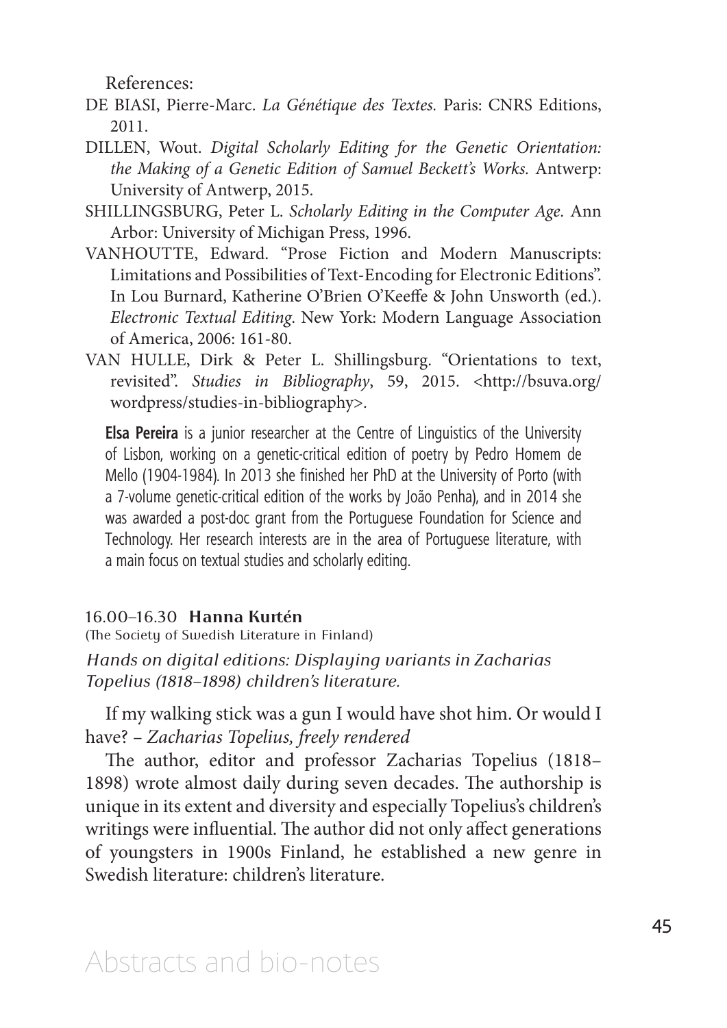References:

DE BIASI, Pierre-Marc. *La Génétique des Textes.* Paris: CNRS Editions, 2011.

DILLEN, Wout. *Digital Scholarly Editing for the Genetic Orientation: the Making of a Genetic Edition of Samuel Beckett's Works.* Antwerp: University of Antwerp, 2015.

SHILLINGSBURG, Peter L. *Scholarly Editing in the Computer Age.* Ann Arbor: University of Michigan Press, 1996.

VANHOUTTE, Edward. "Prose Fiction and Modern Manuscripts: Limitations and Possibilities of Text-Encoding for Electronic Editions". In Lou Burnard, Katherine O'Brien O'Keeffe & John Unsworth (ed.). *Electronic Textual Editing.* New York: Modern Language Association of America, 2006: 161-80.

VAN HULLE, Dirk & Peter L. Shillingsburg. "Orientations to text, revisited". *Studies in Bibliography*, 59, 2015. <http://bsuva.org/wordpress/studies-in-bibliography>.

**Elsa Pereira** is a junior researcher at the Centre of Linguistics of the University of Lisbon, working on a genetic-critical edition of poetry by Pedro Homem de Mello (1904-1984). In 2013 she finished her PhD at the University of Porto (with a 7-volume genetic-critical edition of the works by João Penha), and in 2014 she was awarded a post-doc grant from the Portuguese Foundation for Science and Technology. Her research interests are in the area of Portuguese literature, with a main focus on textual studies and scholarly editing.

16.00–16.30 **Hanna Kurtén**

(The Society of Swedish Literature in Finland)

*Hands on digital editions: Displaying variants in Zacharias Topelius (1818–1898) children's literature.*

If my walking stick was a gun I would have shot him. Or would I have? – *Zacharias Topelius, freely rendered*

The author, editor and professor Zacharias Topelius (1818–1898) wrote almost daily during seven decades. The authorship is unique in its extent and diversity and especially Topelius's children's writings were influential. The author did not only affect generations of youngsters in 1900s Finland, he established a new genre in Swedish literature: children's literature.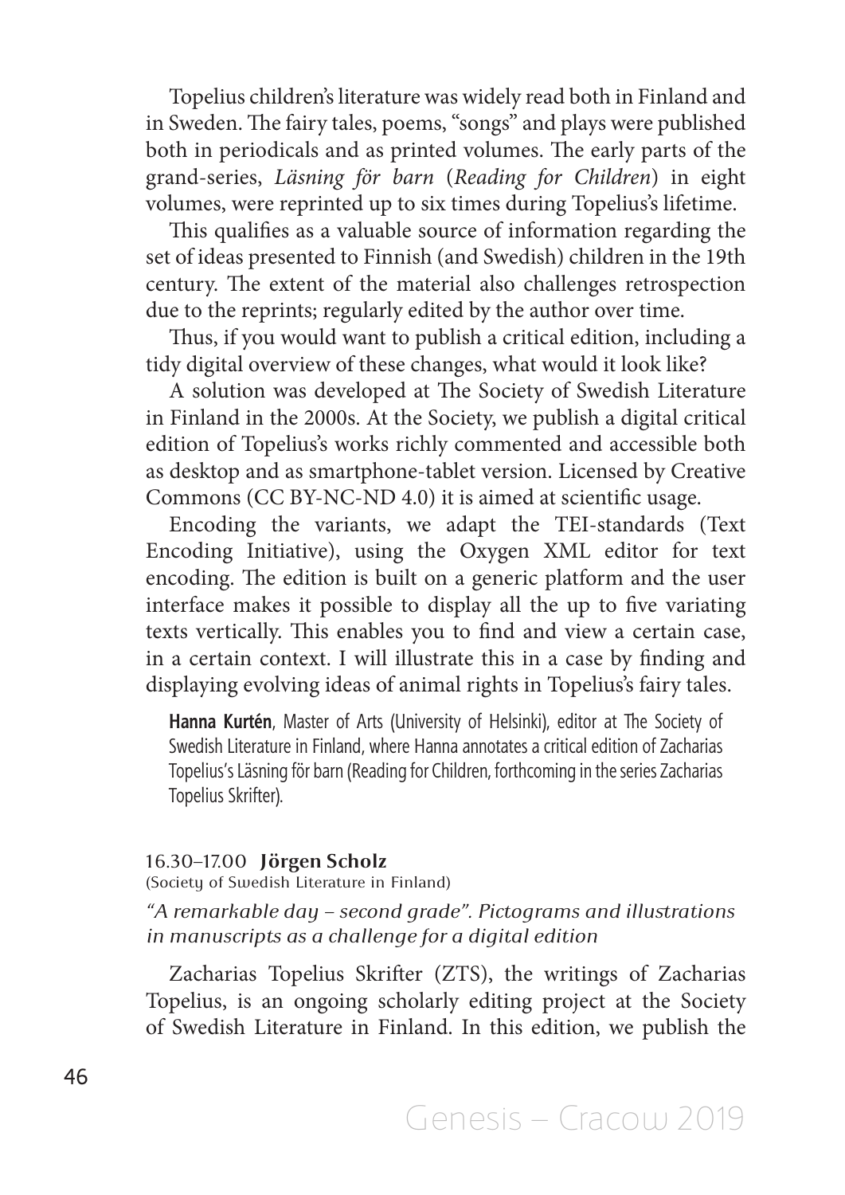Topelius children's literature was widely read both in Finland and in Sweden. The fairy tales, poems, "songs" and plays were published both in periodicals and as printed volumes. The early parts of the grand-series, *Läsning för barn* (*Reading for Children*) in eight volumes, were reprinted up to six times during Topelius's lifetime.

This qualifies as a valuable source of information regarding the set of ideas presented to Finnish (and Swedish) children in the 19th century. The extent of the material also challenges retrospection due to the reprints; regularly edited by the author over time.

Thus, if you would want to publish a critical edition, including a tidy digital overview of these changes, what would it look like?

A solution was developed at The Society of Swedish Literature in Finland in the 2000s. At the Society, we publish a digital critical edition of Topelius's works richly commented and accessible both as desktop and as smartphone-tablet version. Licensed by Creative Commons (CC BY-NC-ND 4.0) it is aimed at scientific usage.

Encoding the variants, we adapt the TEI-standards (Text Encoding Initiative), using the Oxygen XML editor for text encoding. The edition is built on a generic platform and the user interface makes it possible to display all the up to five variating texts vertically. This enables you to find and view a certain case, in a certain context. I will illustrate this in a case by finding and displaying evolving ideas of animal rights in Topelius's fairy tales.

**Hanna Kurtén**, Master of Arts (University of Helsinki), editor at The Society of Swedish Literature in Finland, where Hanna annotates a critical edition of Zacharias Topelius's Läsning för barn (Reading for Children, forthcoming in the series Zacharias Topelius Skrifter).

16.30–17.00 **Jörgen Scholz**
(Society of Swedish Literature in Finland)

*"A remarkable day – second grade". Pictograms and illustrations in manuscripts as a challenge for a digital edition*

Zacharias Topelius Skrifter (ZTS), the writings of Zacharias Topelius, is an ongoing scholarly editing project at the Society of Swedish Literature in Finland. In this edition, we publish the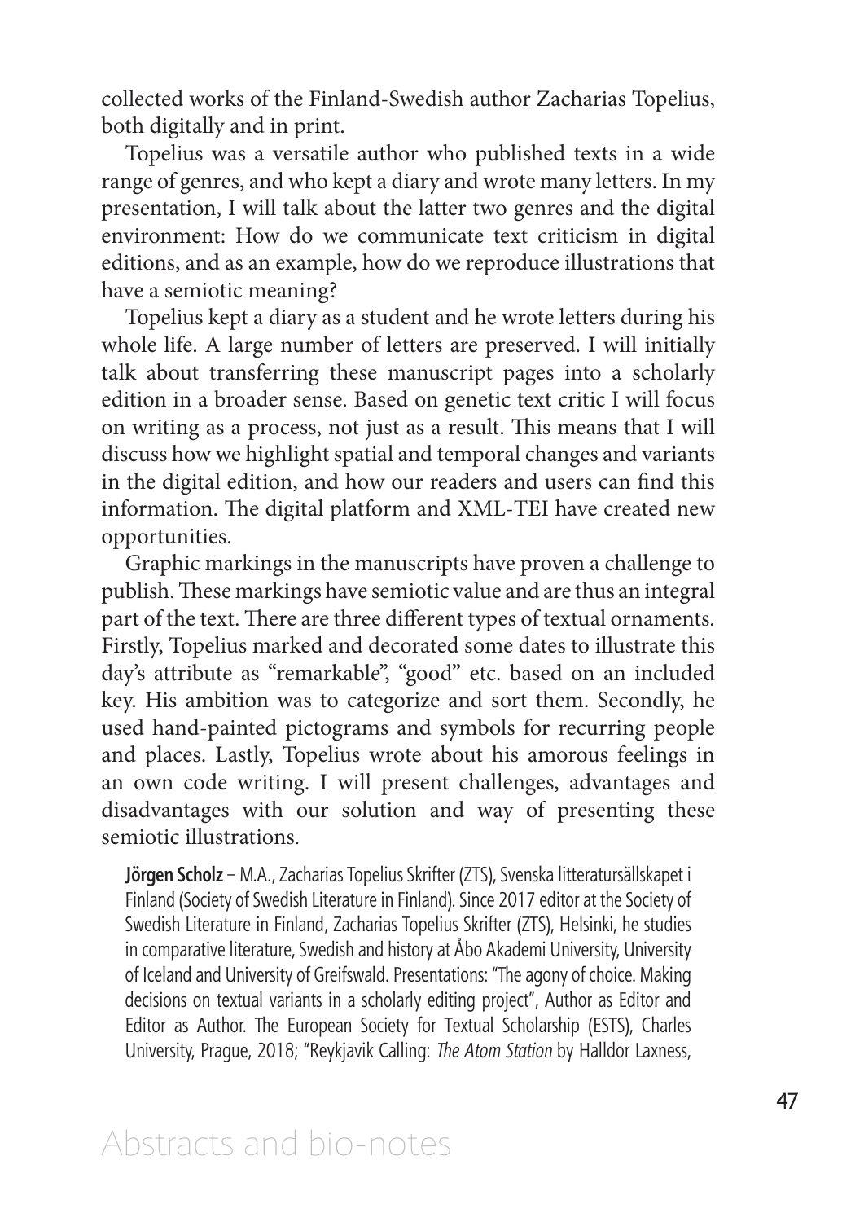collected works of the Finland-Swedish author Zacharias Topelius, both digitally and in print.

Topelius was a versatile author who published texts in a wide range of genres, and who kept a diary and wrote many letters. In my presentation, I will talk about the latter two genres and the digital environment: How do we communicate text criticism in digital editions, and as an example, how do we reproduce illustrations that have a semiotic meaning?

Topelius kept a diary as a student and he wrote letters during his whole life. A large number of letters are preserved. I will initially talk about transferring these manuscript pages into a scholarly edition in a broader sense. Based on genetic text critic I will focus on writing as a process, not just as a result. This means that I will discuss how we highlight spatial and temporal changes and variants in the digital edition, and how our readers and users can find this information. The digital platform and XML-TEI have created new opportunities.

Graphic markings in the manuscripts have proven a challenge to publish. These markings have semiotic value and are thus an integral part of the text. There are three different types of textual ornaments. Firstly, Topelius marked and decorated some dates to illustrate this day's attribute as "remarkable", "good" etc. based on an included key. His ambition was to categorize and sort them. Secondly, he used hand-painted pictograms and symbols for recurring people and places. Lastly, Topelius wrote about his amorous feelings in an own code writing. I will present challenges, advantages and disadvantages with our solution and way of presenting these semiotic illustrations.

**Jörgen Scholz** – M.A., Zacharias Topelius Skrifter (ZTS), Svenska litteratursällskapet i Finland (Society of Swedish Literature in Finland). Since 2017 editor at the Society of Swedish Literature in Finland, Zacharias Topelius Skrifter (ZTS), Helsinki, he studies in comparative literature, Swedish and history at Åbo Akademi University, University of Iceland and University of Greifswald. Presentations: "The agony of choice. Making decisions on textual variants in a scholarly editing project", Author as Editor and Editor as Author. The European Society for Textual Scholarship (ESTS), Charles University, Prague, 2018; "Reykjavik Calling: *The Atom Station* by Halldor Laxness,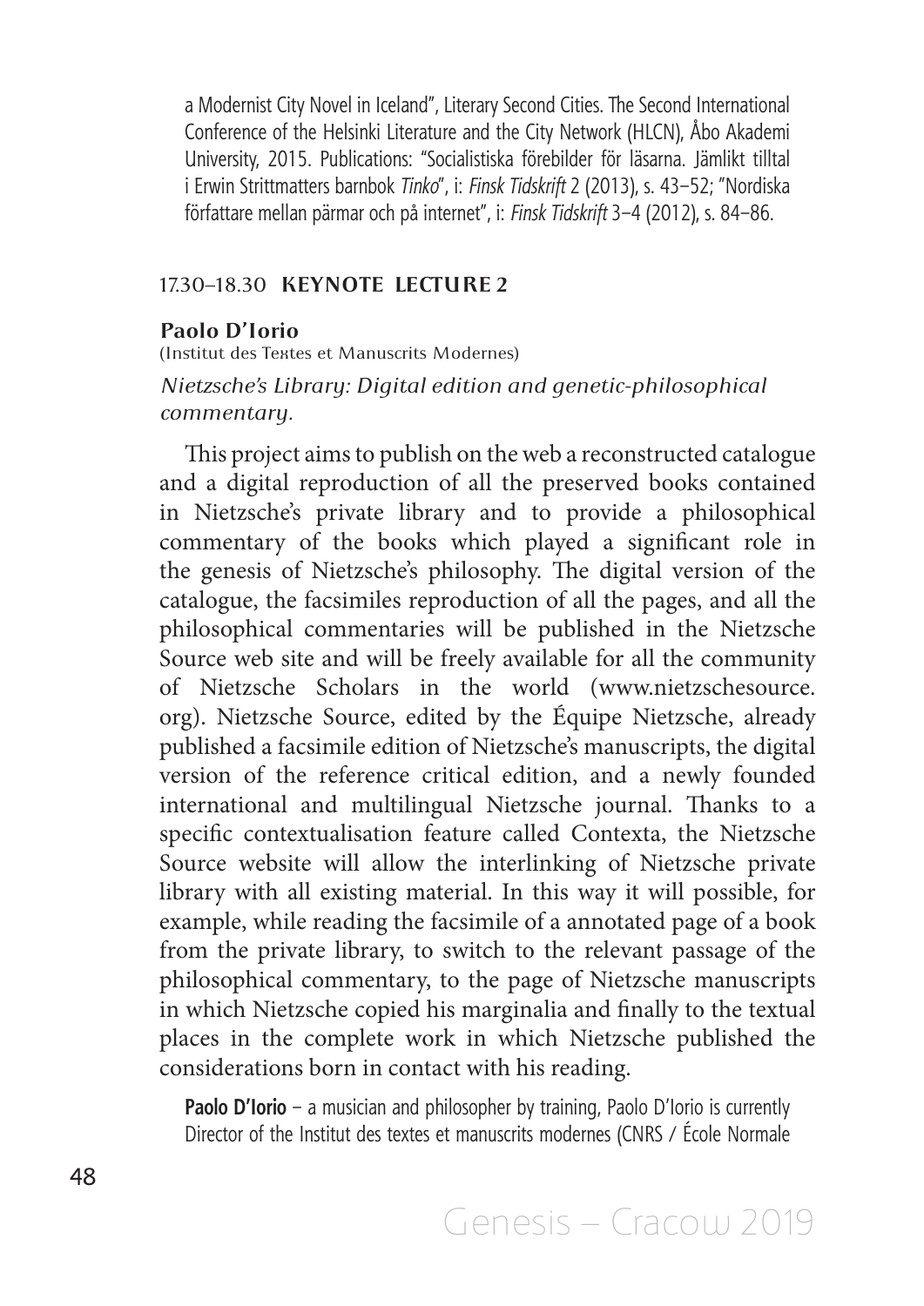a Modernist City Novel in Iceland", Literary Second Cities. The Second International Conference of the Helsinki Literature and the City Network (HLCN), Åbo Akademi University, 2015. Publications: "Socialistiska förebilder för läsarna. Jämlikt tilltal i Erwin Strittmatters barnbok *Tinko*", i: *Finsk Tidskrift* 2 (2013), s. 43–52; "Nordiska författare mellan pärmar och på internet", i: *Finsk Tidskrift* 3–4 (2012), s. 84–86.

## 17.30–18.30 **KEYNOTE LECTURE 2**

### Paolo D'Iorio

(Institut des Textes et Manuscrits Modernes)

*Nietzsche's Library: Digital edition and genetic-philosophical commentary.*

This project aims to publish on the web a reconstructed catalogue and a digital reproduction of all the preserved books contained in Nietzsche's private library and to provide a philosophical commentary of the books which played a significant role in the genesis of Nietzsche's philosophy. The digital version of the catalogue, the facsimiles reproduction of all the pages, and all the philosophical commentaries will be published in the Nietzsche Source web site and will be freely available for all the community of Nietzsche Scholars in the world (www.nietzschesource.org). Nietzsche Source, edited by the Équipe Nietzsche, already published a facsimile edition of Nietzsche's manuscripts, the digital version of the reference critical edition, and a newly founded international and multilingual Nietzsche journal. Thanks to a specific contextualisation feature called Contexta, the Nietzsche Source website will allow the interlinking of Nietzsche private library with all existing material. In this way it will possible, for example, while reading the facsimile of a annotated page of a book from the private library, to switch to the relevant passage of the philosophical commentary, to the page of Nietzsche manuscripts in which Nietzsche copied his marginalia and finally to the textual places in the complete work in which Nietzsche published the considerations born in contact with his reading.

**Paolo D'Iorio** – a musician and philosopher by training, Paolo D'Iorio is currently Director of the Institut des textes et manuscrits modernes (CNRS / École Normale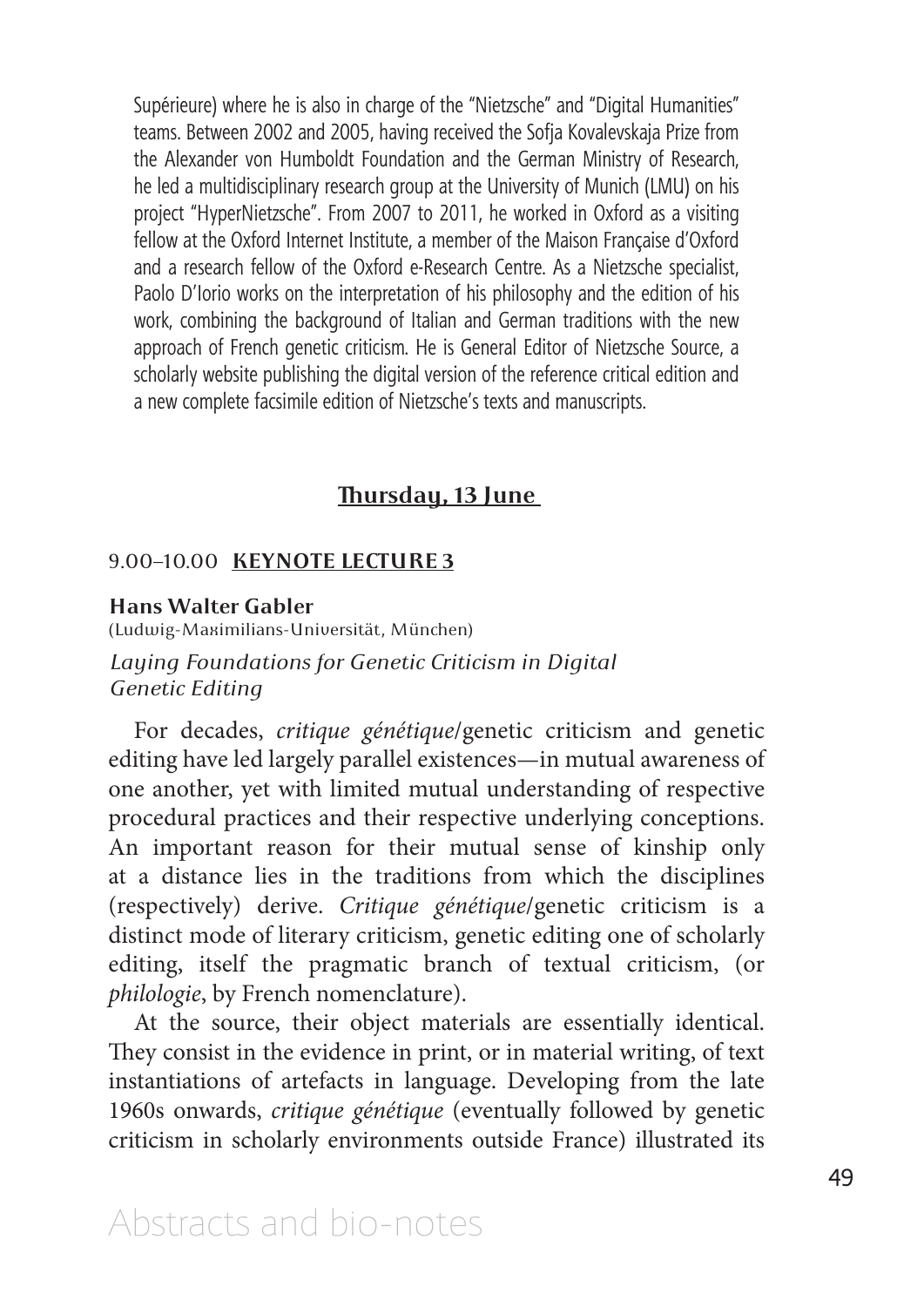Supérieure) where he is also in charge of the "Nietzsche" and "Digital Humanities" teams. Between 2002 and 2005, having received the Sofja Kovalevskaja Prize from the Alexander von Humboldt Foundation and the German Ministry of Research, he led a multidisciplinary research group at the University of Munich (LMU) on his project "HyperNietzsche". From 2007 to 2011, he worked in Oxford as a visiting fellow at the Oxford Internet Institute, a member of the Maison Française d'Oxford and a research fellow of the Oxford e-Research Centre. As a Nietzsche specialist, Paolo D'Iorio works on the interpretation of his philosophy and the edition of his work, combining the background of Italian and German traditions with the new approach of French genetic criticism. He is General Editor of Nietzsche Source, a scholarly website publishing the digital version of the reference critical edition and a new complete facsimile edition of Nietzsche's texts and manuscripts.

## Thursday, 13 June

### 9.00–10.00 KEYNOTE LECTURE 3

**Hans Walter Gabler**
(Ludwig-Maximilians-Universität, München)

*Laying Foundations for Genetic Criticism in Digital Genetic Editing*

For decades, *critique génétique*/genetic criticism and genetic editing have led largely parallel existences—in mutual awareness of one another, yet with limited mutual understanding of respective procedural practices and their respective underlying conceptions. An important reason for their mutual sense of kinship only at a distance lies in the traditions from which the disciplines (respectively) derive. *Critique génétique*/genetic criticism is a distinct mode of literary criticism, genetic editing one of scholarly editing, itself the pragmatic branch of textual criticism, (or *philologie*, by French nomenclature).

At the source, their object materials are essentially identical. They consist in the evidence in print, or in material writing, of text instantiations of artefacts in language. Developing from the late 1960s onwards, *critique génétique* (eventually followed by genetic criticism in scholarly environments outside France) illustrated its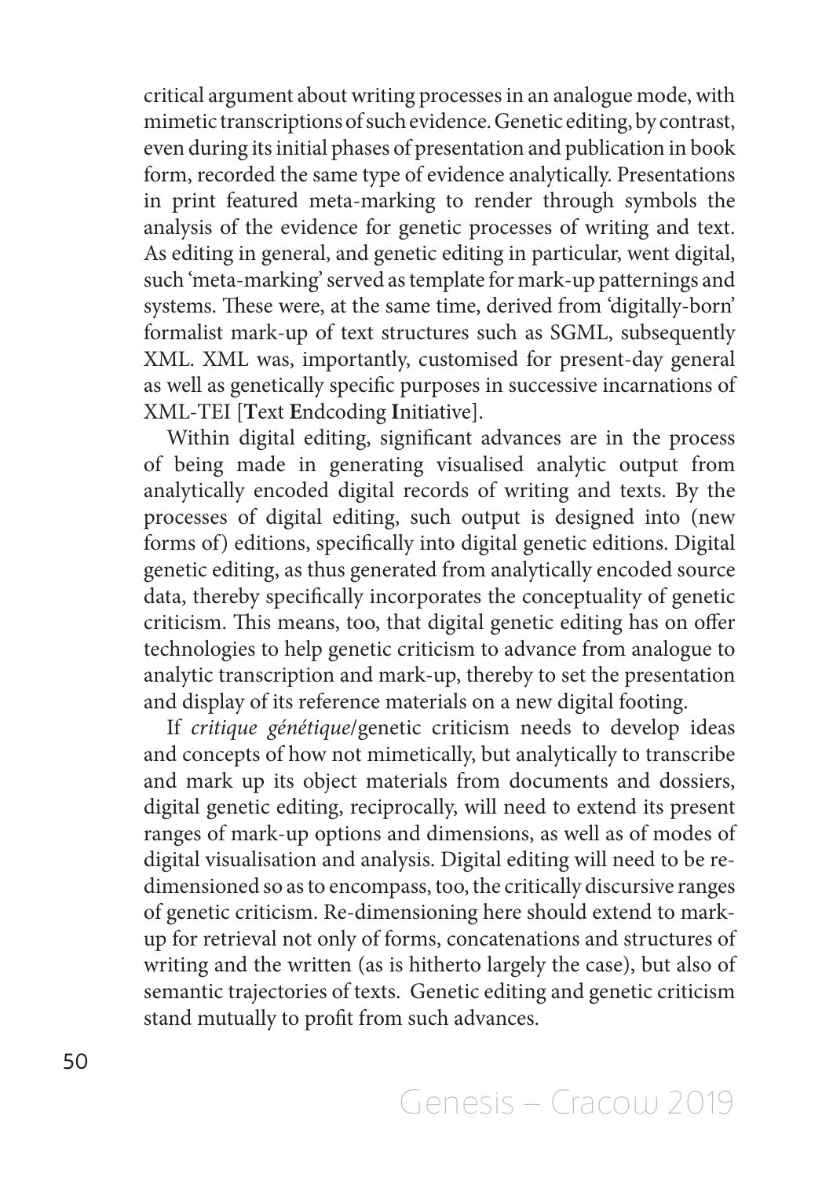critical argument about writing processes in an analogue mode, with mimetic transcriptions of such evidence. Genetic editing, by contrast, even during its initial phases of presentation and publication in book form, recorded the same type of evidence analytically. Presentations in print featured meta-marking to render through symbols the analysis of the evidence for genetic processes of writing and text. As editing in general, and genetic editing in particular, went digital, such 'meta-marking' served as template for mark-up patternings and systems. These were, at the same time, derived from 'digitally-born' formalist mark-up of text structures such as SGML, subsequently XML. XML was, importantly, customised for present-day general as well as genetically specific purposes in successive incarnations of XML-TEI [**T**ext **E**ndcoding **I**nitiative].

Within digital editing, significant advances are in the process of being made in generating visualised analytic output from analytically encoded digital records of writing and texts. By the processes of digital editing, such output is designed into (new forms of) editions, specifically into digital genetic editions. Digital genetic editing, as thus generated from analytically encoded source data, thereby specifically incorporates the conceptuality of genetic criticism. This means, too, that digital genetic editing has on offer technologies to help genetic criticism to advance from analogue to analytic transcription and mark-up, thereby to set the presentation and display of its reference materials on a new digital footing.

If *critique génétique*/genetic criticism needs to develop ideas and concepts of how not mimetically, but analytically to transcribe and mark up its object materials from documents and dossiers, digital genetic editing, reciprocally, will need to extend its present ranges of mark-up options and dimensions, as well as of modes of digital visualisation and analysis. Digital editing will need to be re-dimensioned so as to encompass, too, the critically discursive ranges of genetic criticism. Re-dimensioning here should extend to mark-up for retrieval not only of forms, concatenations and structures of writing and the written (as is hitherto largely the case), but also of semantic trajectories of texts. Genetic editing and genetic criticism stand mutually to profit from such advances.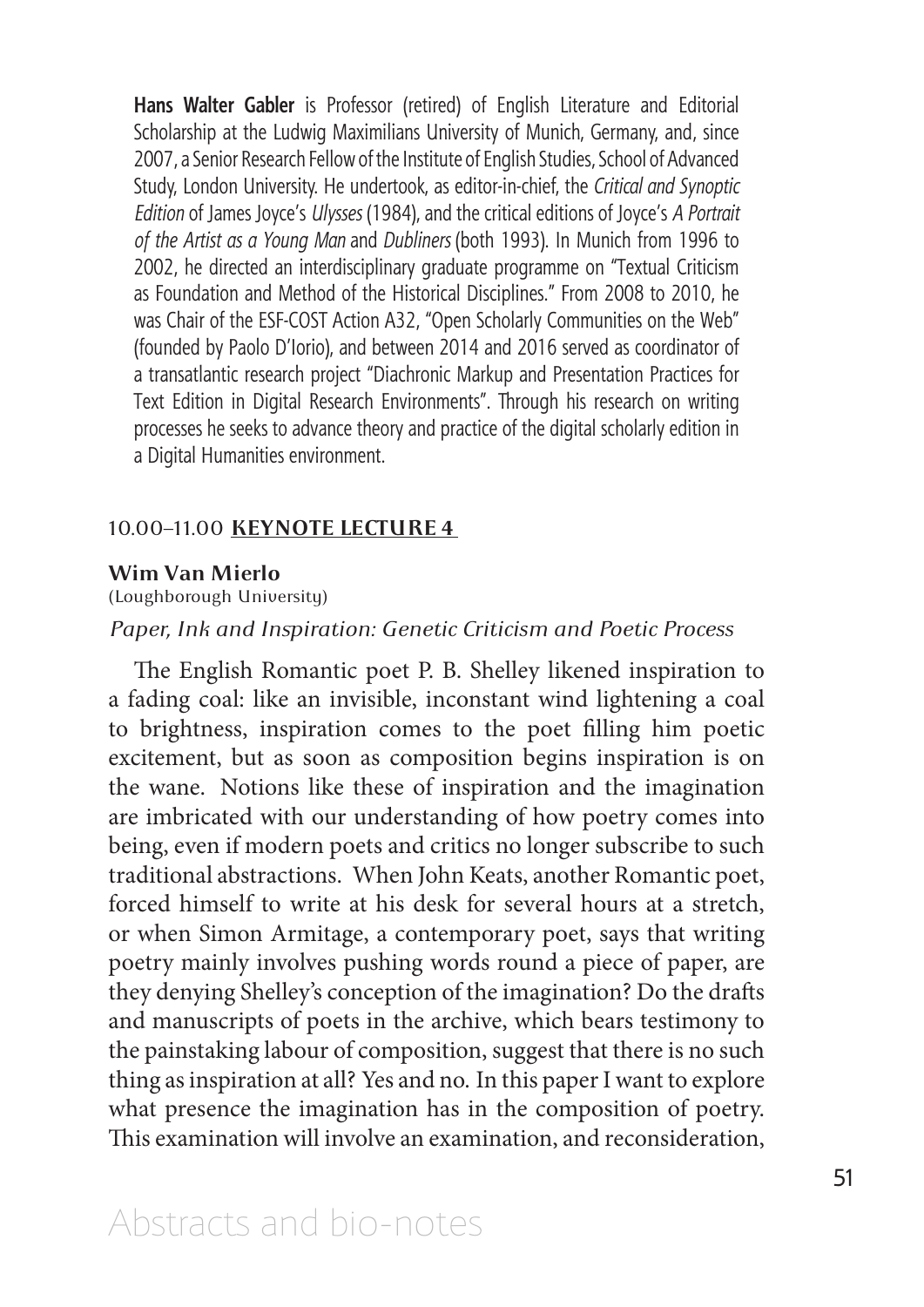**Hans Walter Gabler** is Professor (retired) of English Literature and Editorial Scholarship at the Ludwig Maximilians University of Munich, Germany, and, since 2007, a Senior Research Fellow of the Institute of English Studies, School of Advanced Study, London University. He undertook, as editor-in-chief, the *Critical and Synoptic Edition* of James Joyce's *Ulysses* (1984), and the critical editions of Joyce's *A Portrait of the Artist as a Young Man* and *Dubliners* (both 1993). In Munich from 1996 to 2002, he directed an interdisciplinary graduate programme on "Textual Criticism as Foundation and Method of the Historical Disciplines." From 2008 to 2010, he was Chair of the ESF-COST Action A32, "Open Scholarly Communities on the Web" (founded by Paolo D'Iorio), and between 2014 and 2016 served as coordinator of a transatlantic research project "Diachronic Markup and Presentation Practices for Text Edition in Digital Research Environments". Through his research on writing processes he seeks to advance theory and practice of the digital scholarly edition in a Digital Humanities environment.

## 10.00–11.00 KEYNOTE LECTURE 4

**Wim Van Mierlo**
(Loughborough University)

*Paper, Ink and Inspiration: Genetic Criticism and Poetic Process*

The English Romantic poet P. B. Shelley likened inspiration to a fading coal: like an invisible, inconstant wind lightening a coal to brightness, inspiration comes to the poet filling him poetic excitement, but as soon as composition begins inspiration is on the wane. Notions like these of inspiration and the imagination are imbricated with our understanding of how poetry comes into being, even if modern poets and critics no longer subscribe to such traditional abstractions. When John Keats, another Romantic poet, forced himself to write at his desk for several hours at a stretch, or when Simon Armitage, a contemporary poet, says that writing poetry mainly involves pushing words round a piece of paper, are they denying Shelley's conception of the imagination? Do the drafts and manuscripts of poets in the archive, which bears testimony to the painstaking labour of composition, suggest that there is no such thing as inspiration at all? Yes and no. In this paper I want to explore what presence the imagination has in the composition of poetry. This examination will involve an examination, and reconsideration,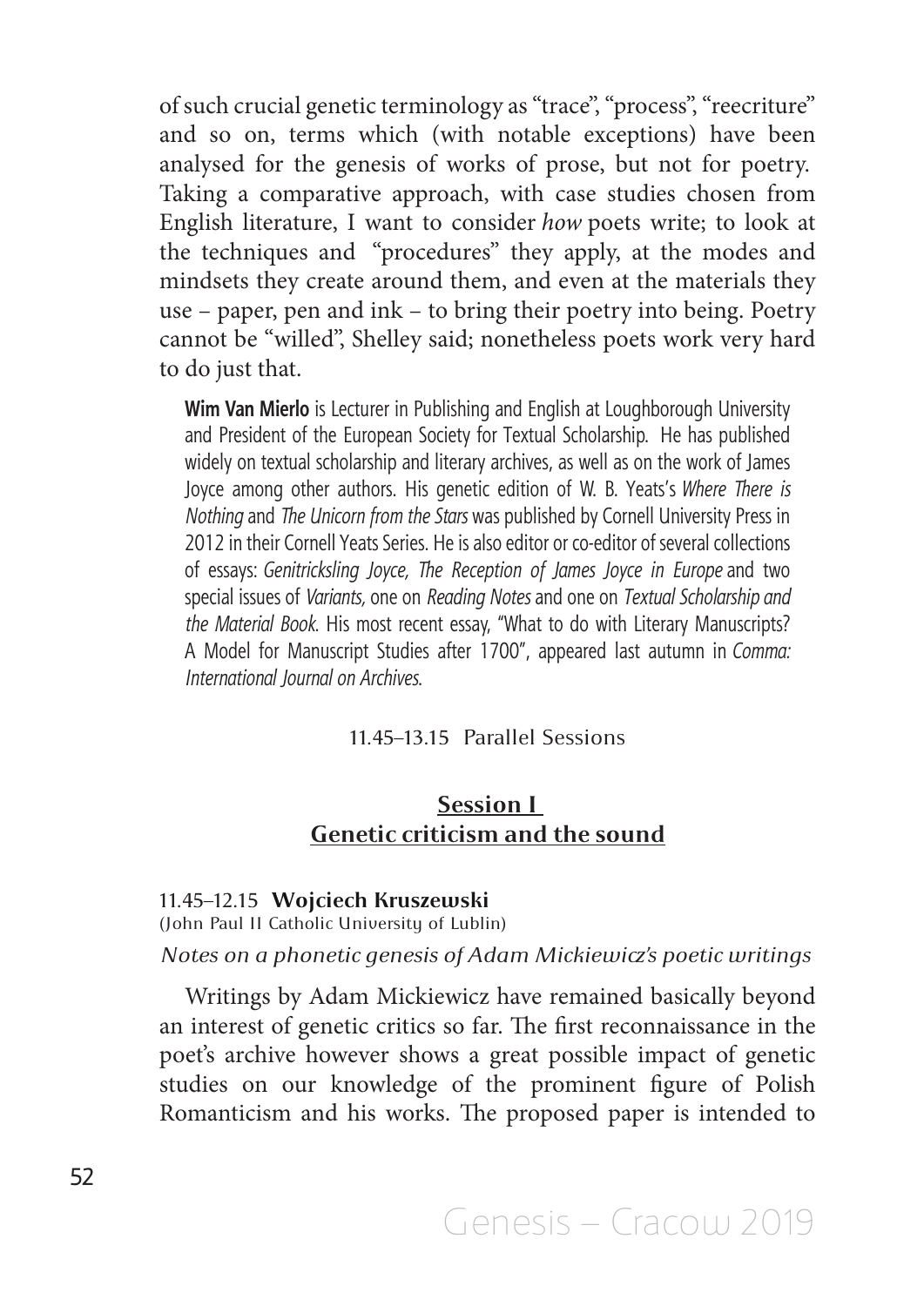of such crucial genetic terminology as "trace", "process", "reecriture" and so on, terms which (with notable exceptions) have been analysed for the genesis of works of prose, but not for poetry. Taking a comparative approach, with case studies chosen from English literature, I want to consider *how* poets write; to look at the techniques and "procedures" they apply, at the modes and mindsets they create around them, and even at the materials they use – paper, pen and ink – to bring their poetry into being. Poetry cannot be "willed", Shelley said; nonetheless poets work very hard to do just that.

> **Wim Van Mierlo** is Lecturer in Publishing and English at Loughborough University and President of the European Society for Textual Scholarship. He has published widely on textual scholarship and literary archives, as well as on the work of James Joyce among other authors. His genetic edition of W. B. Yeats's *Where There is Nothing* and *The Unicorn from the Stars* was published by Cornell University Press in 2012 in their Cornell Yeats Series. He is also editor or co-editor of several collections of essays: *Genitricksling Joyce, The Reception of James Joyce in Europe* and two special issues of *Variants,* one on *Reading Notes* and one on *Textual Scholarship and the Material Book.* His most recent essay, "What to do with Literary Manuscripts? A Model for Manuscript Studies after 1700", appeared last autumn in *Comma: International Journal on Archives.*

11.45–13.15 Parallel Sessions

## Session I
## Genetic criticism and the sound

11.45–12.15 **Wojciech Kruszewski**
(John Paul II Catholic University of Lublin)

*Notes on a phonetic genesis of Adam Mickiewicz's poetic writings*

Writings by Adam Mickiewicz have remained basically beyond an interest of genetic critics so far. The first reconnaissance in the poet's archive however shows a great possible impact of genetic studies on our knowledge of the prominent figure of Polish Romanticism and his works. The proposed paper is intended to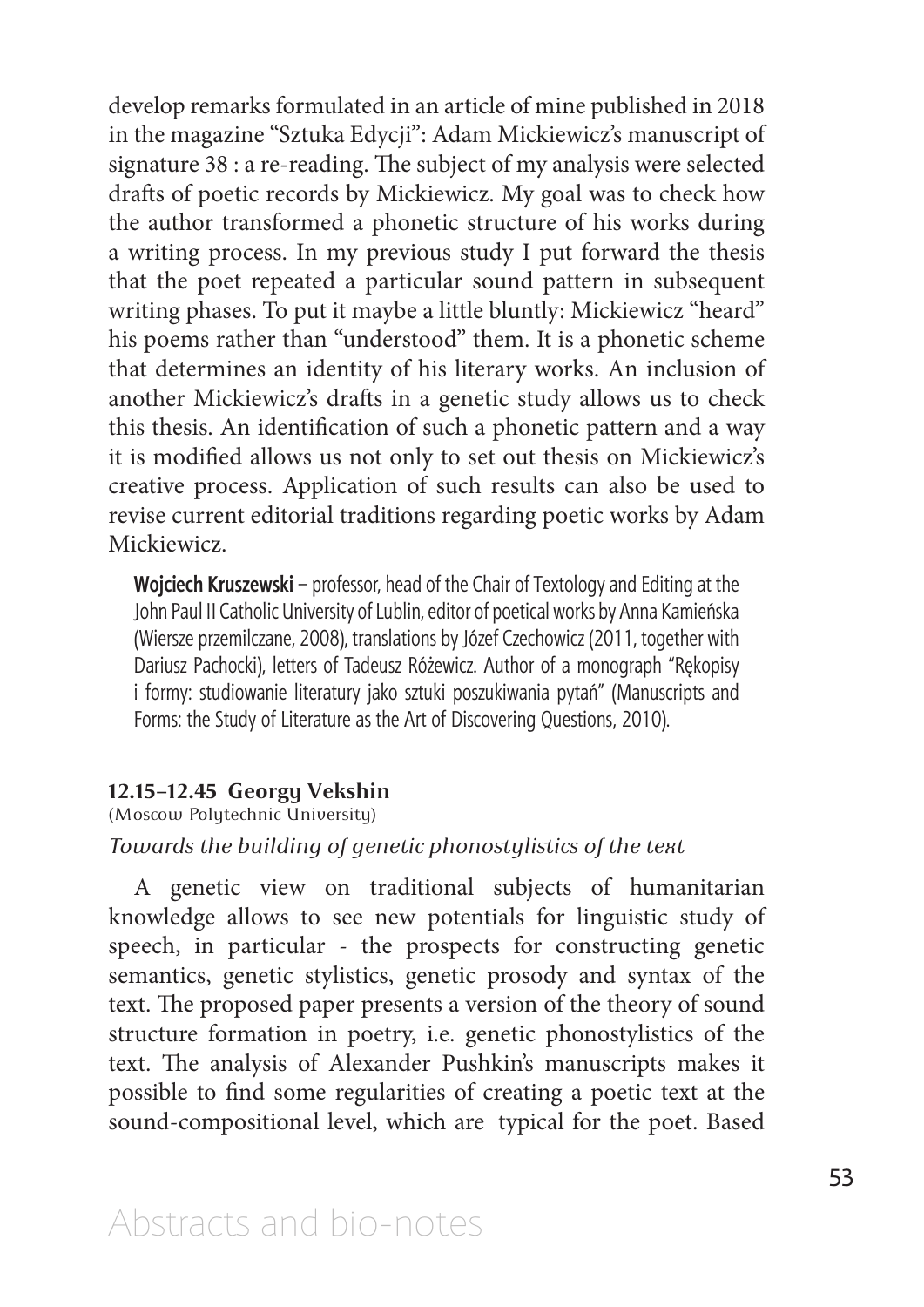develop remarks formulated in an article of mine published in 2018 in the magazine "Sztuka Edycji": Adam Mickiewicz's manuscript of signature 38 : a re-reading. The subject of my analysis were selected drafts of poetic records by Mickiewicz. My goal was to check how the author transformed a phonetic structure of his works during a writing process. In my previous study I put forward the thesis that the poet repeated a particular sound pattern in subsequent writing phases. To put it maybe a little bluntly: Mickiewicz "heard" his poems rather than "understood" them. It is a phonetic scheme that determines an identity of his literary works. An inclusion of another Mickiewicz's drafts in a genetic study allows us to check this thesis. An identification of such a phonetic pattern and a way it is modified allows us not only to set out thesis on Mickiewicz's creative process. Application of such results can also be used to revise current editorial traditions regarding poetic works by Adam Mickiewicz.

**Wojciech Kruszewski** – professor, head of the Chair of Textology and Editing at the John Paul II Catholic University of Lublin, editor of poetical works by Anna Kamieńska (Wiersze przemilczane, 2008), translations by Józef Czechowicz (2011, together with Dariusz Pachocki), letters of Tadeusz Różewicz. Author of a monograph "Rękopisy i formy: studiowanie literatury jako sztuki poszukiwania pytań" (Manuscripts and Forms: the Study of Literature as the Art of Discovering Questions, 2010).

**12.15–12.45 Georgy Vekshin**

(Moscow Polytechnic University)

*Towards the building of genetic phonostylistics of the text*

A genetic view on traditional subjects of humanitarian knowledge allows to see new potentials for linguistic study of speech, in particular - the prospects for constructing genetic semantics, genetic stylistics, genetic prosody and syntax of the text. The proposed paper presents a version of the theory of sound structure formation in poetry, i.e. genetic phonostylistics of the text. The analysis of Alexander Pushkin's manuscripts makes it possible to find some regularities of creating a poetic text at the sound-compositional level, which are typical for the poet. Based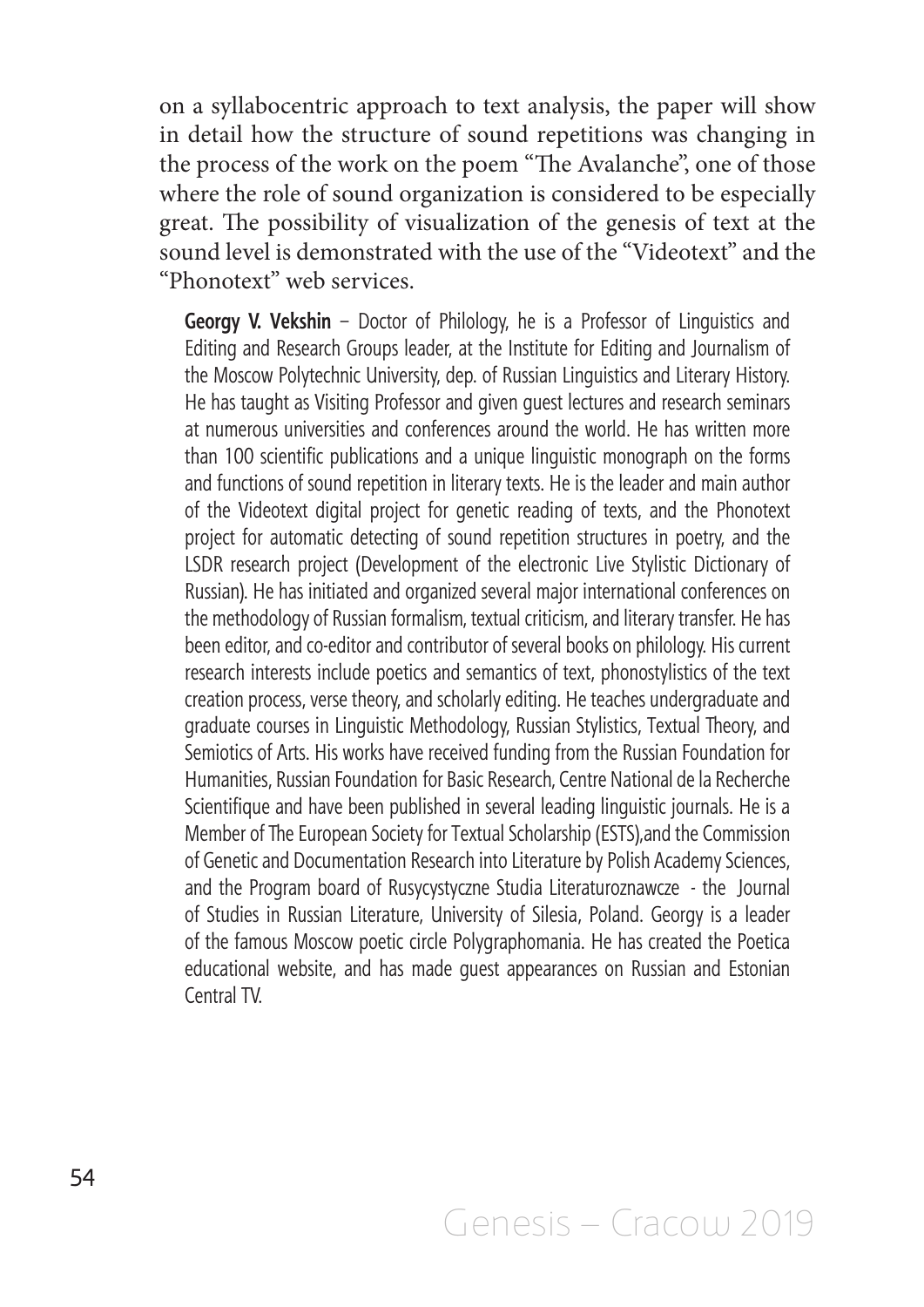on a syllabocentric approach to text analysis, the paper will show in detail how the structure of sound repetitions was changing in the process of the work on the poem "The Avalanche", one of those where the role of sound organization is considered to be especially great. The possibility of visualization of the genesis of text at the sound level is demonstrated with the use of the "Videotext" and the "Phonotext" web services.

**Georgy V. Vekshin** – Doctor of Philology, he is a Professor of Linguistics and Editing and Research Groups leader, at the Institute for Editing and Journalism of the Moscow Polytechnic University, dep. of Russian Linguistics and Literary History. He has taught as Visiting Professor and given guest lectures and research seminars at numerous universities and conferences around the world. He has written more than 100 scientific publications and a unique linguistic monograph on the forms and functions of sound repetition in literary texts. He is the leader and main author of the Videotext digital project for genetic reading of texts, and the Phonotext project for automatic detecting of sound repetition structures in poetry, and the LSDR research project (Development of the electronic Live Stylistic Dictionary of Russian). He has initiated and organized several major international conferences on the methodology of Russian formalism, textual criticism, and literary transfer. He has been editor, and co-editor and contributor of several books on philology. His current research interests include poetics and semantics of text, phonostylistics of the text creation process, verse theory, and scholarly editing. He teaches undergraduate and graduate courses in Linguistic Methodology, Russian Stylistics, Textual Theory, and Semiotics of Arts. His works have received funding from the Russian Foundation for Humanities, Russian Foundation for Basic Research, Centre National de la Recherche Scientifique and have been published in several leading linguistic journals. He is a Member of The European Society for Textual Scholarship (ESTS),and the Commission of Genetic and Documentation Research into Literature by Polish Academy Sciences, and the Program board of Rusycystyczne Studia Literaturoznawcze - the Journal of Studies in Russian Literature, University of Silesia, Poland. Georgy is a leader of the famous Moscow poetic circle Polygraphomania. He has created the Poetica educational website, and has made guest appearances on Russian and Estonian Central TV.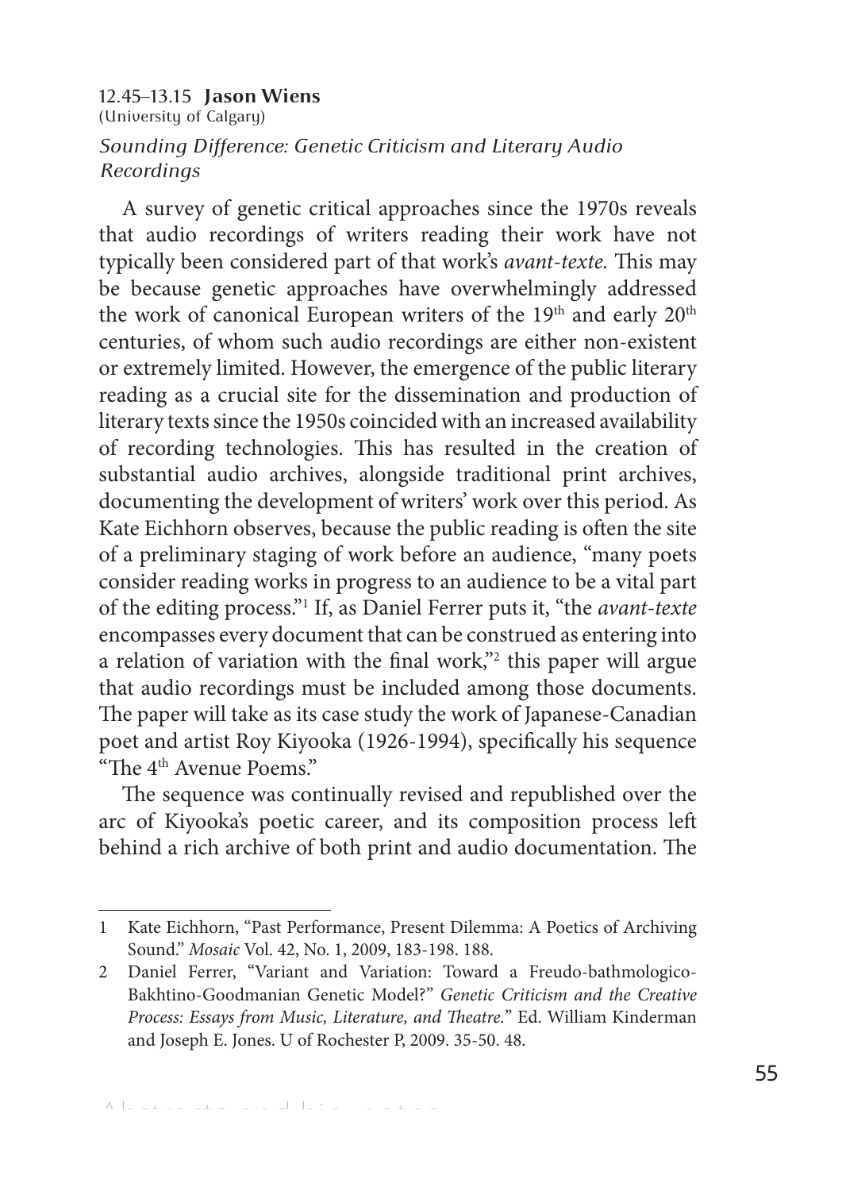12.45–13.15 **Jason Wiens**
(University of Calgary)

*Sounding Difference: Genetic Criticism and Literary Audio Recordings*

A survey of genetic critical approaches since the 1970s reveals that audio recordings of writers reading their work have not typically been considered part of that work's *avant-texte*. This may be because genetic approaches have overwhelmingly addressed the work of canonical European writers of the 19th and early 20th centuries, of whom such audio recordings are either non-existent or extremely limited. However, the emergence of the public literary reading as a crucial site for the dissemination and production of literary texts since the 1950s coincided with an increased availability of recording technologies. This has resulted in the creation of substantial audio archives, alongside traditional print archives, documenting the development of writers' work over this period. As Kate Eichhorn observes, because the public reading is often the site of a preliminary staging of work before an audience, "many poets consider reading works in progress to an audience to be a vital part of the editing process."[1] If, as Daniel Ferrer puts it, "the *avant-texte* encompasses every document that can be construed as entering into a relation of variation with the final work,"[2] this paper will argue that audio recordings must be included among those documents. The paper will take as its case study the work of Japanese-Canadian poet and artist Roy Kiyooka (1926-1994), specifically his sequence "The 4th Avenue Poems."

The sequence was continually revised and republished over the arc of Kiyooka's poetic career, and its composition process left behind a rich archive of both print and audio documentation. The

---

1 Kate Eichhorn, "Past Performance, Present Dilemma: A Poetics of Archiving Sound." *Mosaic* Vol. 42, No. 1, 2009, 183-198. 188.

2 Daniel Ferrer, "Variant and Variation: Toward a Freudo-bathmologico-Bakhtino-Goodmanian Genetic Model?" *Genetic Criticism and the Creative Process: Essays from Music, Literature, and Theatre.*" Ed. William Kinderman and Joseph E. Jones. U of Rochester P, 2009. 35-50. 48.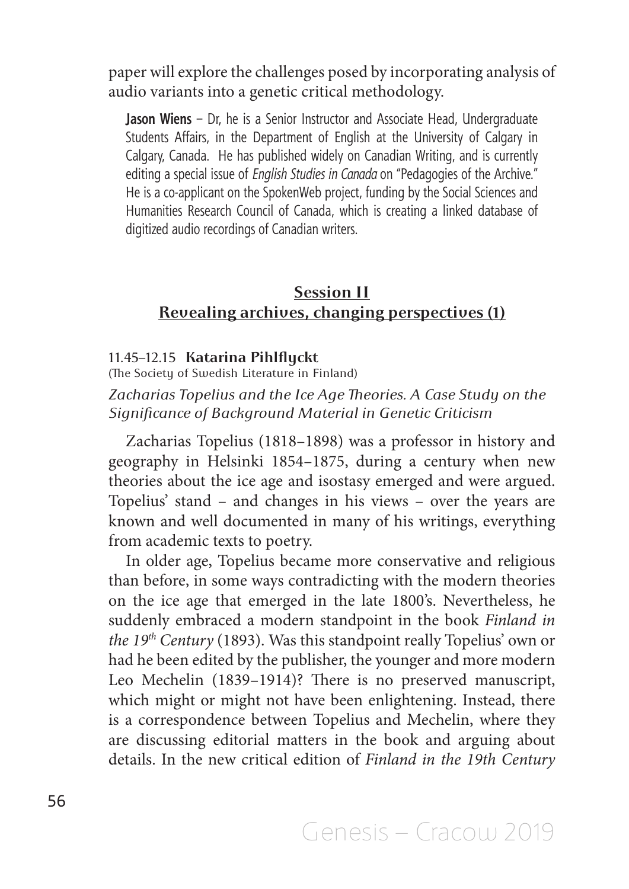paper will explore the challenges posed by incorporating analysis of audio variants into a genetic critical methodology.

**Jason Wiens** – Dr, he is a Senior Instructor and Associate Head, Undergraduate Students Affairs, in the Department of English at the University of Calgary in Calgary, Canada. He has published widely on Canadian Writing, and is currently editing a special issue of *English Studies in Canada* on "Pedagogies of the Archive." He is a co-applicant on the SpokenWeb project, funding by the Social Sciences and Humanities Research Council of Canada, which is creating a linked database of digitized audio recordings of Canadian writers.

## Session II
## Revealing archives, changing perspectives (1)

11.45–12.15 **Katarina Pihlflyckt**
(The Society of Swedish Literature in Finland)

*Zacharias Topelius and the Ice Age Theories. A Case Study on the Significance of Background Material in Genetic Criticism*

Zacharias Topelius (1818–1898) was a professor in history and geography in Helsinki 1854–1875, during a century when new theories about the ice age and isostasy emerged and were argued. Topelius' stand – and changes in his views – over the years are known and well documented in many of his writings, everything from academic texts to poetry.

In older age, Topelius became more conservative and religious than before, in some ways contradicting with the modern theories on the ice age that emerged in the late 1800's. Nevertheless, he suddenly embraced a modern standpoint in the book *Finland in the 19th Century* (1893). Was this standpoint really Topelius' own or had he been edited by the publisher, the younger and more modern Leo Mechelin (1839–1914)? There is no preserved manuscript, which might or might not have been enlightening. Instead, there is a correspondence between Topelius and Mechelin, where they are discussing editorial matters in the book and arguing about details. In the new critical edition of *Finland in the 19th Century*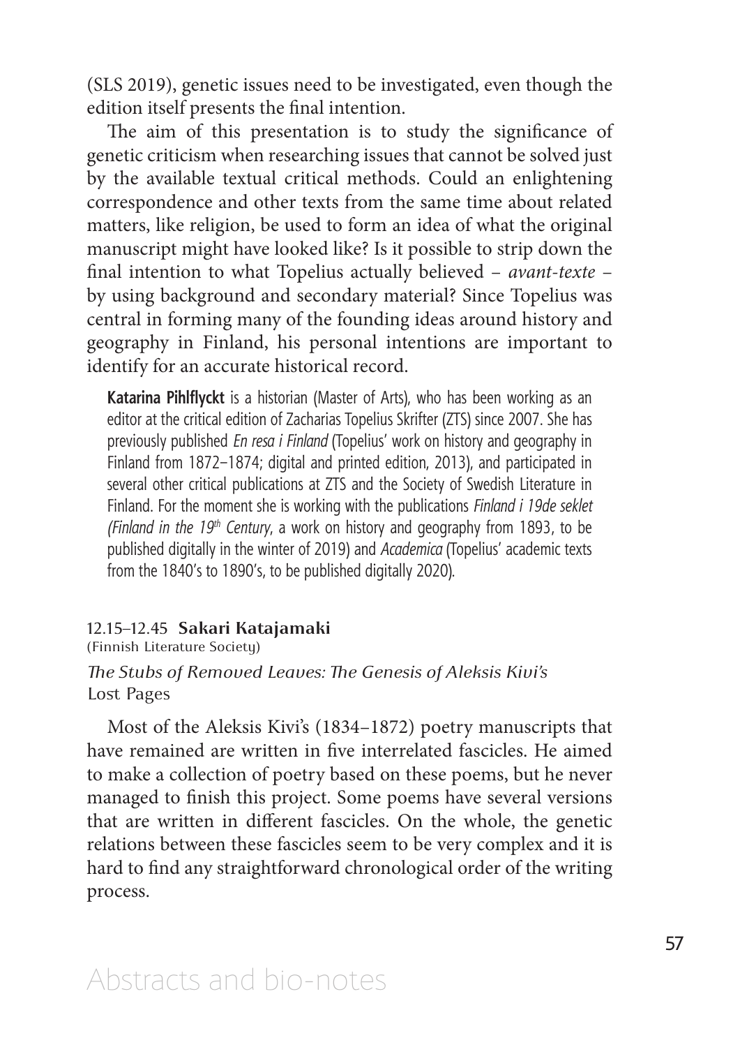(SLS 2019), genetic issues need to be investigated, even though the edition itself presents the final intention.

The aim of this presentation is to study the significance of genetic criticism when researching issues that cannot be solved just by the available textual critical methods. Could an enlightening correspondence and other texts from the same time about related matters, like religion, be used to form an idea of what the original manuscript might have looked like? Is it possible to strip down the final intention to what Topelius actually believed – *avant-texte* – by using background and secondary material? Since Topelius was central in forming many of the founding ideas around history and geography in Finland, his personal intentions are important to identify for an accurate historical record.

**Katarina Pihlflyckt** is a historian (Master of Arts), who has been working as an editor at the critical edition of Zacharias Topelius Skrifter (ZTS) since 2007. She has previously published *En resa i Finland* (Topelius' work on history and geography in Finland from 1872–1874; digital and printed edition, 2013), and participated in several other critical publications at ZTS and the Society of Swedish Literature in Finland. For the moment she is working with the publications *Finland i 19de seklet (Finland in the 19th Century*, a work on history and geography from 1893, to be published digitally in the winter of 2019) and *Academica* (Topelius' academic texts from the 1840's to 1890's, to be published digitally 2020).

12.15–12.45 **Sakari Katajamaki**
(Finnish Literature Society)

### *The Stubs of Removed Leaves: The Genesis of Aleksis Kivi's* Lost Pages

Most of the Aleksis Kivi's (1834–1872) poetry manuscripts that have remained are written in five interrelated fascicles. He aimed to make a collection of poetry based on these poems, but he never managed to finish this project. Some poems have several versions that are written in different fascicles. On the whole, the genetic relations between these fascicles seem to be very complex and it is hard to find any straightforward chronological order of the writing process.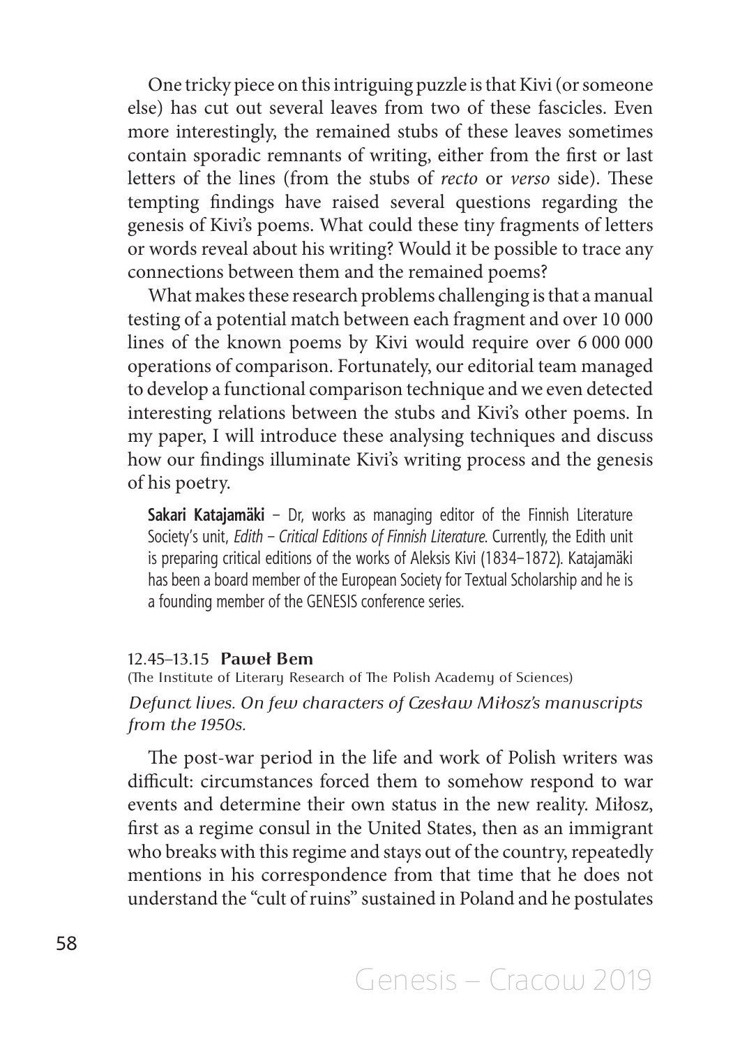One tricky piece on this intriguing puzzle is that Kivi (or someone else) has cut out several leaves from two of these fascicles. Even more interestingly, the remained stubs of these leaves sometimes contain sporadic remnants of writing, either from the first or last letters of the lines (from the stubs of *recto* or *verso* side). These tempting findings have raised several questions regarding the genesis of Kivi's poems. What could these tiny fragments of letters or words reveal about his writing? Would it be possible to trace any connections between them and the remained poems?

What makes these research problems challenging is that a manual testing of a potential match between each fragment and over 10 000 lines of the known poems by Kivi would require over 6 000 000 operations of comparison. Fortunately, our editorial team managed to develop a functional comparison technique and we even detected interesting relations between the stubs and Kivi's other poems. In my paper, I will introduce these analysing techniques and discuss how our findings illuminate Kivi's writing process and the genesis of his poetry.

**Sakari Katajamäki** – Dr, works as managing editor of the Finnish Literature Society's unit, *Edith – Critical Editions of Finnish Literature*. Currently, the Edith unit is preparing critical editions of the works of Aleksis Kivi (1834–1872). Katajamäki has been a board member of the European Society for Textual Scholarship and he is a founding member of the GENESIS conference series.

12.45–13.15 **Paweł Bem**
(The Institute of Literary Research of The Polish Academy of Sciences)
*Defunct lives. On few characters of Czesław Miłosz's manuscripts from the 1950s.*

The post-war period in the life and work of Polish writers was difficult: circumstances forced them to somehow respond to war events and determine their own status in the new reality. Miłosz, first as a regime consul in the United States, then as an immigrant who breaks with this regime and stays out of the country, repeatedly mentions in his correspondence from that time that he does not understand the "cult of ruins" sustained in Poland and he postulates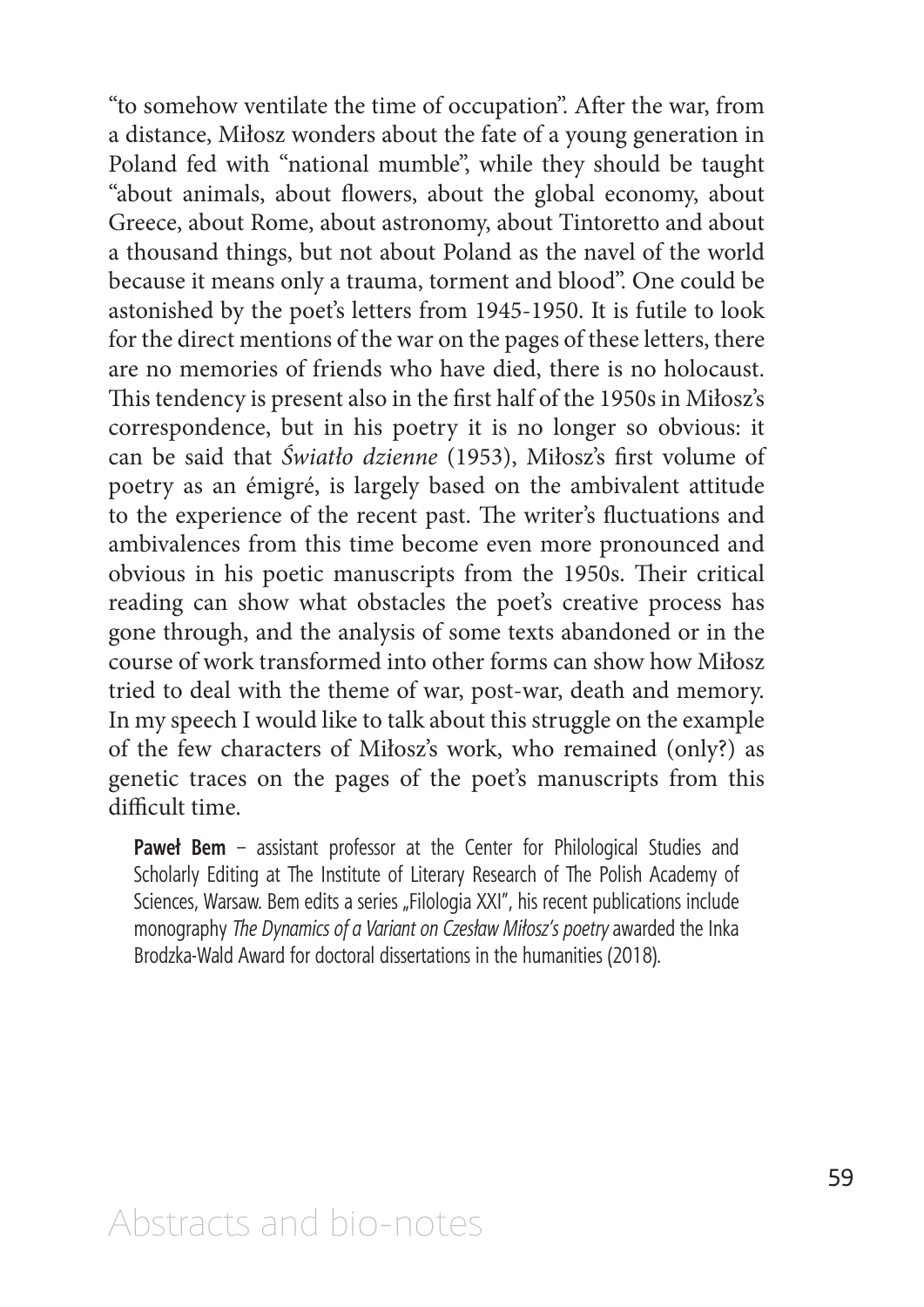"to somehow ventilate the time of occupation". After the war, from a distance, Miłosz wonders about the fate of a young generation in Poland fed with "national mumble", while they should be taught "about animals, about flowers, about the global economy, about Greece, about Rome, about astronomy, about Tintoretto and about a thousand things, but not about Poland as the navel of the world because it means only a trauma, torment and blood". One could be astonished by the poet's letters from 1945-1950. It is futile to look for the direct mentions of the war on the pages of these letters, there are no memories of friends who have died, there is no holocaust. This tendency is present also in the first half of the 1950s in Miłosz's correspondence, but in his poetry it is no longer so obvious: it can be said that *Światło dzienne* (1953), Miłosz's first volume of poetry as an émigré, is largely based on the ambivalent attitude to the experience of the recent past. The writer's fluctuations and ambivalences from this time become even more pronounced and obvious in his poetic manuscripts from the 1950s. Their critical reading can show what obstacles the poet's creative process has gone through, and the analysis of some texts abandoned or in the course of work transformed into other forms can show how Miłosz tried to deal with the theme of war, post-war, death and memory. In my speech I would like to talk about this struggle on the example of the few characters of Miłosz's work, who remained (only?) as genetic traces on the pages of the poet's manuscripts from this difficult time.

**Paweł Bem** – assistant professor at the Center for Philological Studies and Scholarly Editing at The Institute of Literary Research of The Polish Academy of Sciences, Warsaw. Bem edits a series „Filologia XXI", his recent publications include monography *The Dynamics of a Variant on Czesław Miłosz's poetry* awarded the Inka Brodzka-Wald Award for doctoral dissertations in the humanities (2018).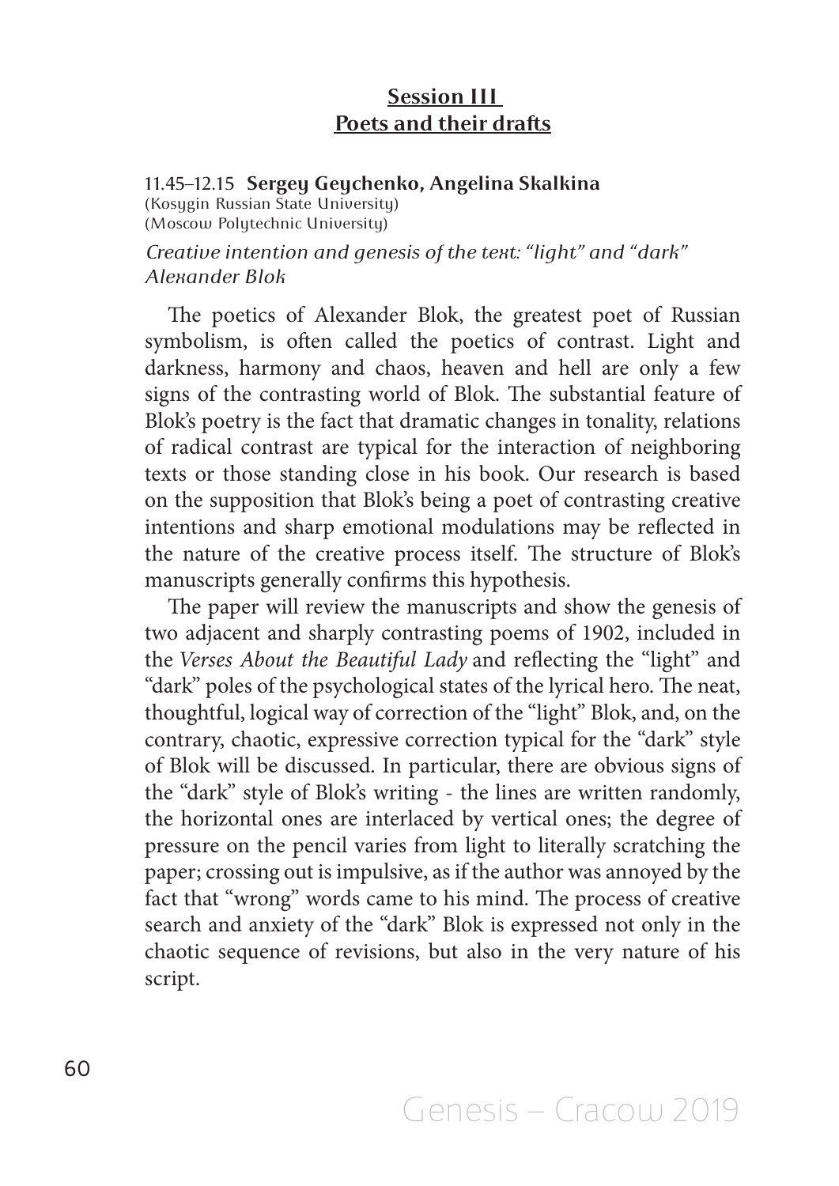## Session III
## Poets and their drafts

11.45–12.15 **Sergey Geychenko, Angelina Skalkina**
(Kosygin Russian State University)
(Moscow Polytechnic University)

*Creative intention and genesis of the text: "light" and "dark" Alexander Blok*

The poetics of Alexander Blok, the greatest poet of Russian symbolism, is often called the poetics of contrast. Light and darkness, harmony and chaos, heaven and hell are only a few signs of the contrasting world of Blok. The substantial feature of Blok's poetry is the fact that dramatic changes in tonality, relations of radical contrast are typical for the interaction of neighboring texts or those standing close in his book. Our research is based on the supposition that Blok's being a poet of contrasting creative intentions and sharp emotional modulations may be reflected in the nature of the creative process itself. The structure of Blok's manuscripts generally confirms this hypothesis.

The paper will review the manuscripts and show the genesis of two adjacent and sharply contrasting poems of 1902, included in the *Verses About the Beautiful Lady* and reflecting the "light" and "dark" poles of the psychological states of the lyrical hero. The neat, thoughtful, logical way of correction of the "light" Blok, and, on the contrary, chaotic, expressive correction typical for the "dark" style of Blok will be discussed. In particular, there are obvious signs of the "dark" style of Blok's writing - the lines are written randomly, the horizontal ones are interlaced by vertical ones; the degree of pressure on the pencil varies from light to literally scratching the paper; crossing out is impulsive, as if the author was annoyed by the fact that "wrong" words came to his mind. The process of creative search and anxiety of the "dark" Blok is expressed not only in the chaotic sequence of revisions, but also in the very nature of his script.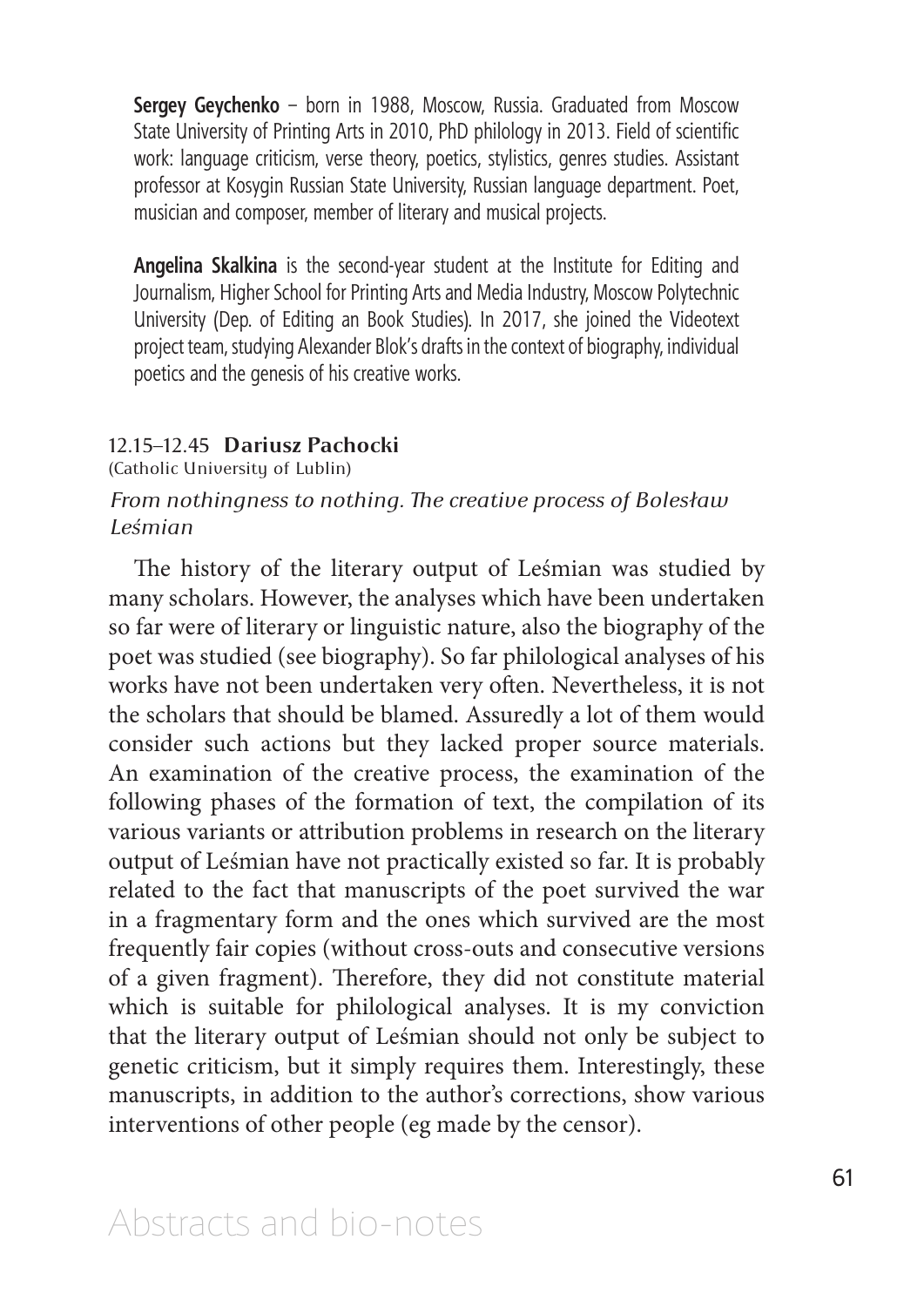**Sergey Geychenko** – born in 1988, Moscow, Russia. Graduated from Moscow State University of Printing Arts in 2010, PhD philology in 2013. Field of scientific work: language criticism, verse theory, poetics, stylistics, genres studies. Assistant professor at Kosygin Russian State University, Russian language department. Poet, musician and composer, member of literary and musical projects.

**Angelina Skalkina** is the second-year student at the Institute for Editing and Journalism, Higher School for Printing Arts and Media Industry, Moscow Polytechnic University (Dep. of Editing an Book Studies). In 2017, she joined the Videotext project team, studying Alexander Blok's drafts in the context of biography, individual poetics and the genesis of his creative works.

12.15–12.45 **Dariusz Pachocki**
(Catholic University of Lublin)

*From nothingness to nothing. The creative process of Bolesław Leśmian*

The history of the literary output of Leśmian was studied by many scholars. However, the analyses which have been undertaken so far were of literary or linguistic nature, also the biography of the poet was studied (see biography). So far philological analyses of his works have not been undertaken very often. Nevertheless, it is not the scholars that should be blamed. Assuredly a lot of them would consider such actions but they lacked proper source materials. An examination of the creative process, the examination of the following phases of the formation of text, the compilation of its various variants or attribution problems in research on the literary output of Leśmian have not practically existed so far. It is probably related to the fact that manuscripts of the poet survived the war in a fragmentary form and the ones which survived are the most frequently fair copies (without cross-outs and consecutive versions of a given fragment). Therefore, they did not constitute material which is suitable for philological analyses. It is my conviction that the literary output of Leśmian should not only be subject to genetic criticism, but it simply requires them. Interestingly, these manuscripts, in addition to the author's corrections, show various interventions of other people (eg made by the censor).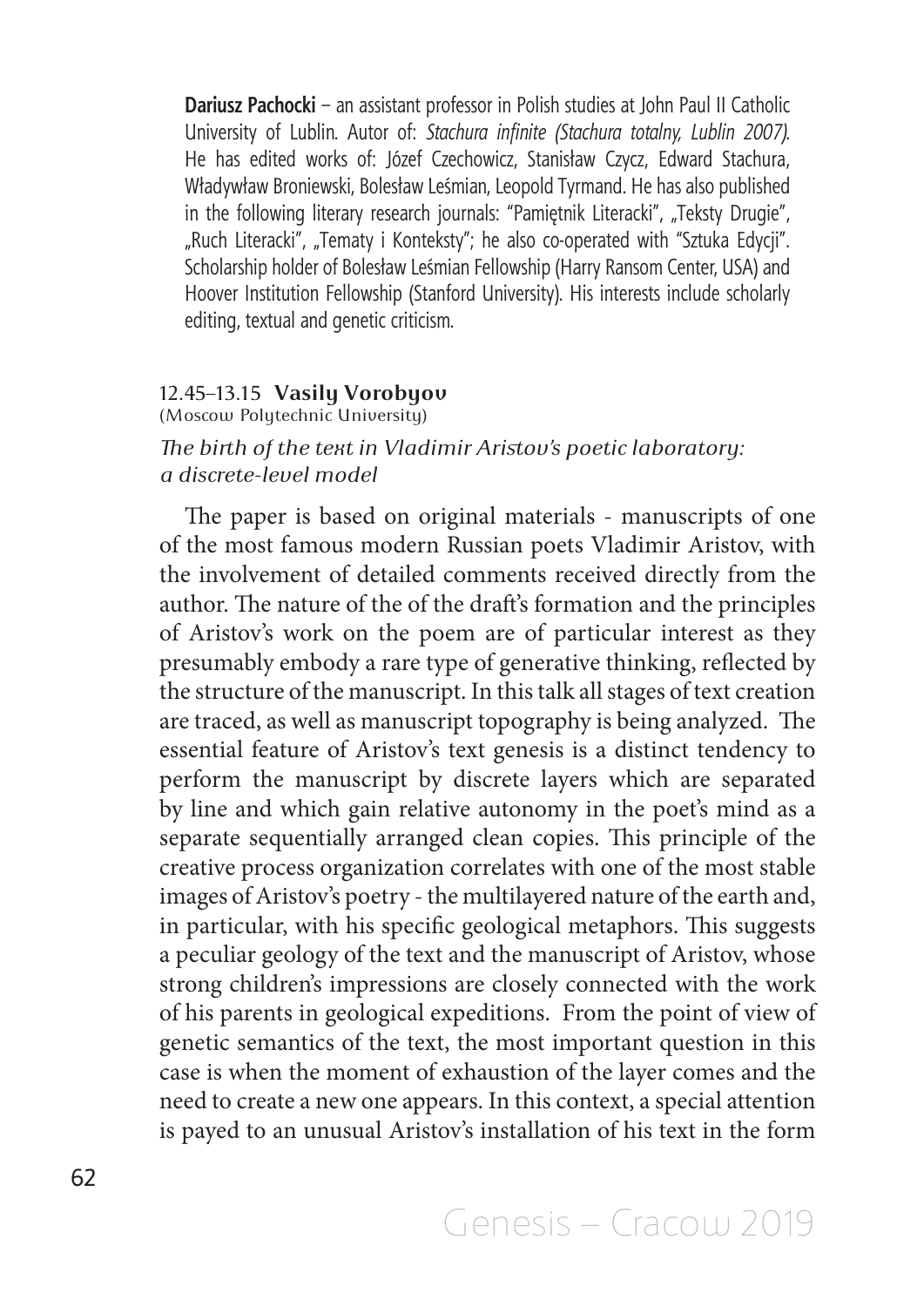**Dariusz Pachocki** – an assistant professor in Polish studies at John Paul II Catholic University of Lublin. Autor of: *Stachura infinite (Stachura totalny, Lublin 2007).* He has edited works of: Józef Czechowicz, Stanisław Czycz, Edward Stachura, Władywław Broniewski, Bolesław Leśmian, Leopold Tyrmand. He has also published in the following literary research journals: "Pamiętnik Literacki", „Teksty Drugie", „Ruch Literacki", „Tematy i Konteksty"; he also co-operated with "Sztuka Edycji". Scholarship holder of Bolesław Leśmian Fellowship (Harry Ransom Center, USA) and Hoover Institution Fellowship (Stanford University). His interests include scholarly editing, textual and genetic criticism.

12.45–13.15 **Vasily Vorobyov**
(Moscow Polytechnic University)

*The birth of the text in Vladimir Aristov's poetic laboratory: a discrete-level model*

The paper is based on original materials - manuscripts of one of the most famous modern Russian poets Vladimir Aristov, with the involvement of detailed comments received directly from the author. The nature of the of the draft's formation and the principles of Aristov's work on the poem are of particular interest as they presumably embody a rare type of generative thinking, reflected by the structure of the manuscript. In this talk all stages of text creation are traced, as well as manuscript topography is being analyzed. The essential feature of Aristov's text genesis is a distinct tendency to perform the manuscript by discrete layers which are separated by line and which gain relative autonomy in the poet's mind as a separate sequentially arranged clean copies. This principle of the creative process organization correlates with one of the most stable images of Aristov's poetry - the multilayered nature of the earth and, in particular, with his specific geological metaphors. This suggests a peculiar geology of the text and the manuscript of Aristov, whose strong children's impressions are closely connected with the work of his parents in geological expeditions. From the point of view of genetic semantics of the text, the most important question in this case is when the moment of exhaustion of the layer comes and the need to create a new one appears. In this context, a special attention is payed to an unusual Aristov's installation of his text in the form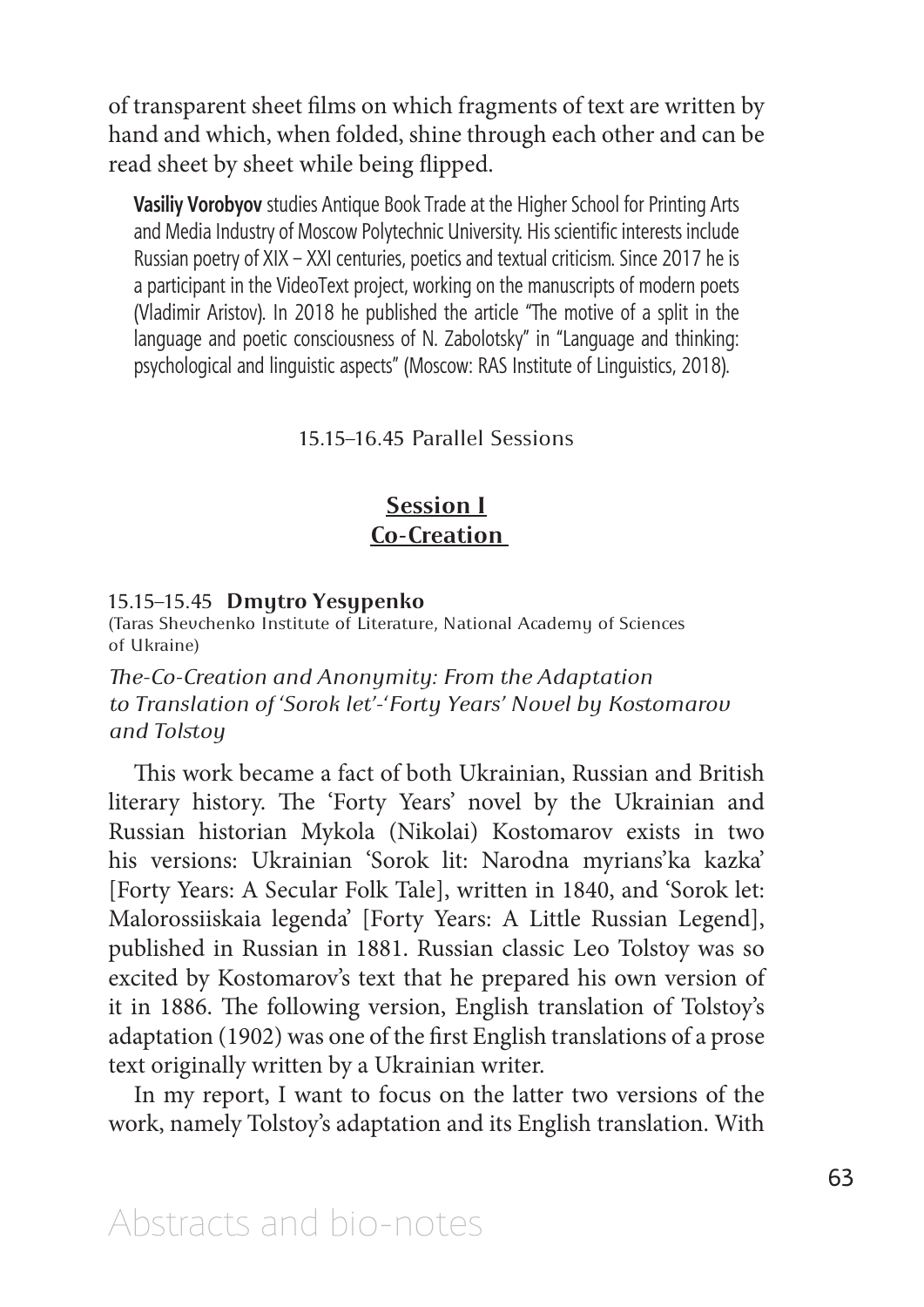of transparent sheet films on which fragments of text are written by hand and which, when folded, shine through each other and can be read sheet by sheet while being flipped.

**Vasiliy Vorobyov** studies Antique Book Trade at the Higher School for Printing Arts and Media Industry of Moscow Polytechnic University. His scientific interests include Russian poetry of XIX – XXI centuries, poetics and textual criticism. Since 2017 he is a participant in the VideoText project, working on the manuscripts of modern poets (Vladimir Aristov). In 2018 he published the article "The motive of a split in the language and poetic consciousness of N. Zabolotsky" in "Language and thinking: psychological and linguistic aspects" (Moscow: RAS Institute of Linguistics, 2018).

15.15–16.45 Parallel Sessions

## Session I
## Co-Creation

15.15–15.45 **Dmytro Yesypenko**
(Taras Shevchenko Institute of Literature, National Academy of Sciences of Ukraine)

*The-Co-Creation and Anonymity: From the Adaptation to Translation of 'Sorok let'-'Forty Years' Novel by Kostomarov and Tolstoy*

This work became a fact of both Ukrainian, Russian and British literary history. The 'Forty Years' novel by the Ukrainian and Russian historian Mykola (Nikolai) Kostomarov exists in two his versions: Ukrainian 'Sorok lit: Narodna myrians'ka kazka' [Forty Years: A Secular Folk Tale], written in 1840, and 'Sorok let: Malorossiiskaia legenda' [Forty Years: A Little Russian Legend], published in Russian in 1881. Russian classic Leo Tolstoy was so excited by Kostomarov's text that he prepared his own version of it in 1886. The following version, English translation of Tolstoy's adaptation (1902) was one of the first English translations of a prose text originally written by a Ukrainian writer.

In my report, I want to focus on the latter two versions of the work, namely Tolstoy's adaptation and its English translation. With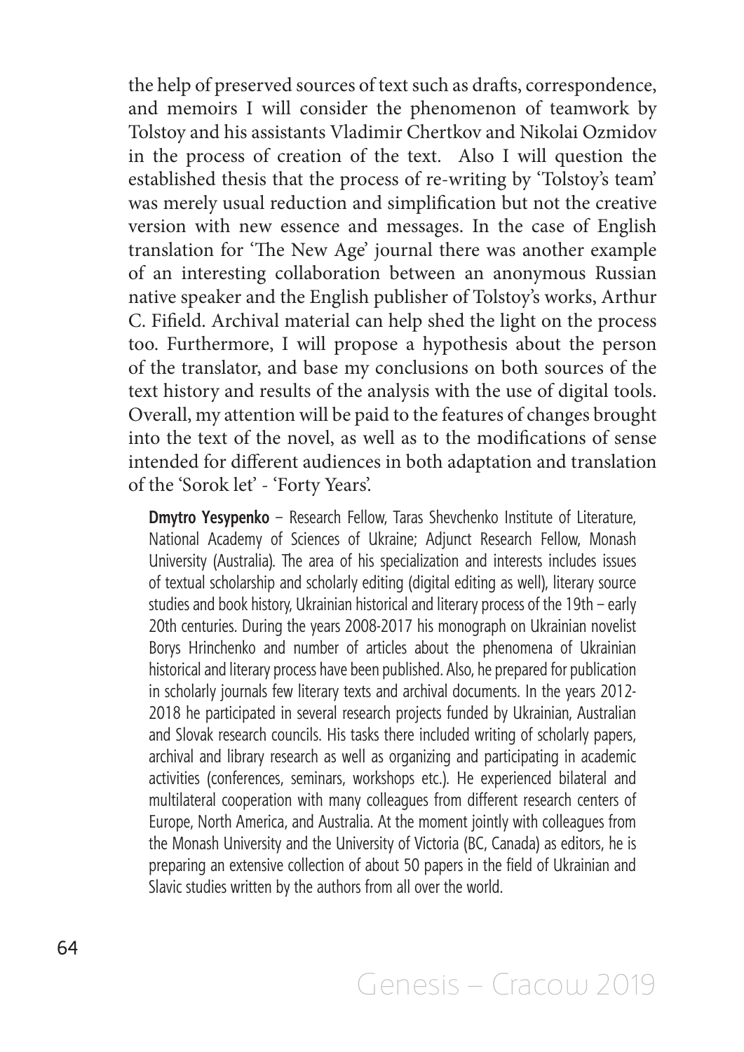the help of preserved sources of text such as drafts, correspondence, and memoirs I will consider the phenomenon of teamwork by Tolstoy and his assistants Vladimir Chertkov and Nikolai Ozmidov in the process of creation of the text. Also I will question the established thesis that the process of re-writing by 'Tolstoy's team' was merely usual reduction and simplification but not the creative version with new essence and messages. In the case of English translation for 'The New Age' journal there was another example of an interesting collaboration between an anonymous Russian native speaker and the English publisher of Tolstoy's works, Arthur C. Fifield. Archival material can help shed the light on the process too. Furthermore, I will propose a hypothesis about the person of the translator, and base my conclusions on both sources of the text history and results of the analysis with the use of digital tools. Overall, my attention will be paid to the features of changes brought into the text of the novel, as well as to the modifications of sense intended for different audiences in both adaptation and translation of the 'Sorok let' - 'Forty Years'.

**Dmytro Yesypenko** – Research Fellow, Taras Shevchenko Institute of Literature, National Academy of Sciences of Ukraine; Adjunct Research Fellow, Monash University (Australia). The area of his specialization and interests includes issues of textual scholarship and scholarly editing (digital editing as well), literary source studies and book history, Ukrainian historical and literary process of the 19th – early 20th centuries. During the years 2008-2017 his monograph on Ukrainian novelist Borys Hrinchenko and number of articles about the phenomena of Ukrainian historical and literary process have been published. Also, he prepared for publication in scholarly journals few literary texts and archival documents. In the years 2012-2018 he participated in several research projects funded by Ukrainian, Australian and Slovak research councils. His tasks there included writing of scholarly papers, archival and library research as well as organizing and participating in academic activities (conferences, seminars, workshops etc.). He experienced bilateral and multilateral cooperation with many colleagues from different research centers of Europe, North America, and Australia. At the moment jointly with colleagues from the Monash University and the University of Victoria (BC, Canada) as editors, he is preparing an extensive collection of about 50 papers in the field of Ukrainian and Slavic studies written by the authors from all over the world.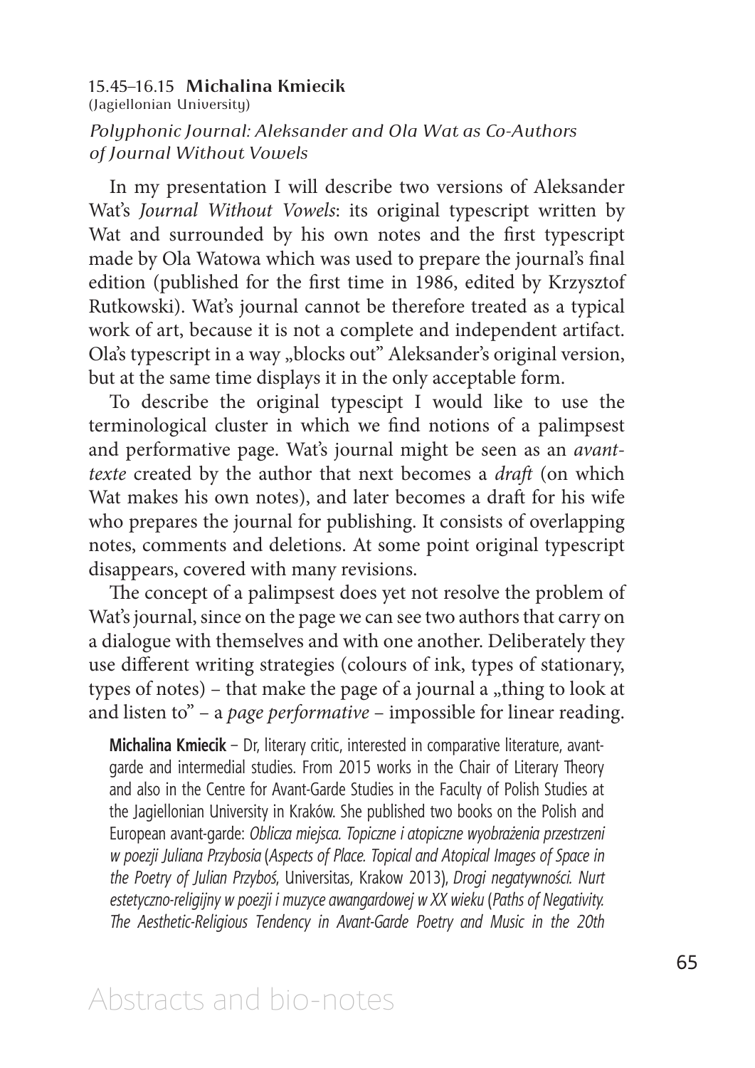15.45–16.15 **Michalina Kmiecik**
(Jagiellonian University)

*Polyphonic Journal: Aleksander and Ola Wat as Co-Authors of Journal Without Vowels*

In my presentation I will describe two versions of Aleksander Wat's *Journal Without Vowels*: its original typescript written by Wat and surrounded by his own notes and the first typescript made by Ola Watowa which was used to prepare the journal's final edition (published for the first time in 1986, edited by Krzysztof Rutkowski). Wat's journal cannot be therefore treated as a typical work of art, because it is not a complete and independent artifact. Ola's typescript in a way „blocks out" Aleksander's original version, but at the same time displays it in the only acceptable form.

To describe the original typescipt I would like to use the terminological cluster in which we find notions of a palimpsest and performative page. Wat's journal might be seen as an *avant-texte* created by the author that next becomes a *draft* (on which Wat makes his own notes), and later becomes a draft for his wife who prepares the journal for publishing. It consists of overlapping notes, comments and deletions. At some point original typescript disappears, covered with many revisions.

The concept of a palimpsest does yet not resolve the problem of Wat's journal, since on the page we can see two authors that carry on a dialogue with themselves and with one another. Deliberately they use different writing strategies (colours of ink, types of stationary, types of notes) – that make the page of a journal a „thing to look at and listen to" – a *page performative* – impossible for linear reading.

**Michalina Kmiecik** – Dr, literary critic, interested in comparative literature, avant-garde and intermedial studies. From 2015 works in the Chair of Literary Theory and also in the Centre for Avant-Garde Studies in the Faculty of Polish Studies at the Jagiellonian University in Kraków. She published two books on the Polish and European avant-garde: *Oblicza miejsca. Topiczne i atopiczne wyobrażenia przestrzeni w poezji Juliana Przybosia* (*Aspects of Place. Topical and Atopical Images of Space in the Poetry of Julian Przyboś*, Universitas, Krakow 2013), *Drogi negatywności. Nurt estetyczno-religijny w poezji i muzyce awangardowej w XX wieku* (*Paths of Negativity. The Aesthetic-Religious Tendency in Avant-Garde Poetry and Music in the 20th*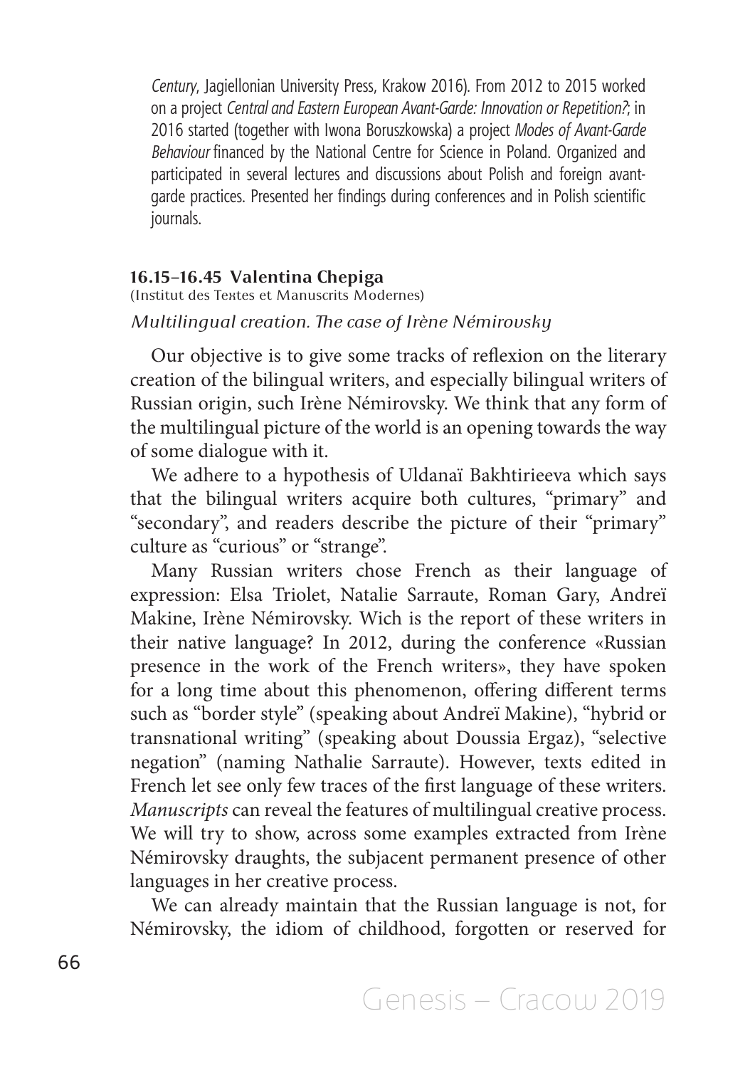*Century*, Jagiellonian University Press, Krakow 2016). From 2012 to 2015 worked on a project *Central and Eastern European Avant-Garde: Innovation or Repetition?*; in 2016 started (together with Iwona Boruszkowska) a project *Modes of Avant-Garde Behaviour* financed by the National Centre for Science in Poland. Organized and participated in several lectures and discussions about Polish and foreign avant-garde practices. Presented her findings during conferences and in Polish scientific journals.

**16.15–16.45 Valentina Chepiga**
(Institut des Textes et Manuscrits Modernes)

*Multilingual creation. The case of Irène Némirovsky*

Our objective is to give some tracks of reflexion on the literary creation of the bilingual writers, and especially bilingual writers of Russian origin, such Irène Némirovsky. We think that any form of the multilingual picture of the world is an opening towards the way of some dialogue with it.

We adhere to a hypothesis of Uldanaï Bakhtirieeva which says that the bilingual writers acquire both cultures, "primary" and "secondary", and readers describe the picture of their "primary" culture as "curious" or "strange".

Many Russian writers chose French as their language of expression: Elsa Triolet, Natalie Sarraute, Roman Gary, Andreï Makine, Irène Némirovsky. Wich is the report of these writers in their native language? In 2012, during the conference «Russian presence in the work of the French writers», they have spoken for a long time about this phenomenon, offering different terms such as "border style" (speaking about Andreï Makine), "hybrid or transnational writing" (speaking about Doussia Ergaz), "selective negation" (naming Nathalie Sarraute). However, texts edited in French let see only few traces of the first language of these writers. *Manuscripts* can reveal the features of multilingual creative process. We will try to show, across some examples extracted from Irène Némirovsky draughts, the subjacent permanent presence of other languages in her creative process.

We can already maintain that the Russian language is not, for Némirovsky, the idiom of childhood, forgotten or reserved for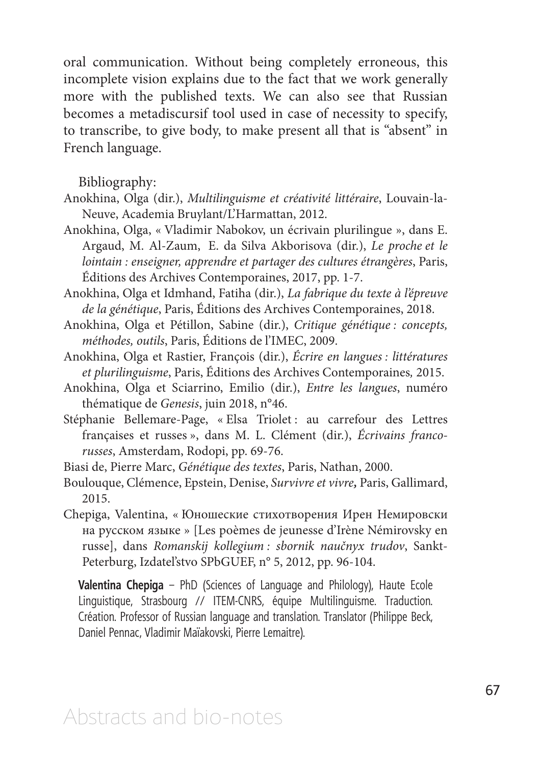oral communication. Without being completely erroneous, this incomplete vision explains due to the fact that we work generally more with the published texts. We can also see that Russian becomes a metadiscursif tool used in case of necessity to specify, to transcribe, to give body, to make present all that is "absent" in French language.

Bibliography:

Anokhina, Olga (dir.), *Multilinguisme et créativité littéraire*, Louvain-la-Neuve, Academia Bruylant/L'Harmattan, 2012.

Anokhina, Olga, « Vladimir Nabokov, un écrivain plurilingue », dans E. Argaud, M. Al-Zaum, E. da Silva Akborisova (dir.), *Le proche et le lointain : enseigner, apprendre et partager des cultures étrangères*, Paris, Éditions des Archives Contemporaines, 2017, pp. 1-7.

Anokhina, Olga et Idmhand, Fatiha (dir.), *La fabrique du texte à l'épreuve de la génétique*, Paris, Éditions des Archives Contemporaines, 2018.

Anokhina, Olga et Pétillon, Sabine (dir.), *Critique génétique : concepts, méthodes, outils*, Paris, Éditions de l'IMEC, 2009.

Anokhina, Olga et Rastier, François (dir.), *Écrire en langues : littératures et plurilinguisme*, Paris, Éditions des Archives Contemporaines, 2015.

Anokhina, Olga et Sciarrino, Emilio (dir.), *Entre les langues*, numéro thématique de *Genesis*, juin 2018, n°46.

Stéphanie Bellemare-Page, « Elsa Triolet : au carrefour des Lettres françaises et russes », dans M. L. Clément (dir.), *Écrivains franco-russes*, Amsterdam, Rodopi, pp. 69-76.

Biasi de, Pierre Marc, *Génétique des textes*, Paris, Nathan, 2000.

Boulouque, Clémence, Epstein, Denise, *Survivre et vivre***,** Paris, Gallimard, 2015.

Chepiga, Valentina, « Юношеские стихотворения Ирен Немировски на русском языке » [Les poèmes de jeunesse d'Irène Némirovsky en russe], dans *Romanskij kollegium : sbornik naučnyx trudov*, Sankt-Peterburg, Izdatel'stvo SPbGUEF, n° 5, 2012, pp. 96-104.

**Valentina Chepiga** – PhD (Sciences of Language and Philology), Haute Ecole Linguistique, Strasbourg // ITEM-CNRS, équipe Multilinguisme. Traduction. Création. Professor of Russian language and translation. Translator (Philippe Beck, Daniel Pennac, Vladimir Maïakovski, Pierre Lemaitre).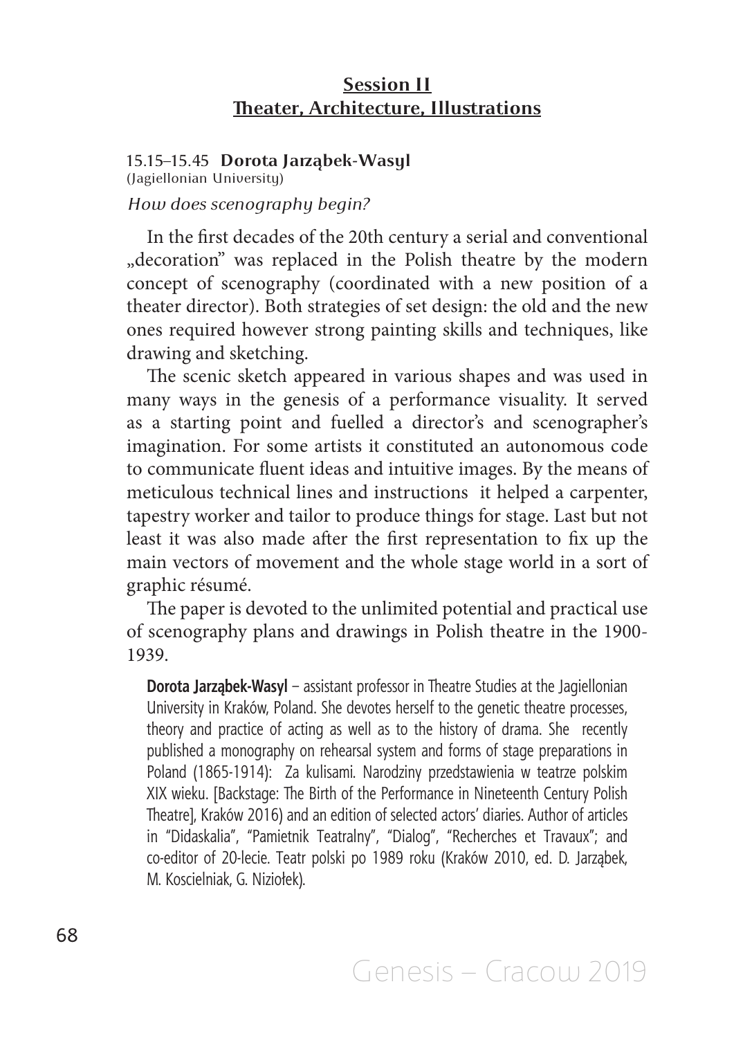## Session II
## Theater, Architecture, Illustrations

15.15–15.45 **Dorota Jarząbek-Wasyl**
(Jagiellonian University)

*How does scenography begin?*

In the first decades of the 20th century a serial and conventional „decoration" was replaced in the Polish theatre by the modern concept of scenography (coordinated with a new position of a theater director). Both strategies of set design: the old and the new ones required however strong painting skills and techniques, like drawing and sketching.

The scenic sketch appeared in various shapes and was used in many ways in the genesis of a performance visuality. It served as a starting point and fuelled a director's and scenographer's imagination. For some artists it constituted an autonomous code to communicate fluent ideas and intuitive images. By the means of meticulous technical lines and instructions it helped a carpenter, tapestry worker and tailor to produce things for stage. Last but not least it was also made after the first representation to fix up the main vectors of movement and the whole stage world in a sort of graphic résumé.

The paper is devoted to the unlimited potential and practical use of scenography plans and drawings in Polish theatre in the 1900-1939.

**Dorota Jarząbek-Wasyl** – assistant professor in Theatre Studies at the Jagiellonian University in Kraków, Poland. She devotes herself to the genetic theatre processes, theory and practice of acting as well as to the history of drama. She recently published a monography on rehearsal system and forms of stage preparations in Poland (1865-1914): Za kulisami. Narodziny przedstawienia w teatrze polskim XIX wieku. [Backstage: The Birth of the Performance in Nineteenth Century Polish Theatre], Kraków 2016) and an edition of selected actors' diaries. Author of articles in "Didaskalia", "Pamietnik Teatralny", "Dialog", "Recherches et Travaux"; and co-editor of 20-lecie. Teatr polski po 1989 roku (Kraków 2010, ed. D. Jarząbek, M. Koscielniak, G. Niziołek).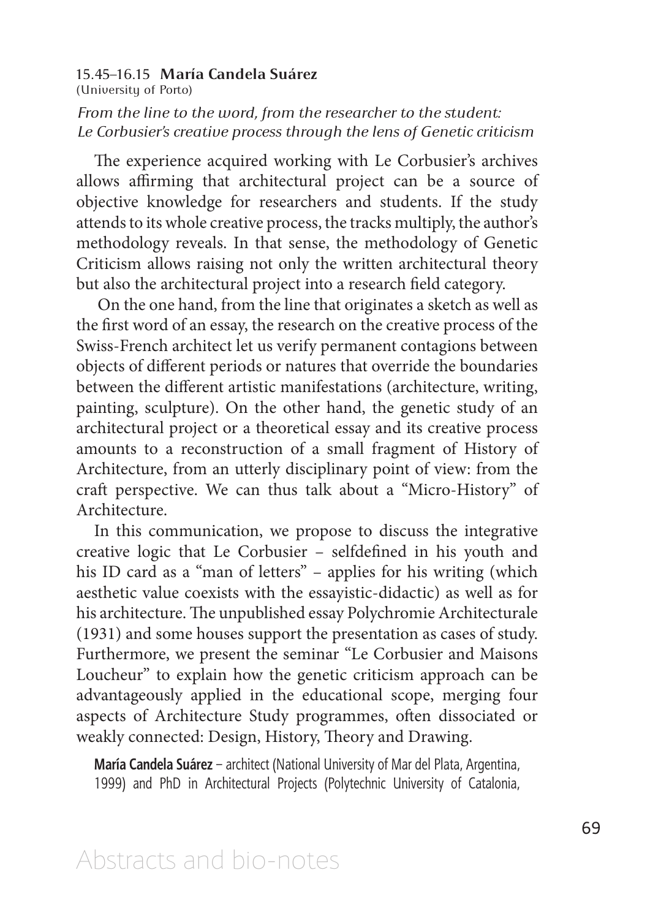15.45–16.15 **María Candela Suárez**
(University of Porto)

*From the line to the word, from the researcher to the student: Le Corbusier's creative process through the lens of Genetic criticism*

The experience acquired working with Le Corbusier's archives allows affirming that architectural project can be a source of objective knowledge for researchers and students. If the study attends to its whole creative process, the tracks multiply, the author's methodology reveals. In that sense, the methodology of Genetic Criticism allows raising not only the written architectural theory but also the architectural project into a research field category.

On the one hand, from the line that originates a sketch as well as the first word of an essay, the research on the creative process of the Swiss-French architect let us verify permanent contagions between objects of different periods or natures that override the boundaries between the different artistic manifestations (architecture, writing, painting, sculpture). On the other hand, the genetic study of an architectural project or a theoretical essay and its creative process amounts to a reconstruction of a small fragment of History of Architecture, from an utterly disciplinary point of view: from the craft perspective. We can thus talk about a "Micro-History" of Architecture.

In this communication, we propose to discuss the integrative creative logic that Le Corbusier – selfdefined in his youth and his ID card as a "man of letters" – applies for his writing (which aesthetic value coexists with the essayistic-didactic) as well as for his architecture. The unpublished essay Polychromie Architecturale (1931) and some houses support the presentation as cases of study. Furthermore, we present the seminar "Le Corbusier and Maisons Loucheur" to explain how the genetic criticism approach can be advantageously applied in the educational scope, merging four aspects of Architecture Study programmes, often dissociated or weakly connected: Design, History, Theory and Drawing.

**María Candela Suárez** – architect (National University of Mar del Plata, Argentina, 1999) and PhD in Architectural Projects (Polytechnic University of Catalonia,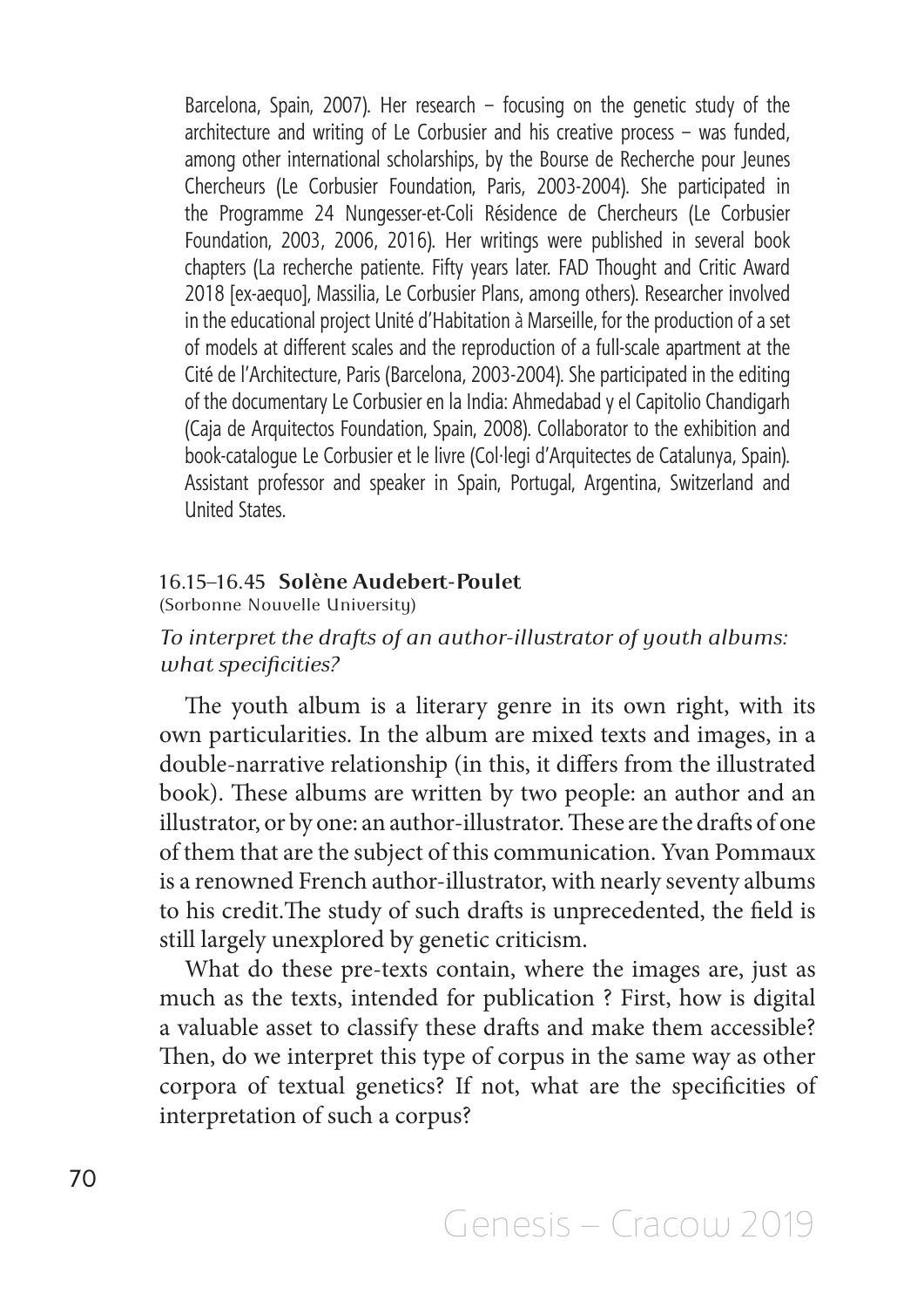Barcelona, Spain, 2007). Her research – focusing on the genetic study of the architecture and writing of Le Corbusier and his creative process – was funded, among other international scholarships, by the Bourse de Recherche pour Jeunes Chercheurs (Le Corbusier Foundation, Paris, 2003-2004). She participated in the Programme 24 Nungesser-et-Coli Résidence de Chercheurs (Le Corbusier Foundation, 2003, 2006, 2016). Her writings were published in several book chapters (La recherche patiente. Fifty years later. FAD Thought and Critic Award 2018 [ex-aequo], Massilia, Le Corbusier Plans, among others). Researcher involved in the educational project Unité d'Habitation à Marseille, for the production of a set of models at different scales and the reproduction of a full-scale apartment at the Cité de l'Architecture, Paris (Barcelona, 2003-2004). She participated in the editing of the documentary Le Corbusier en la India: Ahmedabad y el Capitolio Chandigarh (Caja de Arquitectos Foundation, Spain, 2008). Collaborator to the exhibition and book-catalogue Le Corbusier et le livre (Col·legi d'Arquitectes de Catalunya, Spain). Assistant professor and speaker in Spain, Portugal, Argentina, Switzerland and United States.

16.15–16.45 **Solène Audebert-Poulet**
(Sorbonne Nouvelle University)

*To interpret the drafts of an author-illustrator of youth albums: what specificities?*

The youth album is a literary genre in its own right, with its own particularities. In the album are mixed texts and images, in a double-narrative relationship (in this, it differs from the illustrated book). These albums are written by two people: an author and an illustrator, or by one: an author-illustrator. These are the drafts of one of them that are the subject of this communication. Yvan Pommaux is a renowned French author-illustrator, with nearly seventy albums to his credit.The study of such drafts is unprecedented, the field is still largely unexplored by genetic criticism.

What do these pre-texts contain, where the images are, just as much as the texts, intended for publication ? First, how is digital a valuable asset to classify these drafts and make them accessible? Then, do we interpret this type of corpus in the same way as other corpora of textual genetics? If not, what are the specificities of interpretation of such a corpus?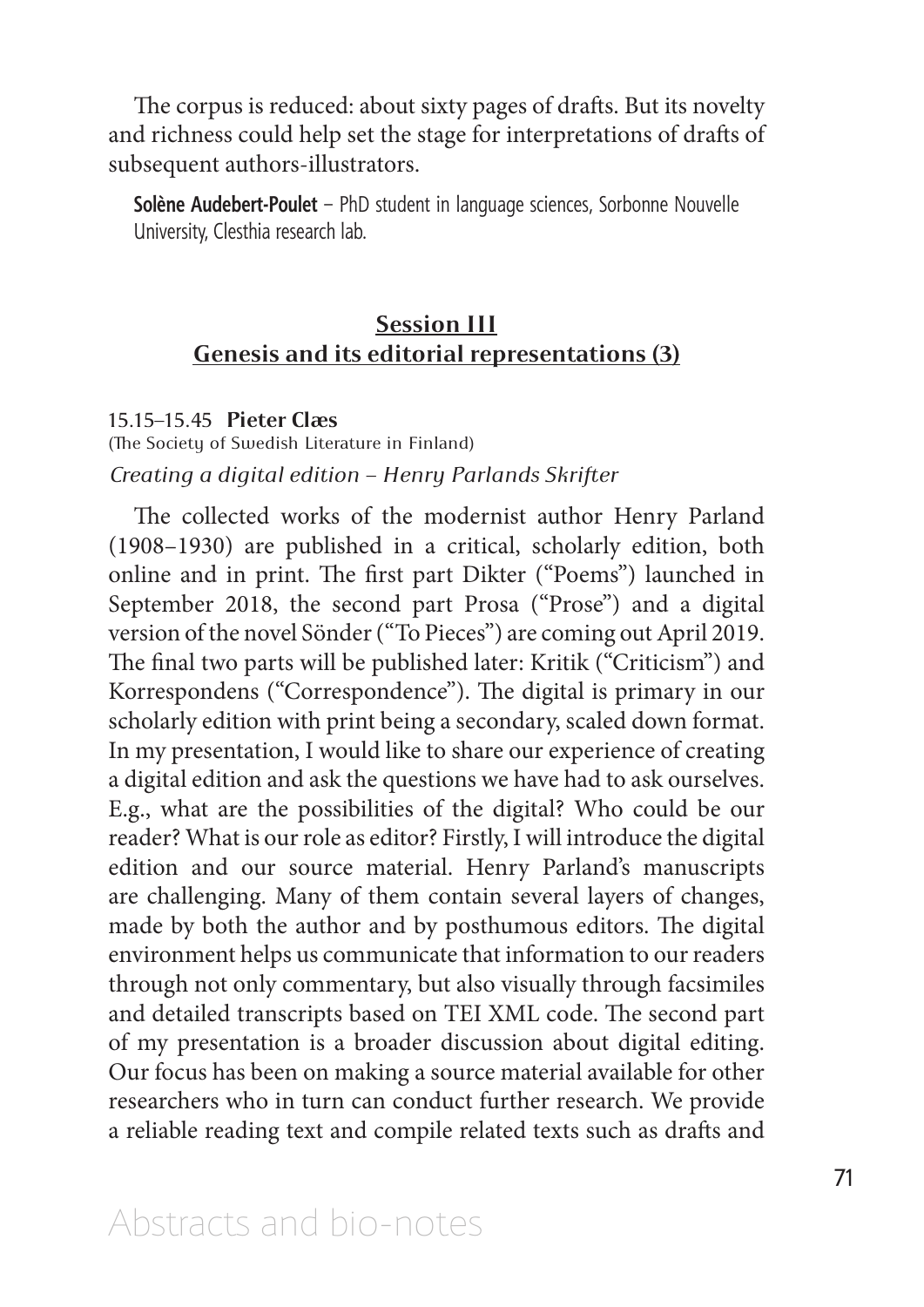The corpus is reduced: about sixty pages of drafts. But its novelty and richness could help set the stage for interpretations of drafts of subsequent authors-illustrators.

**Solène Audebert-Poulet** – PhD student in language sciences, Sorbonne Nouvelle University, Clesthia research lab.

## Session III
## Genesis and its editorial representations (3)

15.15–15.45 **Pieter Clæs**
(The Society of Swedish Literature in Finland)
*Creating a digital edition – Henry Parlands Skrifter*

The collected works of the modernist author Henry Parland (1908–1930) are published in a critical, scholarly edition, both online and in print. The first part Dikter ("Poems") launched in September 2018, the second part Prosa ("Prose") and a digital version of the novel Sönder ("To Pieces") are coming out April 2019. The final two parts will be published later: Kritik ("Criticism") and Korrespondens ("Correspondence"). The digital is primary in our scholarly edition with print being a secondary, scaled down format. In my presentation, I would like to share our experience of creating a digital edition and ask the questions we have had to ask ourselves. E.g., what are the possibilities of the digital? Who could be our reader? What is our role as editor? Firstly, I will introduce the digital edition and our source material. Henry Parland's manuscripts are challenging. Many of them contain several layers of changes, made by both the author and by posthumous editors. The digital environment helps us communicate that information to our readers through not only commentary, but also visually through facsimiles and detailed transcripts based on TEI XML code. The second part of my presentation is a broader discussion about digital editing. Our focus has been on making a source material available for other researchers who in turn can conduct further research. We provide a reliable reading text and compile related texts such as drafts and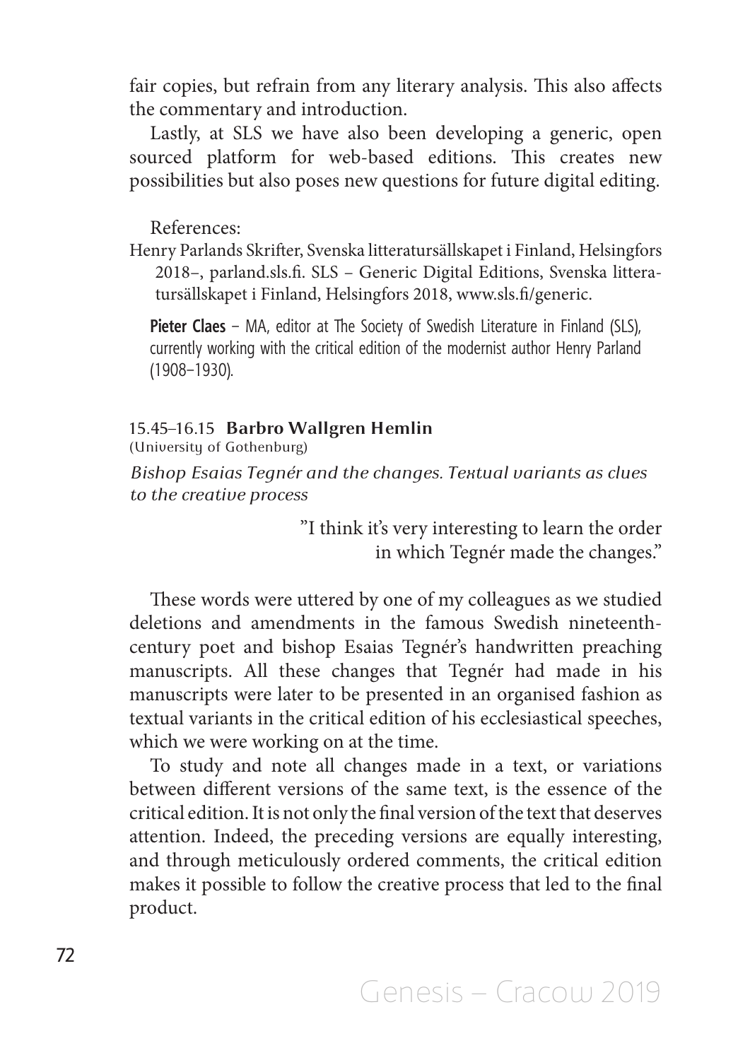fair copies, but refrain from any literary analysis. This also affects the commentary and introduction.

Lastly, at SLS we have also been developing a generic, open sourced platform for web-based editions. This creates new possibilities but also poses new questions for future digital editing.

References:

Henry Parlands Skrifter, Svenska litteratursällskapet i Finland, Helsingfors 2018–, parland.sls.fi. SLS – Generic Digital Editions, Svenska litteratursällskapet i Finland, Helsingfors 2018, www.sls.fi/generic.

**Pieter Claes** – MA, editor at The Society of Swedish Literature in Finland (SLS), currently working with the critical edition of the modernist author Henry Parland (1908–1930).

### 15.45–16.15 **Barbro Wallgren Hemlin**

(University of Gothenburg)

*Bishop Esaias Tegnér and the changes. Textual variants as clues to the creative process*

> ”I think it's very interesting to learn the order in which Tegnér made the changes.”

These words were uttered by one of my colleagues as we studied deletions and amendments in the famous Swedish nineteenth-century poet and bishop Esaias Tegnér's handwritten preaching manuscripts. All these changes that Tegnér had made in his manuscripts were later to be presented in an organised fashion as textual variants in the critical edition of his ecclesiastical speeches, which we were working on at the time.

To study and note all changes made in a text, or variations between different versions of the same text, is the essence of the critical edition. It is not only the final version of the text that deserves attention. Indeed, the preceding versions are equally interesting, and through meticulously ordered comments, the critical edition makes it possible to follow the creative process that led to the final product.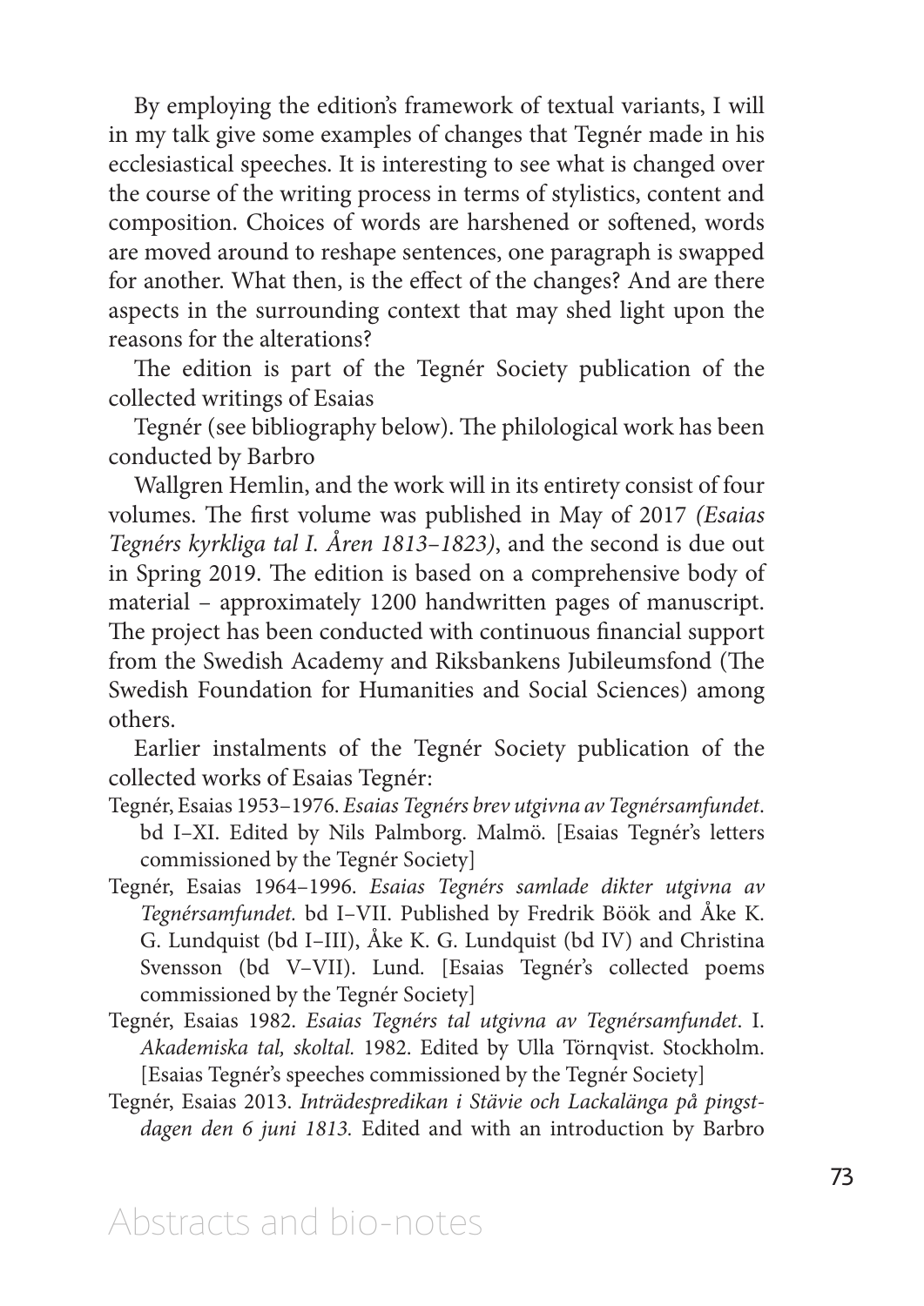By employing the edition's framework of textual variants, I will in my talk give some examples of changes that Tegnér made in his ecclesiastical speeches. It is interesting to see what is changed over the course of the writing process in terms of stylistics, content and composition. Choices of words are harshened or softened, words are moved around to reshape sentences, one paragraph is swapped for another. What then, is the effect of the changes? And are there aspects in the surrounding context that may shed light upon the reasons for the alterations?

The edition is part of the Tegnér Society publication of the collected writings of Esaias

Tegnér (see bibliography below). The philological work has been conducted by Barbro

Wallgren Hemlin, and the work will in its entirety consist of four volumes. The first volume was published in May of 2017 *(Esaias Tegnérs kyrkliga tal I. Åren 1813–1823)*, and the second is due out in Spring 2019. The edition is based on a comprehensive body of material – approximately 1200 handwritten pages of manuscript. The project has been conducted with continuous financial support from the Swedish Academy and Riksbankens Jubileumsfond (The Swedish Foundation for Humanities and Social Sciences) among others.

Earlier instalments of the Tegnér Society publication of the collected works of Esaias Tegnér:

Tegnér, Esaias 1953–1976. *Esaias Tegnérs brev utgivna av Tegnérsamfundet*. bd I–XI. Edited by Nils Palmborg. Malmö. [Esaias Tegnér's letters commissioned by the Tegnér Society]

Tegnér, Esaias 1964–1996. *Esaias Tegnérs samlade dikter utgivna av Tegnérsamfundet*. bd I–VII. Published by Fredrik Böök and Åke K. G. Lundquist (bd I–III), Åke K. G. Lundquist (bd IV) and Christina Svensson (bd V–VII). Lund. [Esaias Tegnér's collected poems commissioned by the Tegnér Society]

Tegnér, Esaias 1982. *Esaias Tegnérs tal utgivna av Tegnérsamfundet*. I. *Akademiska tal, skoltal.* 1982. Edited by Ulla Törnqvist. Stockholm. [Esaias Tegnér's speeches commissioned by the Tegnér Society]

Tegnér, Esaias 2013. *Inträdespredikan i Stävie och Lackalänga på pingstdagen den 6 juni 1813.* Edited and with an introduction by Barbro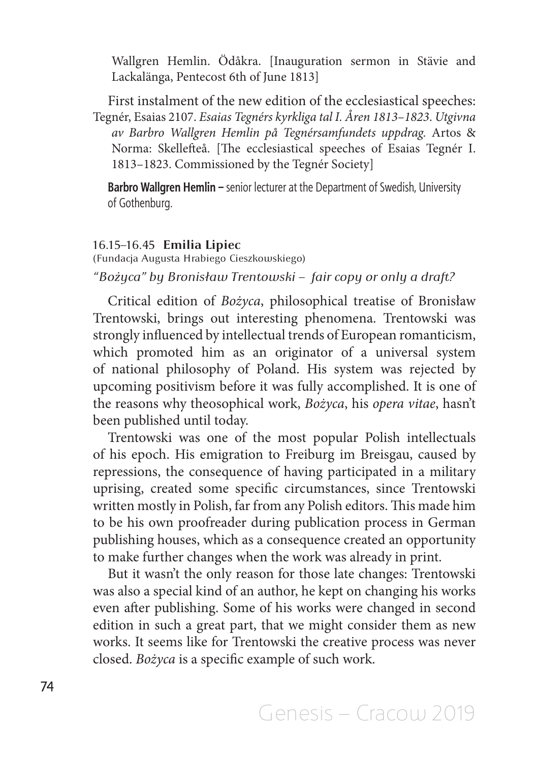Wallgren Hemlin. Ödåkra. [Inauguration sermon in Stävie and Lackalänga, Pentecost 6th of June 1813]

First instalment of the new edition of the ecclesiastical speeches:

Tegnér, Esaias 2107. *Esaias Tegnérs kyrkliga tal I. Åren 1813–1823. Utgivna av Barbro Wallgren Hemlin på Tegnérsamfundets uppdrag.* Artos & Norma: Skellefteå. [The ecclesiastical speeches of Esaias Tegnér I. 1813–1823. Commissioned by the Tegnér Society]

**Barbro Wallgren Hemlin –** senior lecturer at the Department of Swedish, University of Gothenburg.

### 16.15–16.45 **Emilia Lipiec**

(Fundacja Augusta Hrabiego Cieszkowskiego)

*"Bożyca" by Bronisław Trentowski – fair copy or only a draft?*

Critical edition of *Bożyca*, philosophical treatise of Bronisław Trentowski, brings out interesting phenomena. Trentowski was strongly influenced by intellectual trends of European romanticism, which promoted him as an originator of a universal system of national philosophy of Poland. His system was rejected by upcoming positivism before it was fully accomplished. It is one of the reasons why theosophical work, *Bożyca*, his *opera vitae*, hasn't been published until today.

Trentowski was one of the most popular Polish intellectuals of his epoch. His emigration to Freiburg im Breisgau, caused by repressions, the consequence of having participated in a military uprising, created some specific circumstances, since Trentowski written mostly in Polish, far from any Polish editors. This made him to be his own proofreader during publication process in German publishing houses, which as a consequence created an opportunity to make further changes when the work was already in print.

But it wasn't the only reason for those late changes: Trentowski was also a special kind of an author, he kept on changing his works even after publishing. Some of his works were changed in second edition in such a great part, that we might consider them as new works. It seems like for Trentowski the creative process was never closed. *Bożyca* is a specific example of such work.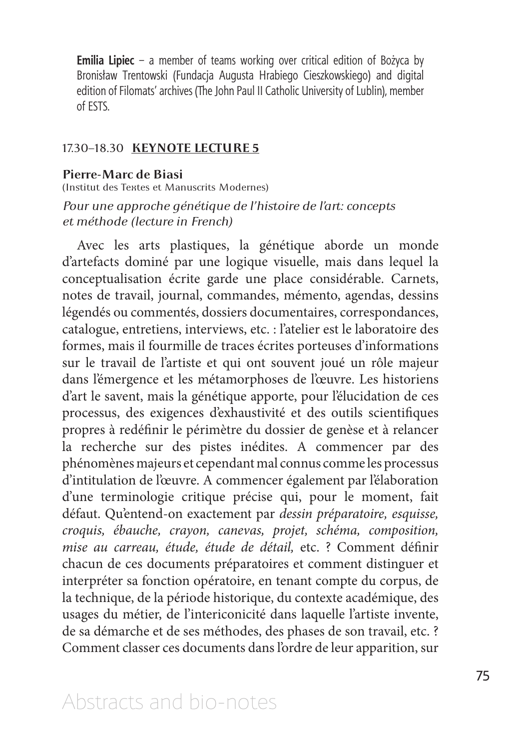**Emilia Lipiec** – a member of teams working over critical edition of Bożyca by Bronisław Trentowski (Fundacja Augusta Hrabiego Cieszkowskiego) and digital edition of Filomats' archives (The John Paul II Catholic University of Lublin), member of ESTS.

17.30–18.30 **KEYNOTE LECTURE 5**

**Pierre-Marc de Biasi**
(Institut des Textes et Manuscrits Modernes)

*Pour une approche génétique de l'histoire de l'art: concepts et méthode (lecture in French)*

Avec les arts plastiques, la génétique aborde un monde d'artefacts dominé par une logique visuelle, mais dans lequel la conceptualisation écrite garde une place considérable. Carnets, notes de travail, journal, commandes, mémento, agendas, dessins légendés ou commentés, dossiers documentaires, correspondances, catalogue, entretiens, interviews, etc. : l'atelier est le laboratoire des formes, mais il fourmille de traces écrites porteuses d'informations sur le travail de l'artiste et qui ont souvent joué un rôle majeur dans l'émergence et les métamorphoses de l'œuvre. Les historiens d'art le savent, mais la génétique apporte, pour l'élucidation de ces processus, des exigences d'exhaustivité et des outils scientifiques propres à redéfinir le périmètre du dossier de genèse et à relancer la recherche sur des pistes inédites. A commencer par des phénomènes majeurs et cependant mal connus comme les processus d'intitulation de l'œuvre. A commencer également par l'élaboration d'une terminologie critique précise qui, pour le moment, fait défaut. Qu'entend-on exactement par *dessin préparatoire, esquisse, croquis, ébauche, crayon, canevas, projet, schéma, composition, mise au carreau, étude, étude de détail,* etc. ? Comment définir chacun de ces documents préparatoires et comment distinguer et interpréter sa fonction opératoire, en tenant compte du corpus, de la technique, de la période historique, du contexte académique, des usages du métier, de l'intericonicité dans laquelle l'artiste invente, de sa démarche et de ses méthodes, des phases de son travail, etc. ? Comment classer ces documents dans l'ordre de leur apparition, sur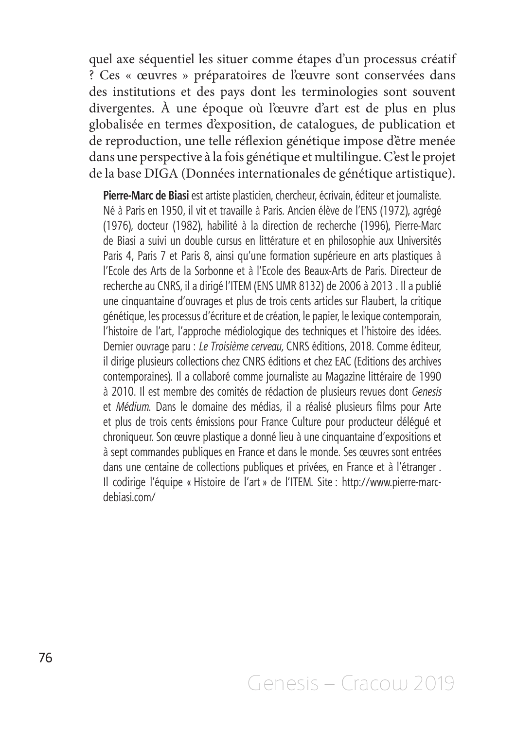quel axe séquentiel les situer comme étapes d'un processus créatif ? Ces « œuvres » préparatoires de l'œuvre sont conservées dans des institutions et des pays dont les terminologies sont souvent divergentes. À une époque où l'œuvre d'art est de plus en plus globalisée en termes d'exposition, de catalogues, de publication et de reproduction, une telle réflexion génétique impose d'être menée dans une perspective à la fois génétique et multilingue. C'est le projet de la base DIGA (Données internationales de génétique artistique).

**Pierre-Marc de Biasi** est artiste plasticien, chercheur, écrivain, éditeur et journaliste. Né à Paris en 1950, il vit et travaille à Paris. Ancien élève de l'ENS (1972), agrégé (1976), docteur (1982), habilité à la direction de recherche (1996), Pierre-Marc de Biasi a suivi un double cursus en littérature et en philosophie aux Universités Paris 4, Paris 7 et Paris 8, ainsi qu'une formation supérieure en arts plastiques à l'Ecole des Arts de la Sorbonne et à l'Ecole des Beaux-Arts de Paris. Directeur de recherche au CNRS, il a dirigé l'ITEM (ENS UMR 8132) de 2006 à 2013 . Il a publié une cinquantaine d'ouvrages et plus de trois cents articles sur Flaubert, la critique génétique, les processus d'écriture et de création, le papier, le lexique contemporain, l'histoire de l'art, l'approche médiologique des techniques et l'histoire des idées. Dernier ouvrage paru : *Le Troisième cerveau*, CNRS éditions, 2018. Comme éditeur, il dirige plusieurs collections chez CNRS éditions et chez EAC (Editions des archives contemporaines). Il a collaboré comme journaliste au Magazine littéraire de 1990 à 2010. Il est membre des comités de rédaction de plusieurs revues dont *Genesis* et *Médium.* Dans le domaine des médias, il a réalisé plusieurs films pour Arte et plus de trois cents émissions pour France Culture pour producteur délégué et chroniqueur. Son œuvre plastique a donné lieu à une cinquantaine d'expositions et à sept commandes publiques en France et dans le monde. Ses œuvres sont entrées dans une centaine de collections publiques et privées, en France et à l'étranger . Il codirige l'équipe « Histoire de l'art » de l'ITEM. Site : http://www.pierre-marcdebiasi.com/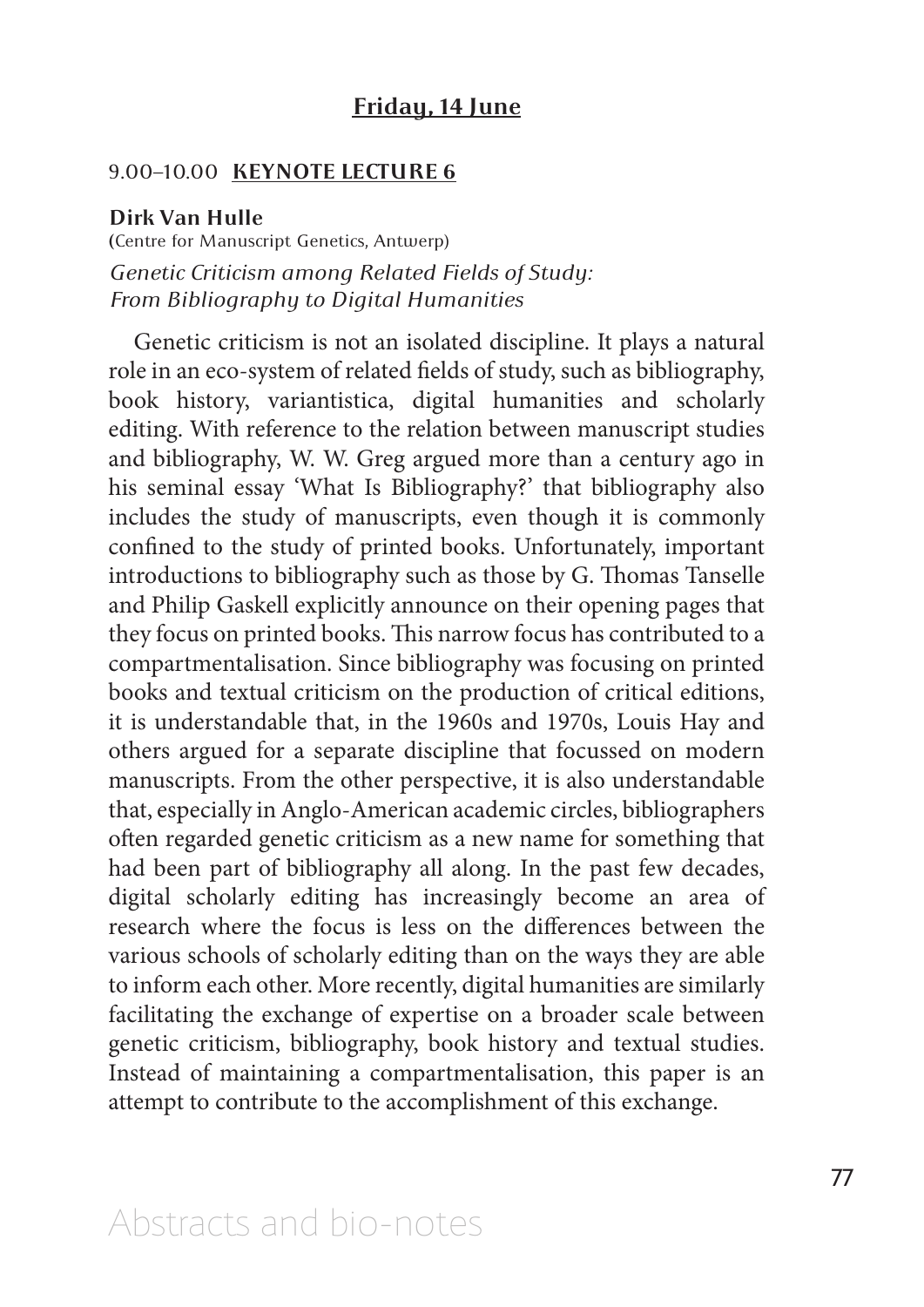## Friday, 14 June

### 9.00–10.00 **KEYNOTE LECTURE 6**

**Dirk Van Hulle**
(Centre for Manuscript Genetics, Antwerp)

*Genetic Criticism among Related Fields of Study: From Bibliography to Digital Humanities*

Genetic criticism is not an isolated discipline. It plays a natural role in an eco-system of related fields of study, such as bibliography, book history, variantistica, digital humanities and scholarly editing. With reference to the relation between manuscript studies and bibliography, W. W. Greg argued more than a century ago in his seminal essay 'What Is Bibliography?' that bibliography also includes the study of manuscripts, even though it is commonly confined to the study of printed books. Unfortunately, important introductions to bibliography such as those by G. Thomas Tanselle and Philip Gaskell explicitly announce on their opening pages that they focus on printed books. This narrow focus has contributed to a compartmentalisation. Since bibliography was focusing on printed books and textual criticism on the production of critical editions, it is understandable that, in the 1960s and 1970s, Louis Hay and others argued for a separate discipline that focussed on modern manuscripts. From the other perspective, it is also understandable that, especially in Anglo-American academic circles, bibliographers often regarded genetic criticism as a new name for something that had been part of bibliography all along. In the past few decades, digital scholarly editing has increasingly become an area of research where the focus is less on the differences between the various schools of scholarly editing than on the ways they are able to inform each other. More recently, digital humanities are similarly facilitating the exchange of expertise on a broader scale between genetic criticism, bibliography, book history and textual studies. Instead of maintaining a compartmentalisation, this paper is an attempt to contribute to the accomplishment of this exchange.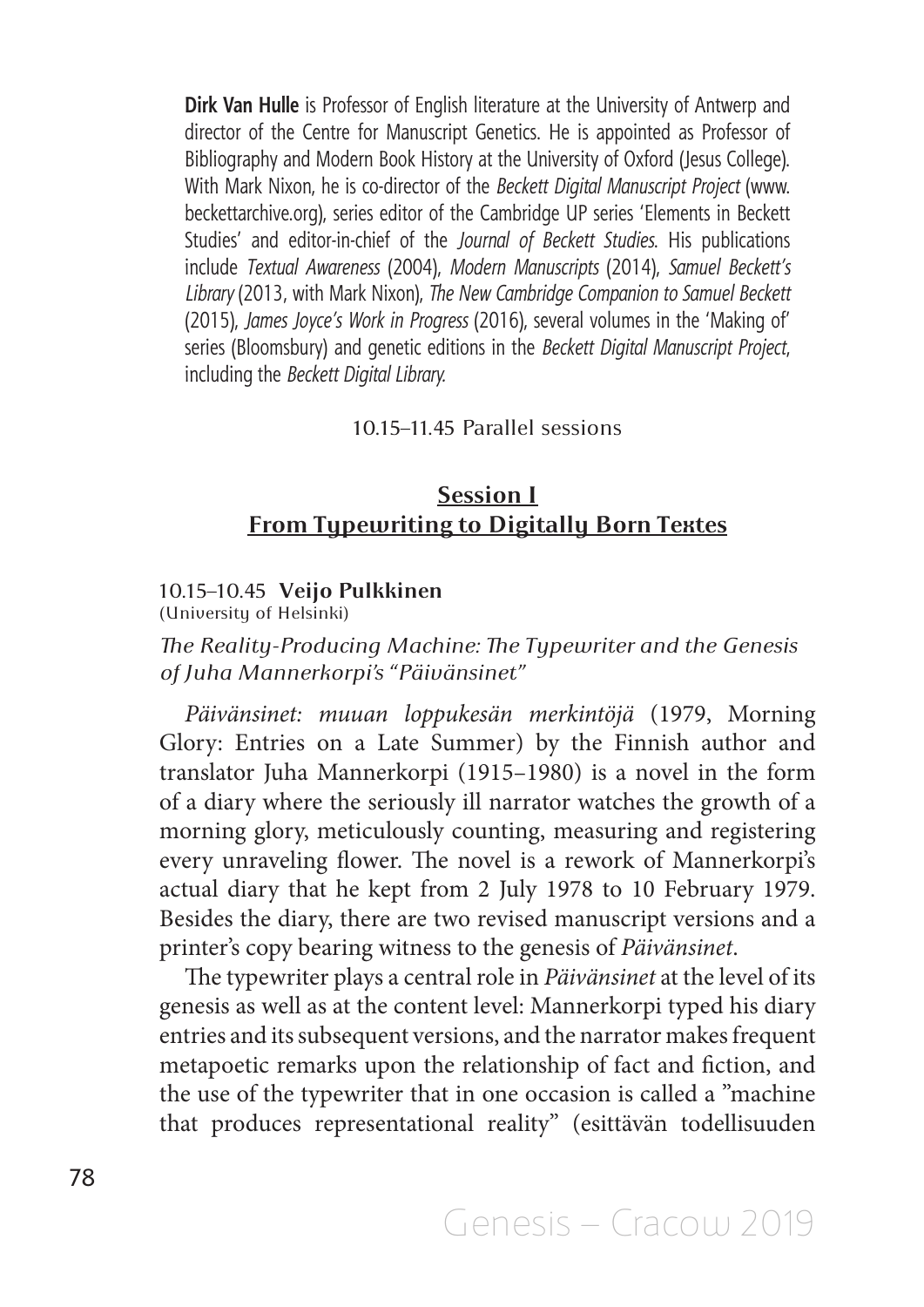**Dirk Van Hulle** is Professor of English literature at the University of Antwerp and director of the Centre for Manuscript Genetics. He is appointed as Professor of Bibliography and Modern Book History at the University of Oxford (Jesus College). With Mark Nixon, he is co-director of the *Beckett Digital Manuscript Project* (www.beckettarchive.org), series editor of the Cambridge UP series 'Elements in Beckett Studies' and editor-in-chief of the *Journal of Beckett Studies*. His publications include *Textual Awareness* (2004), *Modern Manuscripts* (2014), *Samuel Beckett's Library* (2013, with Mark Nixon), *The New Cambridge Companion to Samuel Beckett* (2015), *James Joyce's Work in Progress* (2016), several volumes in the 'Making of' series (Bloomsbury) and genetic editions in the *Beckett Digital Manuscript Project*, including the *Beckett Digital Library.*

10.15–11.45 Parallel sessions

## Session I
## From Typewriting to Digitally Born Textes

10.15–10.45 **Veijo Pulkkinen**
(University of Helsinki)

*The Reality-Producing Machine: The Typewriter and the Genesis of Juha Mannerkorpi's "Päivänsinet"*

*Päivänsinet: muuan loppukesän merkintöjä* (1979, Morning Glory: Entries on a Late Summer) by the Finnish author and translator Juha Mannerkorpi (1915–1980) is a novel in the form of a diary where the seriously ill narrator watches the growth of a morning glory, meticulously counting, measuring and registering every unraveling flower. The novel is a rework of Mannerkorpi's actual diary that he kept from 2 July 1978 to 10 February 1979. Besides the diary, there are two revised manuscript versions and a printer's copy bearing witness to the genesis of *Päivänsinet*.

The typewriter plays a central role in *Päivänsinet* at the level of its genesis as well as at the content level: Mannerkorpi typed his diary entries and its subsequent versions, and the narrator makes frequent metapoetic remarks upon the relationship of fact and fiction, and the use of the typewriter that in one occasion is called a "machine that produces representational reality" (esittävän todellisuuden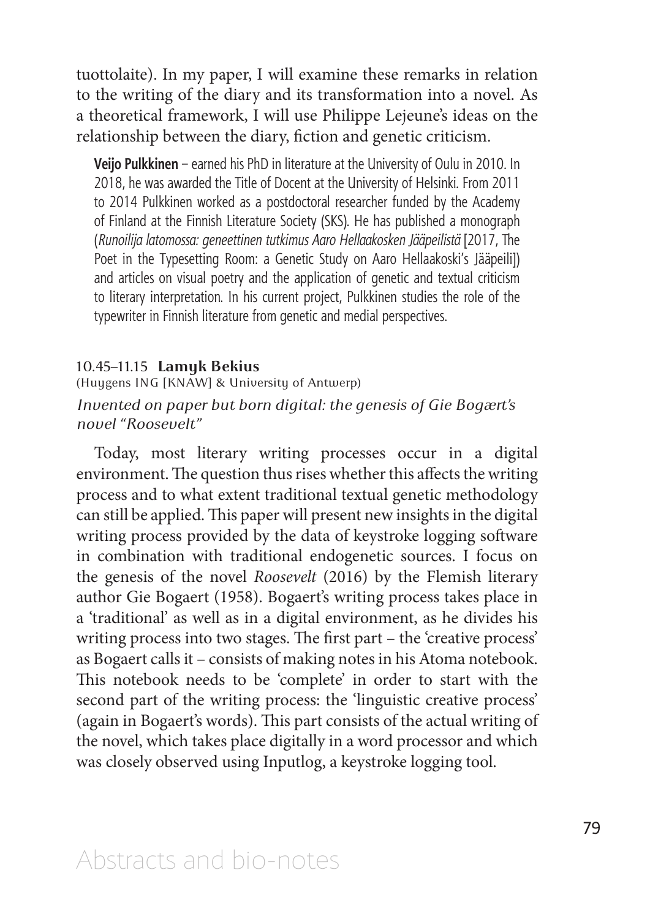tuottolaite). In my paper, I will examine these remarks in relation to the writing of the diary and its transformation into a novel. As a theoretical framework, I will use Philippe Lejeune's ideas on the relationship between the diary, fiction and genetic criticism.

**Veijo Pulkkinen** – earned his PhD in literature at the University of Oulu in 2010. In 2018, he was awarded the Title of Docent at the University of Helsinki. From 2011 to 2014 Pulkkinen worked as a postdoctoral researcher funded by the Academy of Finland at the Finnish Literature Society (SKS). He has published a monograph (*Runoilija latomossa: geneettinen tutkimus Aaro Hellaakosken Jääpeilistä* [2017, The Poet in the Typesetting Room: a Genetic Study on Aaro Hellaakoski's Jääpeili]) and articles on visual poetry and the application of genetic and textual criticism to literary interpretation. In his current project, Pulkkinen studies the role of the typewriter in Finnish literature from genetic and medial perspectives.

10.45–11.15 **Lamyk Bekius**
(Huygens ING [KNAW] & University of Antwerp)

*Invented on paper but born digital: the genesis of Gie Bogært's novel "Roosevelt"*

Today, most literary writing processes occur in a digital environment. The question thus rises whether this affects the writing process and to what extent traditional textual genetic methodology can still be applied. This paper will present new insights in the digital writing process provided by the data of keystroke logging software in combination with traditional endogenetic sources. I focus on the genesis of the novel *Roosevelt* (2016) by the Flemish literary author Gie Bogaert (1958). Bogaert's writing process takes place in a 'traditional' as well as in a digital environment, as he divides his writing process into two stages. The first part – the 'creative process' as Bogaert calls it – consists of making notes in his Atoma notebook. This notebook needs to be 'complete' in order to start with the second part of the writing process: the 'linguistic creative process' (again in Bogaert's words). This part consists of the actual writing of the novel, which takes place digitally in a word processor and which was closely observed using Inputlog, a keystroke logging tool.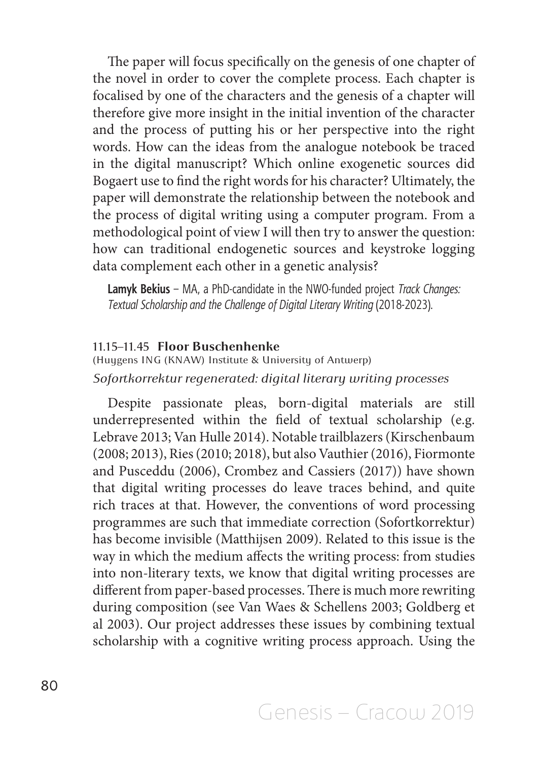The paper will focus specifically on the genesis of one chapter of the novel in order to cover the complete process. Each chapter is focalised by one of the characters and the genesis of a chapter will therefore give more insight in the initial invention of the character and the process of putting his or her perspective into the right words. How can the ideas from the analogue notebook be traced in the digital manuscript? Which online exogenetic sources did Bogaert use to find the right words for his character? Ultimately, the paper will demonstrate the relationship between the notebook and the process of digital writing using a computer program. From a methodological point of view I will then try to answer the question: how can traditional endogenetic sources and keystroke logging data complement each other in a genetic analysis?

> **Lamyk Bekius** – MA, a PhD-candidate in the NWO-funded project *Track Changes: Textual Scholarship and the Challenge of Digital Literary Writing* (2018-2023).

### 11.15–11.45 **Floor Buschenhenke**

(Huygens ING (KNAW) Institute & University of Antwerp)

*Sofortkorrektur regenerated: digital literary writing processes*

Despite passionate pleas, born-digital materials are still underrepresented within the field of textual scholarship (e.g. Lebrave 2013; Van Hulle 2014). Notable trailblazers (Kirschenbaum (2008; 2013), Ries (2010; 2018), but also Vauthier (2016), Fiormonte and Pusceddu (2006), Crombez and Cassiers (2017)) have shown that digital writing processes do leave traces behind, and quite rich traces at that. However, the conventions of word processing programmes are such that immediate correction (Sofortkorrektur) has become invisible (Matthijsen 2009). Related to this issue is the way in which the medium affects the writing process: from studies into non-literary texts, we know that digital writing processes are different from paper-based processes. There is much more rewriting during composition (see Van Waes & Schellens 2003; Goldberg et al 2003). Our project addresses these issues by combining textual scholarship with a cognitive writing process approach. Using the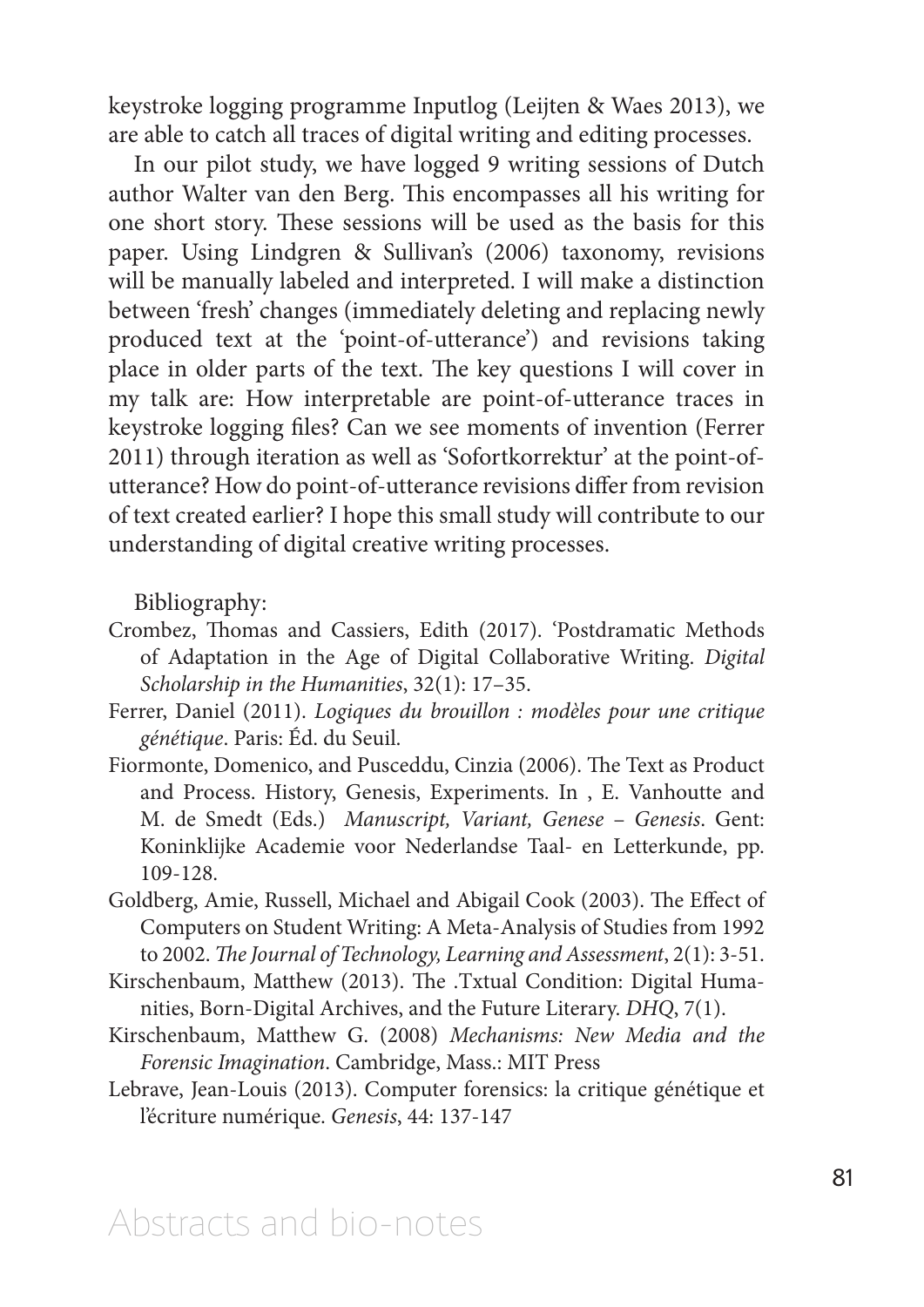keystroke logging programme Inputlog (Leijten & Waes 2013), we are able to catch all traces of digital writing and editing processes.

In our pilot study, we have logged 9 writing sessions of Dutch author Walter van den Berg. This encompasses all his writing for one short story. These sessions will be used as the basis for this paper. Using Lindgren & Sullivan's (2006) taxonomy, revisions will be manually labeled and interpreted. I will make a distinction between 'fresh' changes (immediately deleting and replacing newly produced text at the 'point-of-utterance') and revisions taking place in older parts of the text. The key questions I will cover in my talk are: How interpretable are point-of-utterance traces in keystroke logging files? Can we see moments of invention (Ferrer 2011) through iteration as well as 'Sofortkorrektur' at the point-of-utterance? How do point-of-utterance revisions differ from revision of text created earlier? I hope this small study will contribute to our understanding of digital creative writing processes.

Bibliography:

Crombez, Thomas and Cassiers, Edith (2017). 'Postdramatic Methods of Adaptation in the Age of Digital Collaborative Writing. *Digital Scholarship in the Humanities*, 32(1): 17–35.

Ferrer, Daniel (2011). *Logiques du brouillon : modèles pour une critique génétique*. Paris: Éd. du Seuil.

Fiormonte, Domenico, and Pusceddu, Cinzia (2006). The Text as Product and Process. History, Genesis, Experiments. In , E. Vanhoutte and M. de Smedt (Eds.) *Manuscript, Variant, Genese – Genesis*. Gent: Koninklijke Academie voor Nederlandse Taal- en Letterkunde, pp. 109-128.

Goldberg, Amie, Russell, Michael and Abigail Cook (2003). The Effect of Computers on Student Writing: A Meta-Analysis of Studies from 1992 to 2002. *The Journal of Technology, Learning and Assessment*, 2(1): 3-51.

Kirschenbaum, Matthew (2013). The .Txtual Condition: Digital Humanities, Born-Digital Archives, and the Future Literary. *DHQ*, 7(1).

Kirschenbaum, Matthew G. (2008) *Mechanisms: New Media and the Forensic Imagination*. Cambridge, Mass.: MIT Press

Lebrave, Jean-Louis (2013). Computer forensics: la critique génétique et l'écriture numérique. *Genesis*, 44: 137-147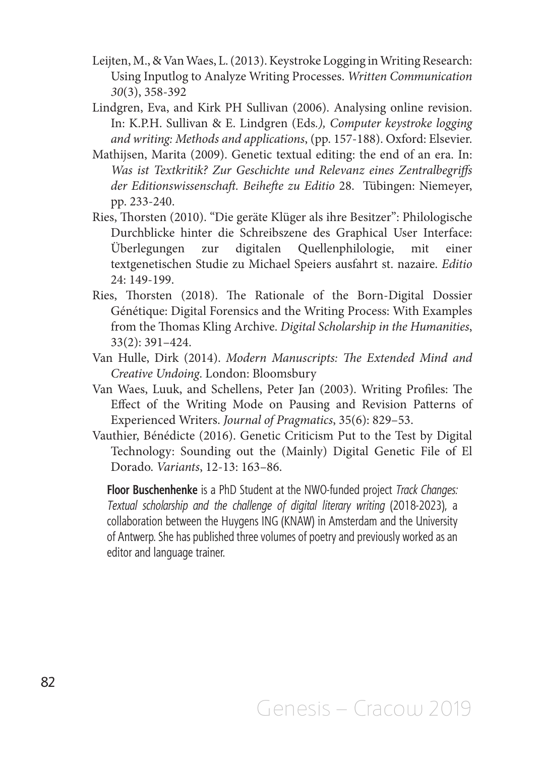Leijten, M., & Van Waes, L. (2013). Keystroke Logging in Writing Research: Using Inputlog to Analyze Writing Processes. *Written Communication 30*(3), 358-392

Lindgren, Eva, and Kirk PH Sullivan (2006). Analysing online revision. In: K.P.H. Sullivan & E. Lindgren (Eds*.), Computer keystroke logging and writing: Methods and applications*, (pp. 157-188). Oxford: Elsevier.

Mathijsen, Marita (2009). Genetic textual editing: the end of an era. In: *Was ist Textkritik? Zur Geschichte und Relevanz eines Zentralbegriffs der Editionswissenschaft. Beihefte zu Editio* 28. Tübingen: Niemeyer, pp. 233-240.

Ries, Thorsten (2010). "Die geräte Klüger als ihre Besitzer": Philologische Durchblicke hinter die Schreibszene des Graphical User Interface: Überlegungen zur digitalen Quellenphilologie, mit einer textgenetischen Studie zu Michael Speiers ausfahrt st. nazaire. *Editio* 24: 149-199.

Ries, Thorsten (2018). The Rationale of the Born-Digital Dossier Génétique: Digital Forensics and the Writing Process: With Examples from the Thomas Kling Archive. *Digital Scholarship in the Humanities*, 33(2): 391–424.

Van Hulle, Dirk (2014). *Modern Manuscripts: The Extended Mind and Creative Undoing*. London: Bloomsbury

Van Waes, Luuk, and Schellens, Peter Jan (2003). Writing Profiles: The Effect of the Writing Mode on Pausing and Revision Patterns of Experienced Writers. *Journal of Pragmatics*, 35(6): 829–53.

Vauthier, Bénédicte (2016). Genetic Criticism Put to the Test by Digital Technology: Sounding out the (Mainly) Digital Genetic File of El Dorado. *Variants*, 12-13: 163–86.

**Floor Buschenhenke** is a PhD Student at the NWO-funded project *Track Changes: Textual scholarship and the challenge of digital literary writing* (2018-2023), a collaboration between the Huygens ING (KNAW) in Amsterdam and the University of Antwerp. She has published three volumes of poetry and previously worked as an editor and language trainer.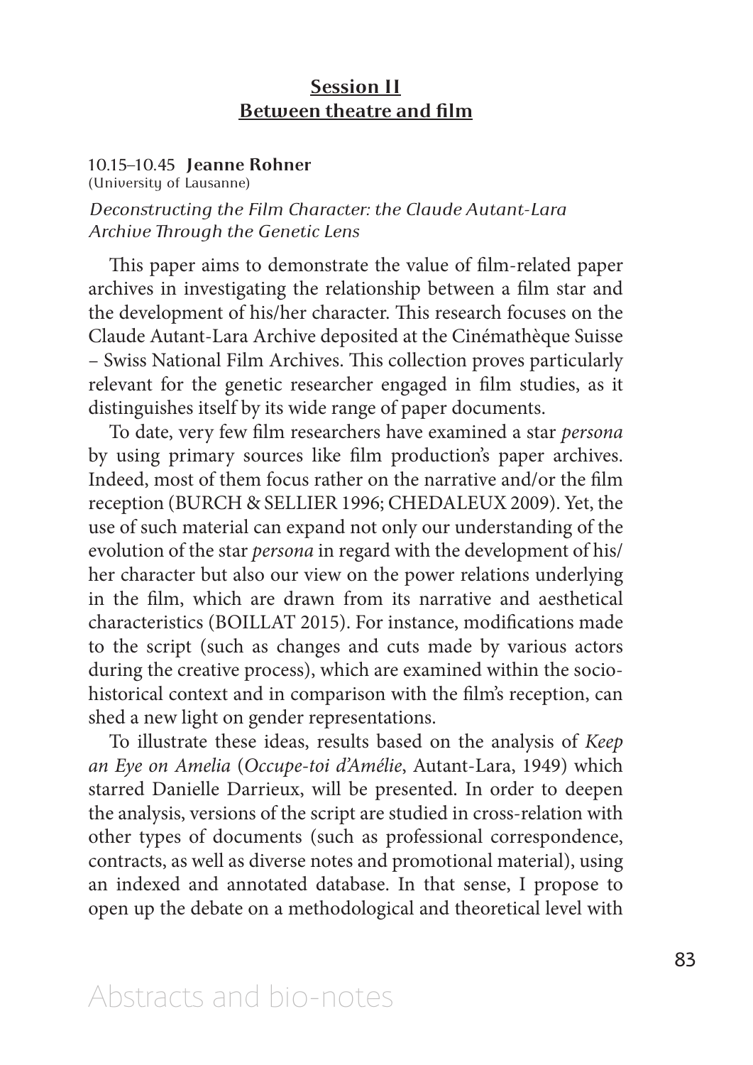## Session II
## Between theatre and film

10.15–10.45 **Jeanne Rohner**
(University of Lausanne)

*Deconstructing the Film Character: the Claude Autant-Lara Archive Through the Genetic Lens*

This paper aims to demonstrate the value of film-related paper archives in investigating the relationship between a film star and the development of his/her character. This research focuses on the Claude Autant-Lara Archive deposited at the Cinémathèque Suisse – Swiss National Film Archives. This collection proves particularly relevant for the genetic researcher engaged in film studies, as it distinguishes itself by its wide range of paper documents.

To date, very few film researchers have examined a star *persona* by using primary sources like film production's paper archives. Indeed, most of them focus rather on the narrative and/or the film reception (BURCH & SELLIER 1996; CHEDALEUX 2009). Yet, the use of such material can expand not only our understanding of the evolution of the star *persona* in regard with the development of his/her character but also our view on the power relations underlying in the film, which are drawn from its narrative and aesthetical characteristics (BOILLAT 2015). For instance, modifications made to the script (such as changes and cuts made by various actors during the creative process), which are examined within the socio-historical context and in comparison with the film's reception, can shed a new light on gender representations.

To illustrate these ideas, results based on the analysis of *Keep an Eye on Amelia* (*Occupe-toi d'Amélie*, Autant-Lara, 1949) which starred Danielle Darrieux, will be presented. In order to deepen the analysis, versions of the script are studied in cross-relation with other types of documents (such as professional correspondence, contracts, as well as diverse notes and promotional material), using an indexed and annotated database. In that sense, I propose to open up the debate on a methodological and theoretical level with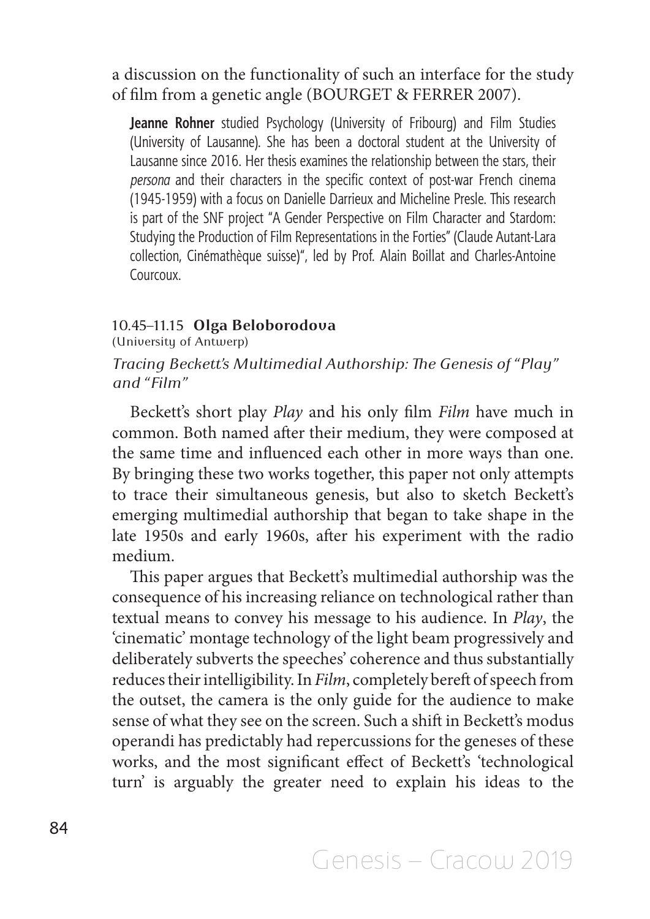a discussion on the functionality of such an interface for the study of film from a genetic angle (BOURGET & FERRER 2007).

**Jeanne Rohner** studied Psychology (University of Fribourg) and Film Studies (University of Lausanne). She has been a doctoral student at the University of Lausanne since 2016. Her thesis examines the relationship between the stars, their *persona* and their characters in the specific context of post-war French cinema (1945-1959) with a focus on Danielle Darrieux and Micheline Presle. This research is part of the SNF project "A Gender Perspective on Film Character and Stardom: Studying the Production of Film Representations in the Forties" (Claude Autant-Lara collection, Cinémathèque suisse)", led by Prof. Alain Boillat and Charles-Antoine Courcoux.

### 10.45–11.15 **Olga Beloborodova**

(University of Antwerp)

*Tracing Beckett's Multimedial Authorship: The Genesis of "Play" and "Film"*

Beckett's short play *Play* and his only film *Film* have much in common. Both named after their medium, they were composed at the same time and influenced each other in more ways than one. By bringing these two works together, this paper not only attempts to trace their simultaneous genesis, but also to sketch Beckett's emerging multimedial authorship that began to take shape in the late 1950s and early 1960s, after his experiment with the radio medium.

This paper argues that Beckett's multimedial authorship was the consequence of his increasing reliance on technological rather than textual means to convey his message to his audience. In *Play*, the 'cinematic' montage technology of the light beam progressively and deliberately subverts the speeches' coherence and thus substantially reduces their intelligibility. In *Film*, completely bereft of speech from the outset, the camera is the only guide for the audience to make sense of what they see on the screen. Such a shift in Beckett's modus operandi has predictably had repercussions for the geneses of these works, and the most significant effect of Beckett's 'technological turn' is arguably the greater need to explain his ideas to the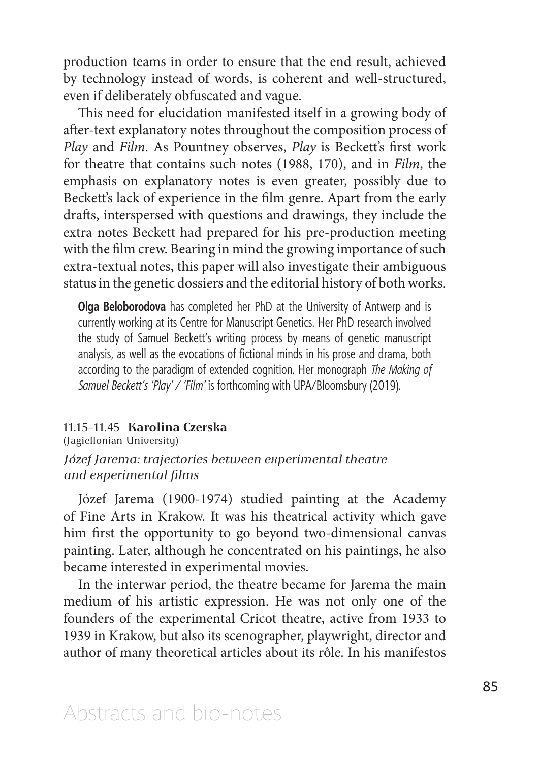production teams in order to ensure that the end result, achieved by technology instead of words, is coherent and well-structured, even if deliberately obfuscated and vague.

This need for elucidation manifested itself in a growing body of after-text explanatory notes throughout the composition process of *Play* and *Film*. As Pountney observes, *Play* is Beckett's first work for theatre that contains such notes (1988, 170), and in *Film*, the emphasis on explanatory notes is even greater, possibly due to Beckett's lack of experience in the film genre. Apart from the early drafts, interspersed with questions and drawings, they include the extra notes Beckett had prepared for his pre-production meeting with the film crew. Bearing in mind the growing importance of such extra-textual notes, this paper will also investigate their ambiguous status in the genetic dossiers and the editorial history of both works.

**Olga Beloborodova** has completed her PhD at the University of Antwerp and is currently working at its Centre for Manuscript Genetics. Her PhD research involved the study of Samuel Beckett's writing process by means of genetic manuscript analysis, as well as the evocations of fictional minds in his prose and drama, both according to the paradigm of extended cognition. Her monograph *The Making of Samuel Beckett's 'Play' / 'Film'* is forthcoming with UPA/Bloomsbury (2019).

### 11.15–11.45 **Karolina Czerska**

(Jagiellonian University)

*Józef Jarema: trajectories between experimental theatre and experimental films*

Józef Jarema (1900-1974) studied painting at the Academy of Fine Arts in Krakow. It was his theatrical activity which gave him first the opportunity to go beyond two-dimensional canvas painting. Later, although he concentrated on his paintings, he also became interested in experimental movies.

In the interwar period, the theatre became for Jarema the main medium of his artistic expression. He was not only one of the founders of the experimental Cricot theatre, active from 1933 to 1939 in Krakow, but also its scenographer, playwright, director and author of many theoretical articles about its rôle. In his manifestos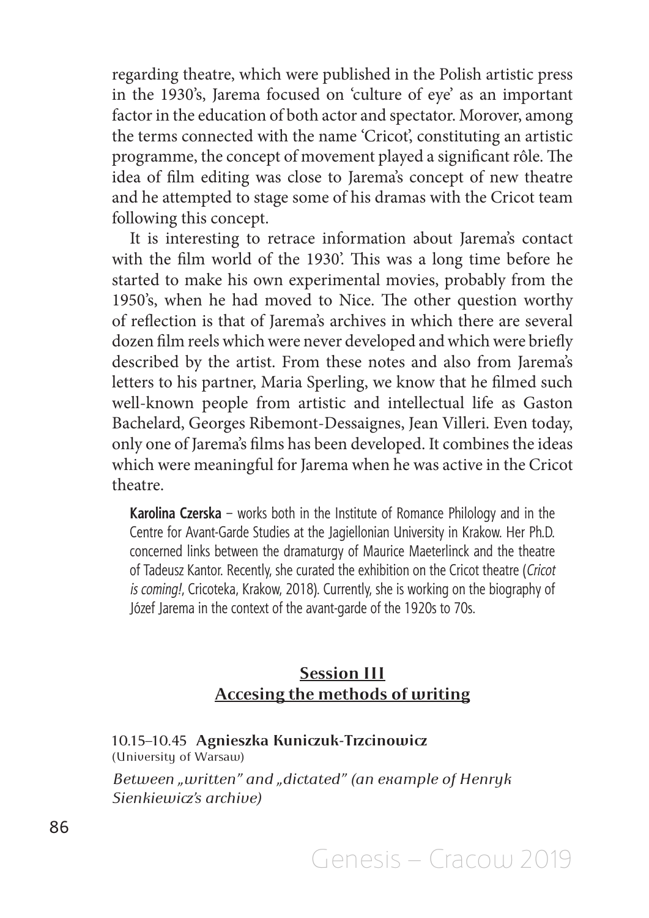regarding theatre, which were published in the Polish artistic press in the 1930's, Jarema focused on 'culture of eye' as an important factor in the education of both actor and spectator. Morover, among the terms connected with the name 'Cricot', constituting an artistic programme, the concept of movement played a significant rôle. The idea of film editing was close to Jarema's concept of new theatre and he attempted to stage some of his dramas with the Cricot team following this concept.

It is interesting to retrace information about Jarema's contact with the film world of the 1930'. This was a long time before he started to make his own experimental movies, probably from the 1950's, when he had moved to Nice. The other question worthy of reflection is that of Jarema's archives in which there are several dozen film reels which were never developed and which were briefly described by the artist. From these notes and also from Jarema's letters to his partner, Maria Sperling, we know that he filmed such well-known people from artistic and intellectual life as Gaston Bachelard, Georges Ribemont-Dessaignes, Jean Villeri. Even today, only one of Jarema's films has been developed. It combines the ideas which were meaningful for Jarema when he was active in the Cricot theatre.

**Karolina Czerska** – works both in the Institute of Romance Philology and in the Centre for Avant-Garde Studies at the Jagiellonian University in Krakow. Her Ph.D. concerned links between the dramaturgy of Maurice Maeterlinck and the theatre of Tadeusz Kantor. Recently, she curated the exhibition on the Cricot theatre (*Cricot is coming!*, Cricoteka, Krakow, 2018). Currently, she is working on the biography of Józef Jarema in the context of the avant-garde of the 1920s to 70s.

## Session III
## Accesing the methods of writing

10.15–10.45 **Agnieszka Kuniczuk-Trzcinowicz**
(University of Warsaw)

*Between „written" and „dictated" (an example of Henryk Sienkiewicz's archive)*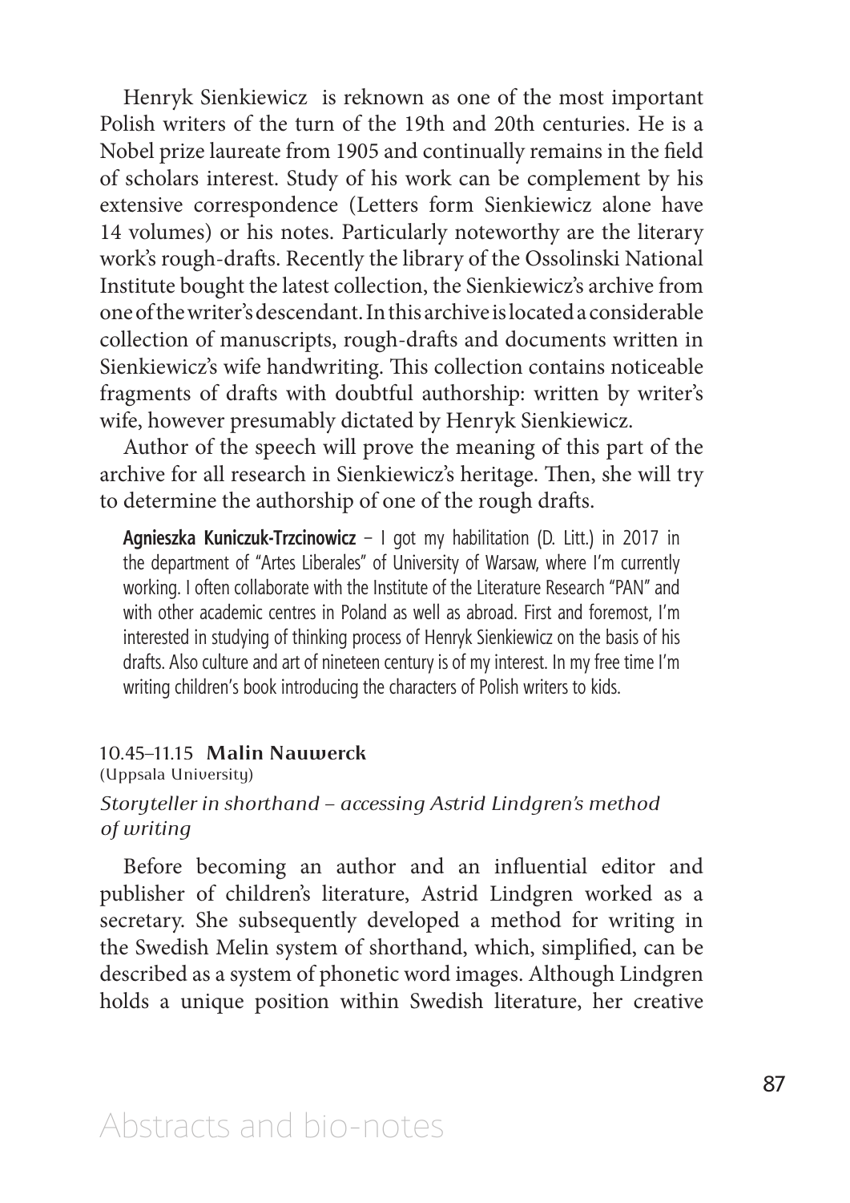Henryk Sienkiewicz  is reknown as one of the most important Polish writers of the turn of the 19th and 20th centuries. He is a Nobel prize laureate from 1905 and continually remains in the field of scholars interest. Study of his work can be complement by his extensive correspondence (Letters form Sienkiewicz alone have 14 volumes) or his notes. Particularly noteworthy are the literary work's rough-drafts. Recently the library of the Ossolinski National Institute bought the latest collection, the Sienkiewicz's archive from one of the writer's descendant. In this archive is located a considerable collection of manuscripts, rough-drafts and documents written in Sienkiewicz's wife handwriting. This collection contains noticeable fragments of drafts with doubtful authorship: written by writer's wife, however presumably dictated by Henryk Sienkiewicz.

Author of the speech will prove the meaning of this part of the archive for all research in Sienkiewicz's heritage. Then, she will try to determine the authorship of one of the rough drafts.

> **Agnieszka Kuniczuk-Trzcinowicz** – I got my habilitation (D. Litt.) in 2017 in the department of "Artes Liberales" of University of Warsaw, where I'm currently working. I often collaborate with the Institute of the Literature Research "PAN" and with other academic centres in Poland as well as abroad. First and foremost, I'm interested in studying of thinking process of Henryk Sienkiewicz on the basis of his drafts. Also culture and art of nineteen century is of my interest. In my free time I'm writing children's book introducing the characters of Polish writers to kids.

### 10.45–11.15 **Malin Nauwerck**

(Uppsala University)

*Storyteller in shorthand – accessing Astrid Lindgren's method of writing*

Before becoming an author and an influential editor and publisher of children's literature, Astrid Lindgren worked as a secretary. She subsequently developed a method for writing in the Swedish Melin system of shorthand, which, simplified, can be described as a system of phonetic word images. Although Lindgren holds a unique position within Swedish literature, her creative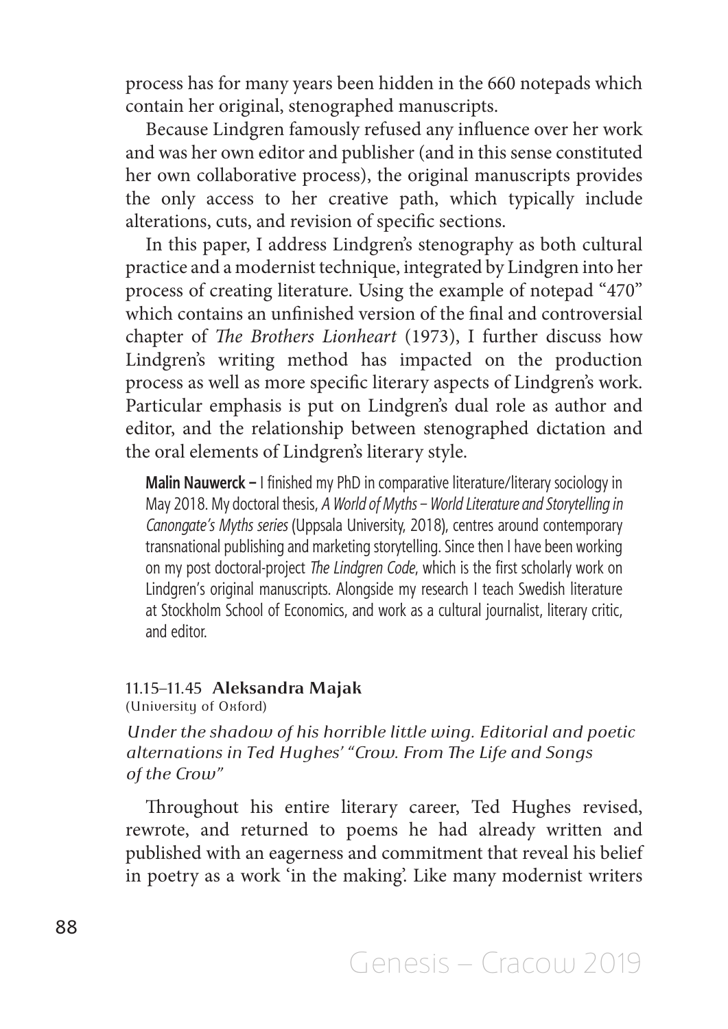process has for many years been hidden in the 660 notepads which contain her original, stenographed manuscripts.

Because Lindgren famously refused any influence over her work and was her own editor and publisher (and in this sense constituted her own collaborative process), the original manuscripts provides the only access to her creative path, which typically include alterations, cuts, and revision of specific sections.

In this paper, I address Lindgren's stenography as both cultural practice and a modernist technique, integrated by Lindgren into her process of creating literature. Using the example of notepad "470" which contains an unfinished version of the final and controversial chapter of *The Brothers Lionheart* (1973), I further discuss how Lindgren's writing method has impacted on the production process as well as more specific literary aspects of Lindgren's work. Particular emphasis is put on Lindgren's dual role as author and editor, and the relationship between stenographed dictation and the oral elements of Lindgren's literary style.

> **Malin Nauwerck –** I finished my PhD in comparative literature/literary sociology in May 2018. My doctoral thesis, *A World of Myths – World Literature and Storytelling in Canongate's Myths series* (Uppsala University, 2018), centres around contemporary transnational publishing and marketing storytelling. Since then I have been working on my post doctoral-project *The Lindgren Code*, which is the first scholarly work on Lindgren's original manuscripts. Alongside my research I teach Swedish literature at Stockholm School of Economics, and work as a cultural journalist, literary critic, and editor.

### 11.15–11.45 **Aleksandra Majak**
(University of Oxford)

*Under the shadow of his horrible little wing. Editorial and poetic alternations in Ted Hughes' "Crow. From The Life and Songs of the Crow"*

Throughout his entire literary career, Ted Hughes revised, rewrote, and returned to poems he had already written and published with an eagerness and commitment that reveal his belief in poetry as a work 'in the making'. Like many modernist writers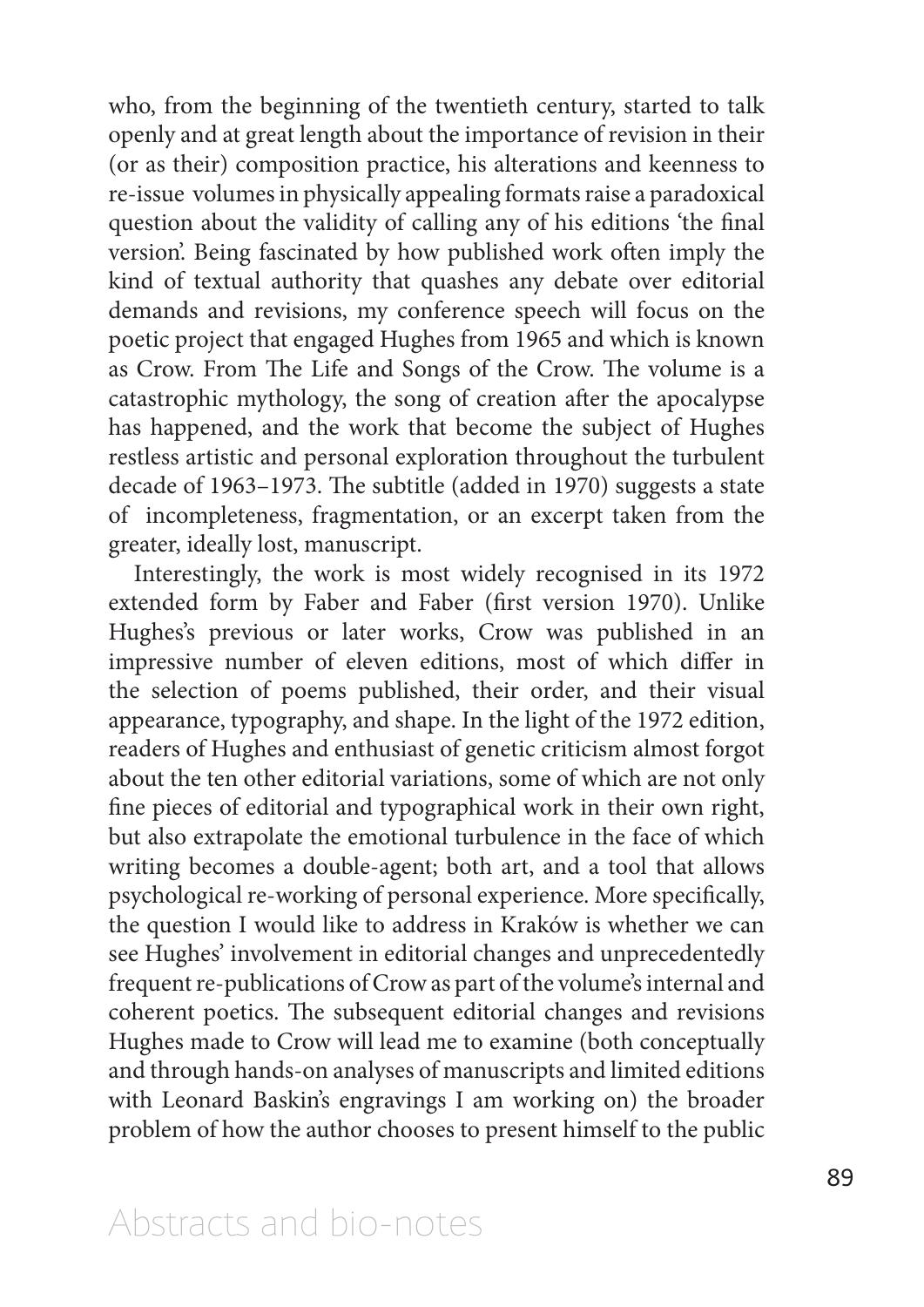who, from the beginning of the twentieth century, started to talk openly and at great length about the importance of revision in their (or as their) composition practice, his alterations and keenness to re-issue volumes in physically appealing formats raise a paradoxical question about the validity of calling any of his editions 'the final version'. Being fascinated by how published work often imply the kind of textual authority that quashes any debate over editorial demands and revisions, my conference speech will focus on the poetic project that engaged Hughes from 1965 and which is known as Crow. From The Life and Songs of the Crow. The volume is a catastrophic mythology, the song of creation after the apocalypse has happened, and the work that become the subject of Hughes restless artistic and personal exploration throughout the turbulent decade of 1963–1973. The subtitle (added in 1970) suggests a state of incompleteness, fragmentation, or an excerpt taken from the greater, ideally lost, manuscript.

Interestingly, the work is most widely recognised in its 1972 extended form by Faber and Faber (first version 1970). Unlike Hughes's previous or later works, Crow was published in an impressive number of eleven editions, most of which differ in the selection of poems published, their order, and their visual appearance, typography, and shape. In the light of the 1972 edition, readers of Hughes and enthusiast of genetic criticism almost forgot about the ten other editorial variations, some of which are not only fine pieces of editorial and typographical work in their own right, but also extrapolate the emotional turbulence in the face of which writing becomes a double-agent; both art, and a tool that allows psychological re-working of personal experience. More specifically, the question I would like to address in Kraków is whether we can see Hughes' involvement in editorial changes and unprecedentedly frequent re-publications of Crow as part of the volume's internal and coherent poetics. The subsequent editorial changes and revisions Hughes made to Crow will lead me to examine (both conceptually and through hands-on analyses of manuscripts and limited editions with Leonard Baskin's engravings I am working on) the broader problem of how the author chooses to present himself to the public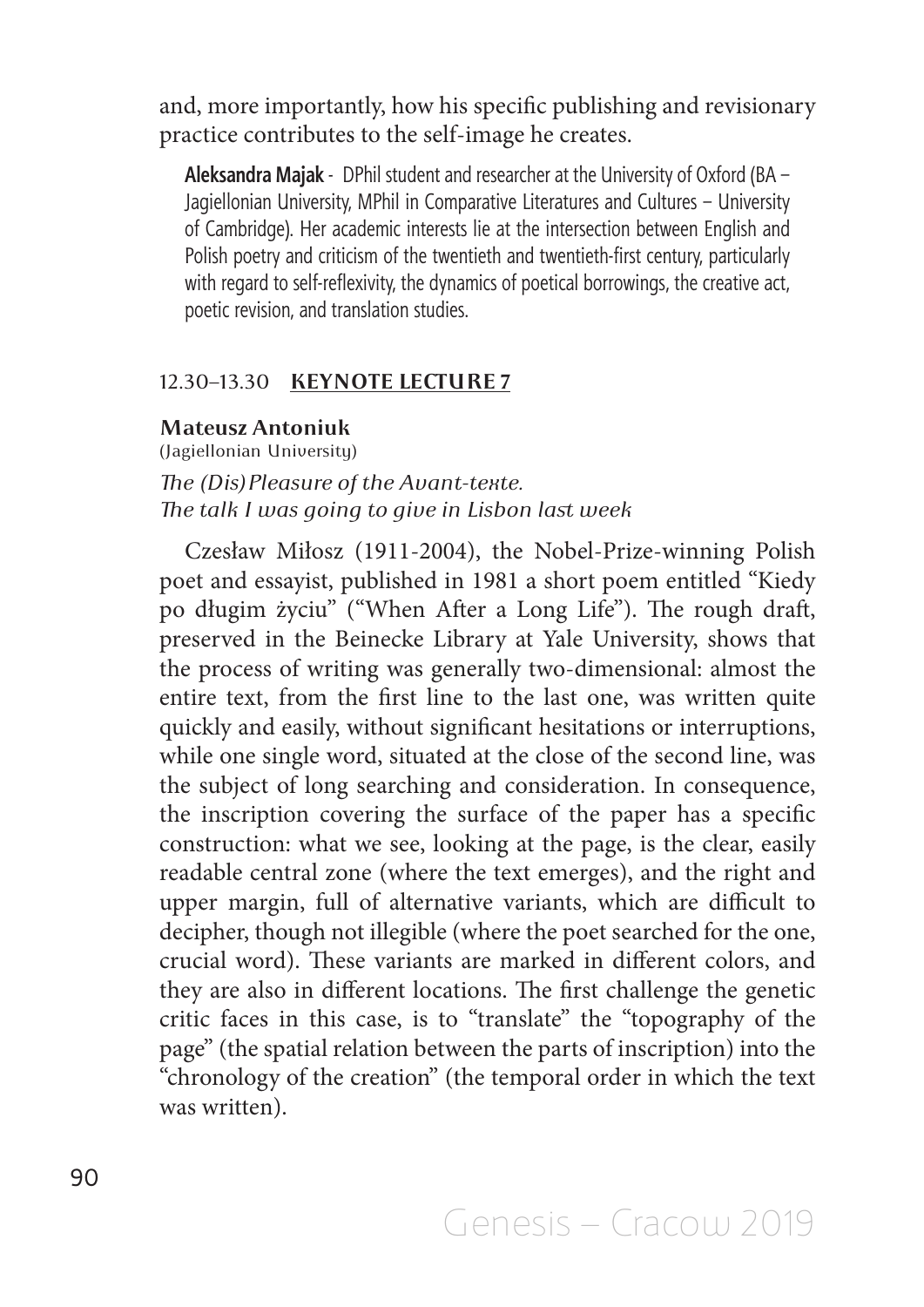and, more importantly, how his specific publishing and revisionary practice contributes to the self-image he creates.

**Aleksandra Majak** - DPhil student and researcher at the University of Oxford (BA – Jagiellonian University, MPhil in Comparative Literatures and Cultures – University of Cambridge). Her academic interests lie at the intersection between English and Polish poetry and criticism of the twentieth and twentieth-first century, particularly with regard to self-reflexivity, the dynamics of poetical borrowings, the creative act, poetic revision, and translation studies.

## 12.30–13.30 **KEYNOTE LECTURE 7**

**Mateusz Antoniuk**
(Jagiellonian University)

*The (Dis)Pleasure of the Avant-texte.*
*The talk I was going to give in Lisbon last week*

Czesław Miłosz (1911-2004), the Nobel-Prize-winning Polish poet and essayist, published in 1981 a short poem entitled "Kiedy po długim życiu" ("When After a Long Life"). The rough draft, preserved in the Beinecke Library at Yale University, shows that the process of writing was generally two-dimensional: almost the entire text, from the first line to the last one, was written quite quickly and easily, without significant hesitations or interruptions, while one single word, situated at the close of the second line, was the subject of long searching and consideration. In consequence, the inscription covering the surface of the paper has a specific construction: what we see, looking at the page, is the clear, easily readable central zone (where the text emerges), and the right and upper margin, full of alternative variants, which are difficult to decipher, though not illegible (where the poet searched for the one, crucial word). These variants are marked in different colors, and they are also in different locations. The first challenge the genetic critic faces in this case, is to "translate" the "topography of the page" (the spatial relation between the parts of inscription) into the "chronology of the creation" (the temporal order in which the text was written).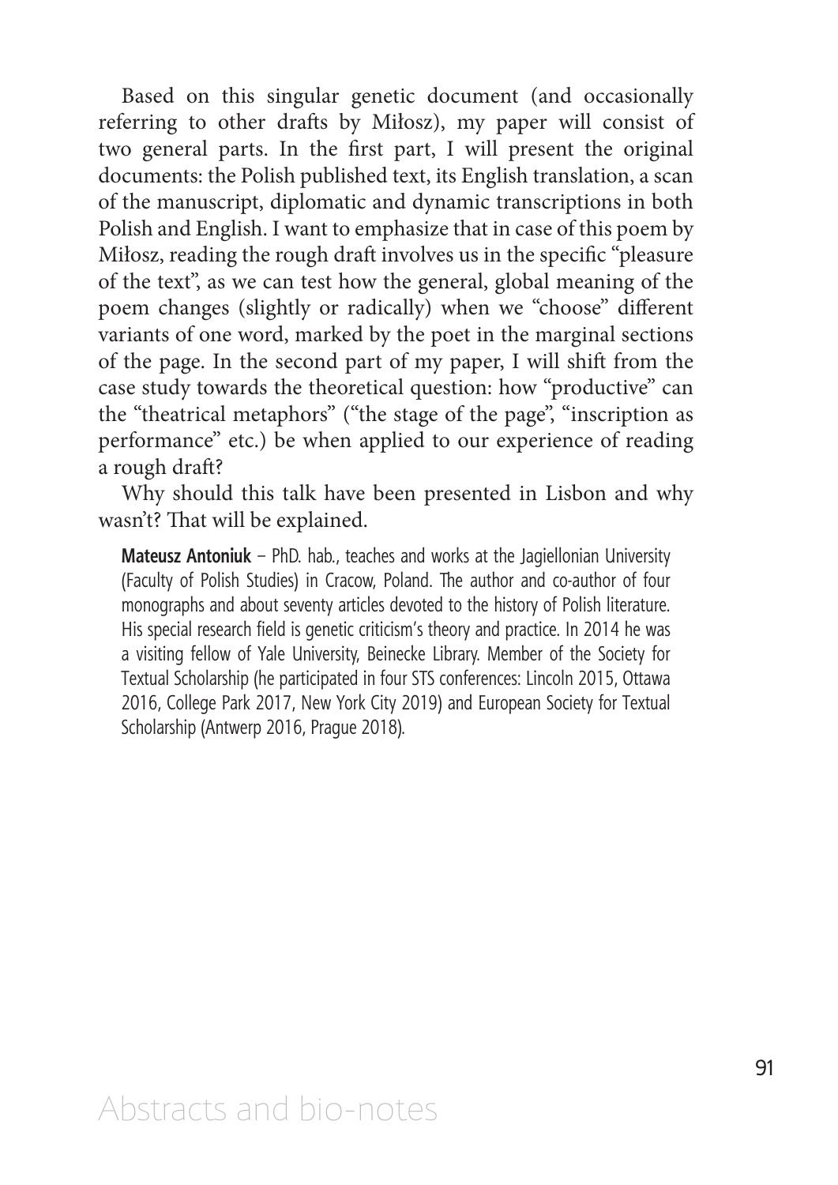Based on this singular genetic document (and occasionally referring to other drafts by Miłosz), my paper will consist of two general parts. In the first part, I will present the original documents: the Polish published text, its English translation, a scan of the manuscript, diplomatic and dynamic transcriptions in both Polish and English. I want to emphasize that in case of this poem by Miłosz, reading the rough draft involves us in the specific "pleasure of the text", as we can test how the general, global meaning of the poem changes (slightly or radically) when we "choose" different variants of one word, marked by the poet in the marginal sections of the page. In the second part of my paper, I will shift from the case study towards the theoretical question: how "productive" can the "theatrical metaphors" ("the stage of the page", "inscription as performance" etc.) be when applied to our experience of reading a rough draft?

Why should this talk have been presented in Lisbon and why wasn't? That will be explained.

**Mateusz Antoniuk** – PhD. hab., teaches and works at the Jagiellonian University (Faculty of Polish Studies) in Cracow, Poland. The author and co-author of four monographs and about seventy articles devoted to the history of Polish literature. His special research field is genetic criticism's theory and practice. In 2014 he was a visiting fellow of Yale University, Beinecke Library. Member of the Society for Textual Scholarship (he participated in four STS conferences: Lincoln 2015, Ottawa 2016, College Park 2017, New York City 2019) and European Society for Textual Scholarship (Antwerp 2016, Prague 2018).